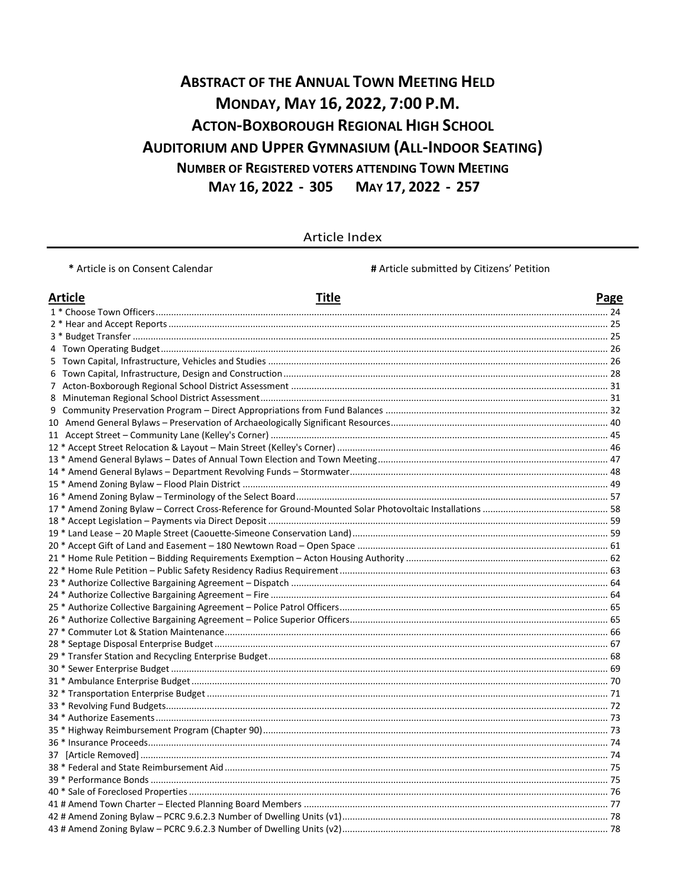# ABSTRACT OF THE ANNUAL TOWN MEETING HELD
# MONDAY, MAY 16, 2022, 7:00 P.M.
# ACTON-BOXBOROUGH REGIONAL HIGH SCHOOL
# AUDITORIUM AND UPPER GYMNASIUM (ALL-INDOOR SEATING)

### NUMBER OF REGISTERED VOTERS ATTENDING TOWN MEETING

### MAY 16, 2022 - 305 MAY 17, 2022 - 257

## Article Index

**\*** Article is on Consent Calendar **#** Article submitted by Citizens' Petition

| Article | Title | Page |
|---|---|---|
| 1 * | Choose Town Officers | 24 |
| 2 * | Hear and Accept Reports | 25 |
| 3 * | Budget Transfer | 25 |
| 4 | Town Operating Budget | 26 |
| 5 | Town Capital, Infrastructure, Vehicles and Studies | 26 |
| 6 | Town Capital, Infrastructure, Design and Construction | 28 |
| 7 | Acton-Boxborough Regional School District Assessment | 31 |
| 8 | Minuteman Regional School District Assessment | 31 |
| 9 | Community Preservation Program – Direct Appropriations from Fund Balances | 32 |
| 10 | Amend General Bylaws – Preservation of Archaeologically Significant Resources | 40 |
| 11 | Accept Street – Community Lane (Kelley's Corner) | 45 |
| 12 * | Accept Street Relocation & Layout – Main Street (Kelley's Corner) | 46 |
| 13 * | Amend General Bylaws – Dates of Annual Town Election and Town Meeting | 47 |
| 14 * | Amend General Bylaws – Department Revolving Funds – Stormwater | 48 |
| 15 * | Amend Zoning Bylaw – Flood Plain District | 49 |
| 16 * | Amend Zoning Bylaw – Terminology of the Select Board | 57 |
| 17 * | Amend Zoning Bylaw – Correct Cross-Reference for Ground-Mounted Solar Photovoltaic Installations | 58 |
| 18 * | Accept Legislation – Payments via Direct Deposit | 59 |
| 19 * | Land Lease – 20 Maple Street (Caouette-Simeone Conservation Land) | 59 |
| 20 * | Accept Gift of Land and Easement – 180 Newtown Road – Open Space | 61 |
| 21 * | Home Rule Petition – Bidding Requirements Exemption – Acton Housing Authority | 62 |
| 22 * | Home Rule Petition – Public Safety Residency Radius Requirement | 63 |
| 23 * | Authorize Collective Bargaining Agreement – Dispatch | 64 |
| 24 * | Authorize Collective Bargaining Agreement – Fire | 64 |
| 25 * | Authorize Collective Bargaining Agreement – Police Patrol Officers | 65 |
| 26 * | Authorize Collective Bargaining Agreement – Police Superior Officers | 65 |
| 27 * | Commuter Lot & Station Maintenance | 66 |
| 28 * | Septage Disposal Enterprise Budget | 67 |
| 29 * | Transfer Station and Recycling Enterprise Budget | 68 |
| 30 * | Sewer Enterprise Budget | 69 |
| 31 * | Ambulance Enterprise Budget | 70 |
| 32 * | Transportation Enterprise Budget | 71 |
| 33 * | Revolving Fund Budgets | 72 |
| 34 * | Authorize Easements | 73 |
| 35 * | Highway Reimbursement Program (Chapter 90) | 73 |
| 36 * | Insurance Proceeds | 74 |
| 37 | [Article Removed] | 74 |
| 38 * | Federal and State Reimbursement Aid | 75 |
| 39 * | Performance Bonds | 75 |
| 40 * | Sale of Foreclosed Properties | 76 |
| 41 # | Amend Town Charter – Elected Planning Board Members | 77 |
| 42 # | Amend Zoning Bylaw – PCRC 9.6.2.3 Number of Dwelling Units (v1) | 78 |
| 43 # | Amend Zoning Bylaw – PCRC 9.6.2.3 Number of Dwelling Units (v2) | 78 |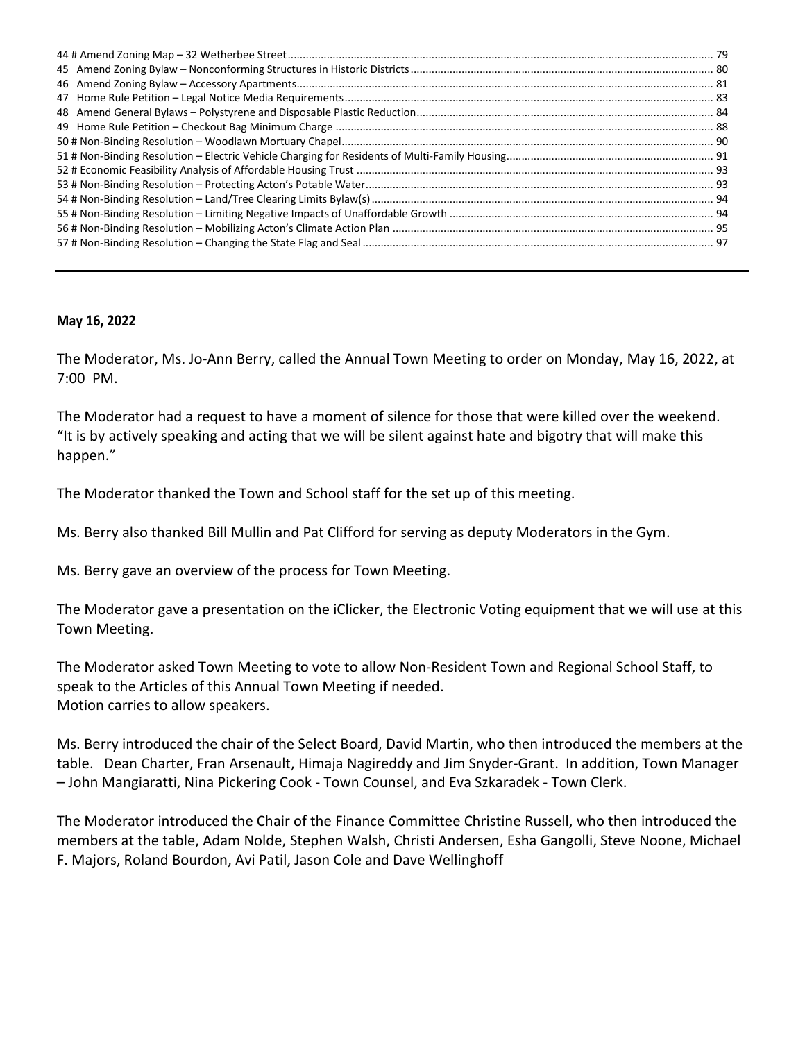44 # Amend Zoning Map – 32 Wetherbee Street .......... 79
45 Amend Zoning Bylaw – Nonconforming Structures in Historic Districts .......... 80
46 Amend Zoning Bylaw – Accessory Apartments .......... 81
47 Home Rule Petition – Legal Notice Media Requirements .......... 83
48 Amend General Bylaws – Polystyrene and Disposable Plastic Reduction .......... 84
49 Home Rule Petition – Checkout Bag Minimum Charge .......... 88
50 # Non-Binding Resolution – Woodlawn Mortuary Chapel .......... 90
51 # Non-Binding Resolution – Electric Vehicle Charging for Residents of Multi-Family Housing .......... 91
52 # Economic Feasibility Analysis of Affordable Housing Trust .......... 93
53 # Non-Binding Resolution – Protecting Acton's Potable Water .......... 93
54 # Non-Binding Resolution – Land/Tree Clearing Limits Bylaw(s) .......... 94
55 # Non-Binding Resolution – Limiting Negative Impacts of Unaffordable Growth .......... 94
56 # Non-Binding Resolution – Mobilizing Acton's Climate Action Plan .......... 95
57 # Non-Binding Resolution – Changing the State Flag and Seal .......... 97

---

**May 16, 2022**

The Moderator, Ms. Jo-Ann Berry, called the Annual Town Meeting to order on Monday, May 16, 2022, at 7:00 PM.

The Moderator had a request to have a moment of silence for those that were killed over the weekend. "It is by actively speaking and acting that we will be silent against hate and bigotry that will make this happen."

The Moderator thanked the Town and School staff for the set up of this meeting.

Ms. Berry also thanked Bill Mullin and Pat Clifford for serving as deputy Moderators in the Gym.

Ms. Berry gave an overview of the process for Town Meeting.

The Moderator gave a presentation on the iClicker, the Electronic Voting equipment that we will use at this Town Meeting.

The Moderator asked Town Meeting to vote to allow Non-Resident Town and Regional School Staff, to speak to the Articles of this Annual Town Meeting if needed.
Motion carries to allow speakers.

Ms. Berry introduced the chair of the Select Board, David Martin, who then introduced the members at the table. Dean Charter, Fran Arsenault, Himaja Nagireddy and Jim Snyder-Grant. In addition, Town Manager – John Mangiaratti, Nina Pickering Cook - Town Counsel, and Eva Szkaradek - Town Clerk.

The Moderator introduced the Chair of the Finance Committee Christine Russell, who then introduced the members at the table, Adam Nolde, Stephen Walsh, Christi Andersen, Esha Gangolli, Steve Noone, Michael F. Majors, Roland Bourdon, Avi Patil, Jason Cole and Dave Wellinghoff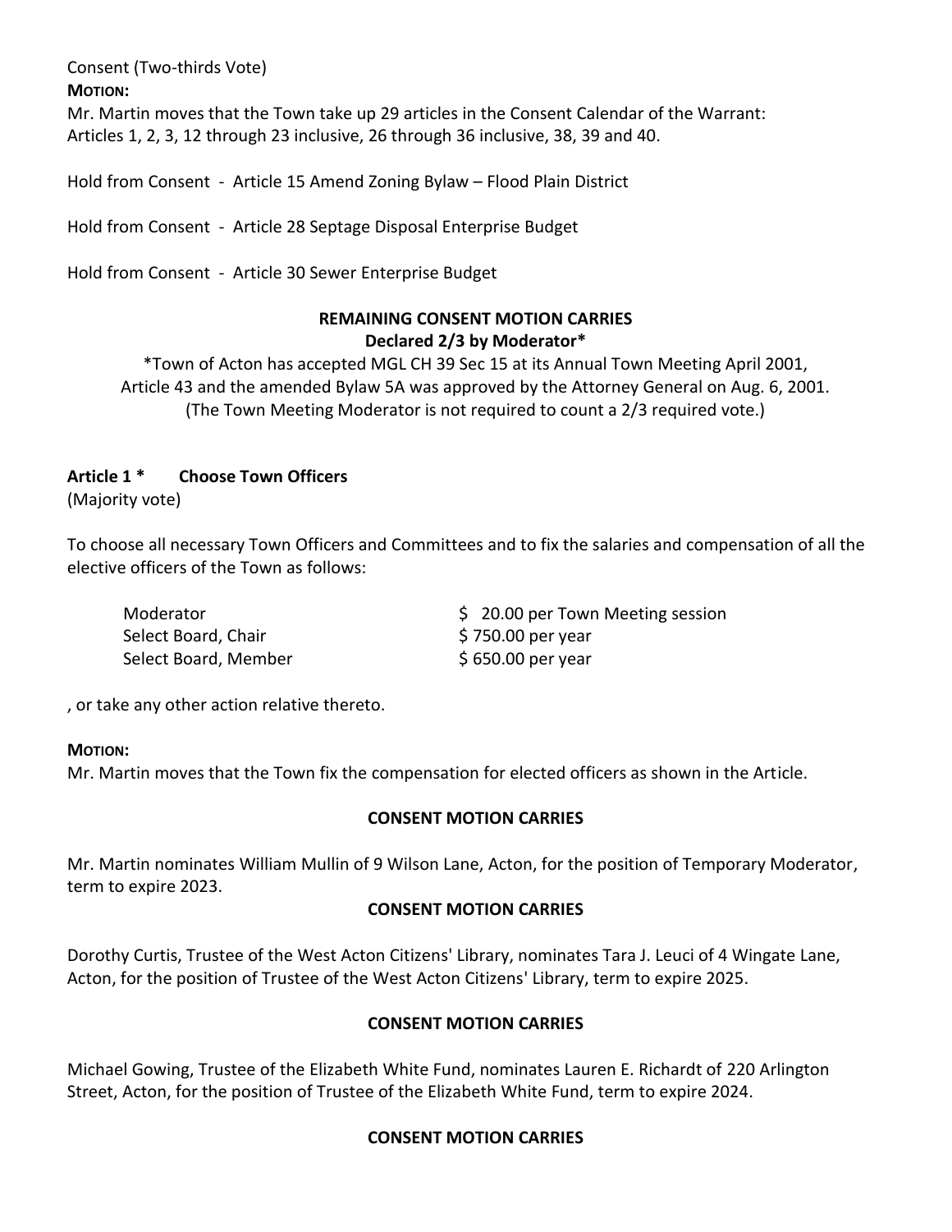Consent (Two-thirds Vote)

**MOTION:**
Mr. Martin moves that the Town take up 29 articles in the Consent Calendar of the Warrant:
Articles 1, 2, 3, 12 through 23 inclusive, 26 through 36 inclusive, 38, 39 and 40.

Hold from Consent - Article 15 Amend Zoning Bylaw – Flood Plain District

Hold from Consent - Article 28 Septage Disposal Enterprise Budget

Hold from Consent - Article 30 Sewer Enterprise Budget

**REMAINING CONSENT MOTION CARRIES**
**Declared 2/3 by Moderator***

*Town of Acton has accepted MGL CH 39 Sec 15 at its Annual Town Meeting April 2001, Article 43 and the amended Bylaw 5A was approved by the Attorney General on Aug. 6, 2001. (The Town Meeting Moderator is not required to count a 2/3 required vote.)

**Article 1 * Choose Town Officers**
(Majority vote)

To choose all necessary Town Officers and Committees and to fix the salaries and compensation of all the elective officers of the Town as follows:

| | |
|---|---|
| Moderator | $ 20.00 per Town Meeting session |
| Select Board, Chair | $ 750.00 per year |
| Select Board, Member | $ 650.00 per year |

, or take any other action relative thereto.

**MOTION:**
Mr. Martin moves that the Town fix the compensation for elected officers as shown in the Article.

**CONSENT MOTION CARRIES**

Mr. Martin nominates William Mullin of 9 Wilson Lane, Acton, for the position of Temporary Moderator, term to expire 2023.

**CONSENT MOTION CARRIES**

Dorothy Curtis, Trustee of the West Acton Citizens' Library, nominates Tara J. Leuci of 4 Wingate Lane, Acton, for the position of Trustee of the West Acton Citizens' Library, term to expire 2025.

**CONSENT MOTION CARRIES**

Michael Gowing, Trustee of the Elizabeth White Fund, nominates Lauren E. Richardt of 220 Arlington Street, Acton, for the position of Trustee of the Elizabeth White Fund, term to expire 2024.

**CONSENT MOTION CARRIES**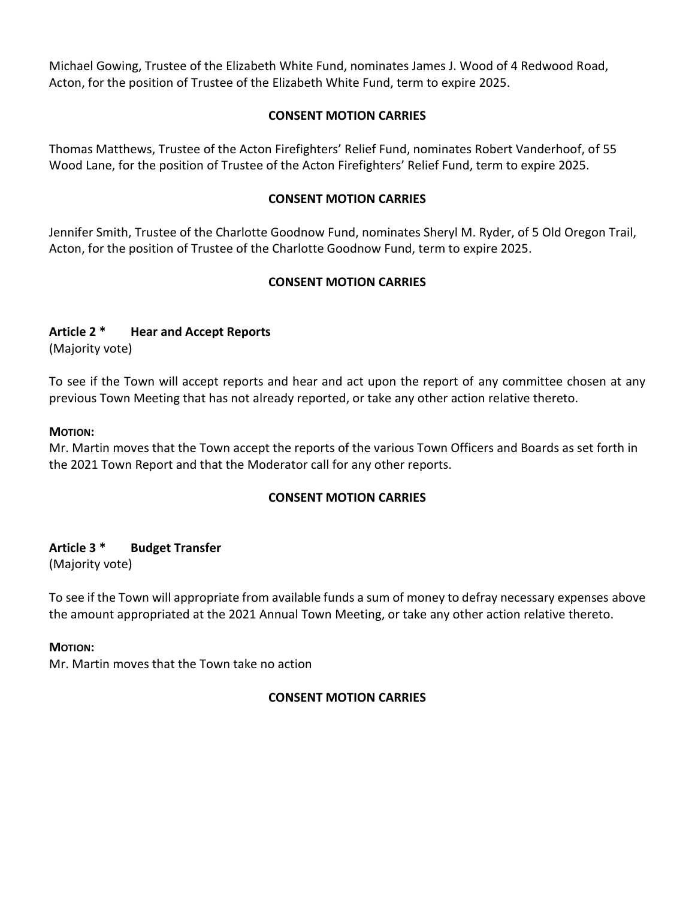Michael Gowing, Trustee of the Elizabeth White Fund, nominates James J. Wood of 4 Redwood Road, Acton, for the position of Trustee of the Elizabeth White Fund, term to expire 2025.

**CONSENT MOTION CARRIES**

Thomas Matthews, Trustee of the Acton Firefighters' Relief Fund, nominates Robert Vanderhoof, of 55 Wood Lane, for the position of Trustee of the Acton Firefighters' Relief Fund, term to expire 2025.

**CONSENT MOTION CARRIES**

Jennifer Smith, Trustee of the Charlotte Goodnow Fund, nominates Sheryl M. Ryder, of 5 Old Oregon Trail, Acton, for the position of Trustee of the Charlotte Goodnow Fund, term to expire 2025.

**CONSENT MOTION CARRIES**

**Article 2 * Hear and Accept Reports**
(Majority vote)

To see if the Town will accept reports and hear and act upon the report of any committee chosen at any previous Town Meeting that has not already reported, or take any other action relative thereto.

**MOTION:**
Mr. Martin moves that the Town accept the reports of the various Town Officers and Boards as set forth in the 2021 Town Report and that the Moderator call for any other reports.

**CONSENT MOTION CARRIES**

**Article 3 * Budget Transfer**
(Majority vote)

To see if the Town will appropriate from available funds a sum of money to defray necessary expenses above the amount appropriated at the 2021 Annual Town Meeting, or take any other action relative thereto.

**MOTION:**
Mr. Martin moves that the Town take no action

**CONSENT MOTION CARRIES**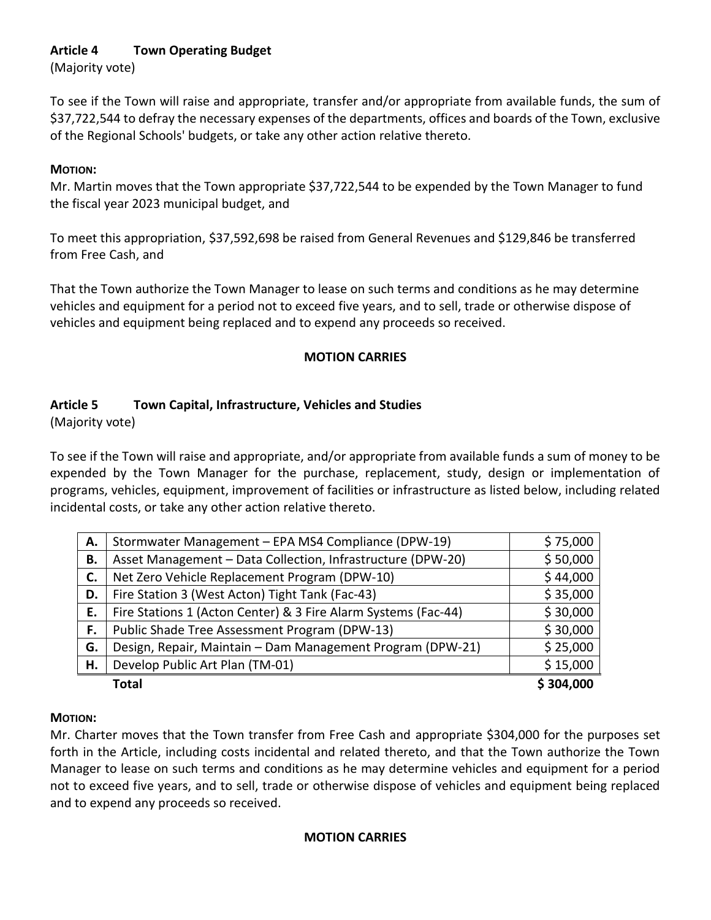**Article 4  Town Operating Budget**
(Majority vote)

To see if the Town will raise and appropriate, transfer and/or appropriate from available funds, the sum of $37,722,544 to defray the necessary expenses of the departments, offices and boards of the Town, exclusive of the Regional Schools' budgets, or take any other action relative thereto.

**MOTION:**
Mr. Martin moves that the Town appropriate $37,722,544 to be expended by the Town Manager to fund the fiscal year 2023 municipal budget, and

To meet this appropriation, $37,592,698 be raised from General Revenues and $129,846 be transferred from Free Cash, and

That the Town authorize the Town Manager to lease on such terms and conditions as he may determine vehicles and equipment for a period not to exceed five years, and to sell, trade or otherwise dispose of vehicles and equipment being replaced and to expend any proceeds so received.

**MOTION CARRIES**

**Article 5  Town Capital, Infrastructure, Vehicles and Studies**
(Majority vote)

To see if the Town will raise and appropriate, and/or appropriate from available funds a sum of money to be expended by the Town Manager for the purchase, replacement, study, design or implementation of programs, vehicles, equipment, improvement of facilities or infrastructure as listed below, including related incidental costs, or take any other action relative thereto.

| | | |
|---|---|---|
| **A.** | Stormwater Management – EPA MS4 Compliance (DPW-19) | $ 75,000 |
| **B.** | Asset Management – Data Collection, Infrastructure (DPW-20) | $ 50,000 |
| **C.** | Net Zero Vehicle Replacement Program (DPW-10) | $ 44,000 |
| **D.** | Fire Station 3 (West Acton) Tight Tank (Fac-43) | $ 35,000 |
| **E.** | Fire Stations 1 (Acton Center) & 3 Fire Alarm Systems (Fac-44) | $ 30,000 |
| **F.** | Public Shade Tree Assessment Program (DPW-13) | $ 30,000 |
| **G.** | Design, Repair, Maintain – Dam Management Program (DPW-21) | $ 25,000 |
| **H.** | Develop Public Art Plan (TM-01) | $ 15,000 |
| | **Total** | **$ 304,000** |

**MOTION:**
Mr. Charter moves that the Town transfer from Free Cash and appropriate $304,000 for the purposes set forth in the Article, including costs incidental and related thereto, and that the Town authorize the Town Manager to lease on such terms and conditions as he may determine vehicles and equipment for a period not to exceed five years, and to sell, trade or otherwise dispose of vehicles and equipment being replaced and to expend any proceeds so received.

**MOTION CARRIES**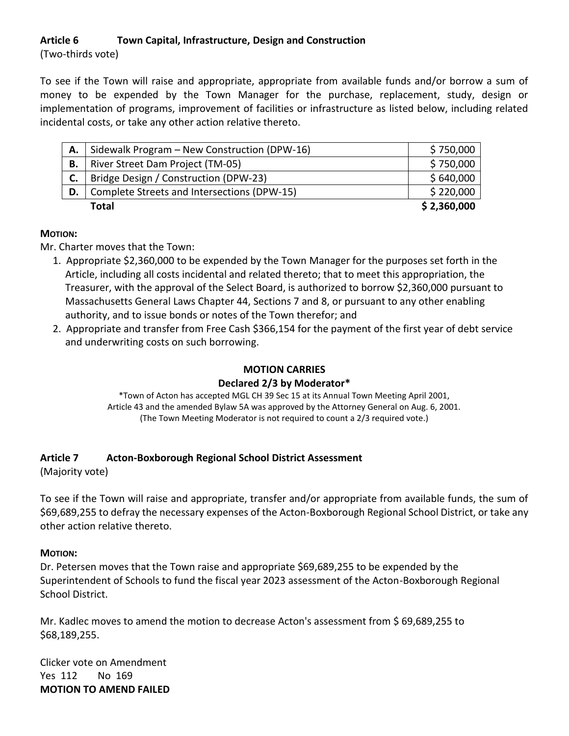**Article 6 Town Capital, Infrastructure, Design and Construction**
(Two-thirds vote)

To see if the Town will raise and appropriate, appropriate from available funds and/or borrow a sum of money to be expended by the Town Manager for the purchase, replacement, study, design or implementation of programs, improvement of facilities or infrastructure as listed below, including related incidental costs, or take any other action relative thereto.

| | | |
|---|---|---|
| **A.** | Sidewalk Program – New Construction (DPW-16) | $ 750,000 |
| **B.** | River Street Dam Project (TM-05) | $ 750,000 |
| **C.** | Bridge Design / Construction (DPW-23) | $ 640,000 |
| **D.** | Complete Streets and Intersections (DPW-15) | $ 220,000 |
| | **Total** | **$ 2,360,000** |

**MOTION:**
Mr. Charter moves that the Town:

1. Appropriate $2,360,000 to be expended by the Town Manager for the purposes set forth in the Article, including all costs incidental and related thereto; that to meet this appropriation, the Treasurer, with the approval of the Select Board, is authorized to borrow $2,360,000 pursuant to Massachusetts General Laws Chapter 44, Sections 7 and 8, or pursuant to any other enabling authority, and to issue bonds or notes of the Town therefor; and
2. Appropriate and transfer from Free Cash $366,154 for the payment of the first year of debt service and underwriting costs on such borrowing.

**MOTION CARRIES**
**Declared 2/3 by Moderator***

*Town of Acton has accepted MGL CH 39 Sec 15 at its Annual Town Meeting April 2001, Article 43 and the amended Bylaw 5A was approved by the Attorney General on Aug. 6, 2001. (The Town Meeting Moderator is not required to count a 2/3 required vote.)

**Article 7 Acton-Boxborough Regional School District Assessment**
(Majority vote)

To see if the Town will raise and appropriate, transfer and/or appropriate from available funds, the sum of $69,689,255 to defray the necessary expenses of the Acton-Boxborough Regional School District, or take any other action relative thereto.

**MOTION:**
Dr. Petersen moves that the Town raise and appropriate $69,689,255 to be expended by the Superintendent of Schools to fund the fiscal year 2023 assessment of the Acton-Boxborough Regional School District.

Mr. Kadlec moves to amend the motion to decrease Acton's assessment from $ 69,689,255 to $68,189,255.

Clicker vote on Amendment
Yes 112 No 169
**MOTION TO AMEND FAILED**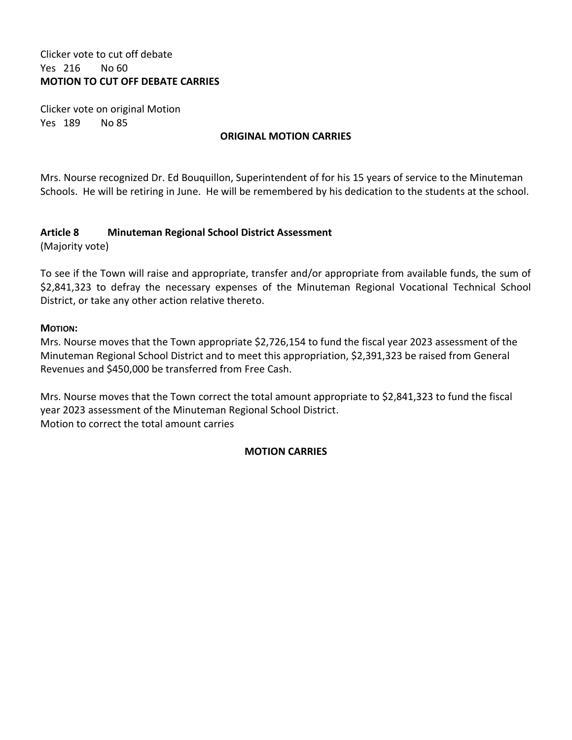Clicker vote to cut off debate
Yes 216 No 60
**MOTION TO CUT OFF DEBATE CARRIES**

Clicker vote on original Motion
Yes 189 No 85

**ORIGINAL MOTION CARRIES**

Mrs. Nourse recognized Dr. Ed Bouquillon, Superintendent of for his 15 years of service to the Minuteman Schools. He will be retiring in June. He will be remembered by his dedication to the students at the school.

**Article 8 Minuteman Regional School District Assessment**
(Majority vote)

To see if the Town will raise and appropriate, transfer and/or appropriate from available funds, the sum of $2,841,323 to defray the necessary expenses of the Minuteman Regional Vocational Technical School District, or take any other action relative thereto.

**MOTION:**
Mrs. Nourse moves that the Town appropriate $2,726,154 to fund the fiscal year 2023 assessment of the Minuteman Regional School District and to meet this appropriation, $2,391,323 be raised from General Revenues and $450,000 be transferred from Free Cash.

Mrs. Nourse moves that the Town correct the total amount appropriate to $2,841,323 to fund the fiscal year 2023 assessment of the Minuteman Regional School District.
Motion to correct the total amount carries

**MOTION CARRIES**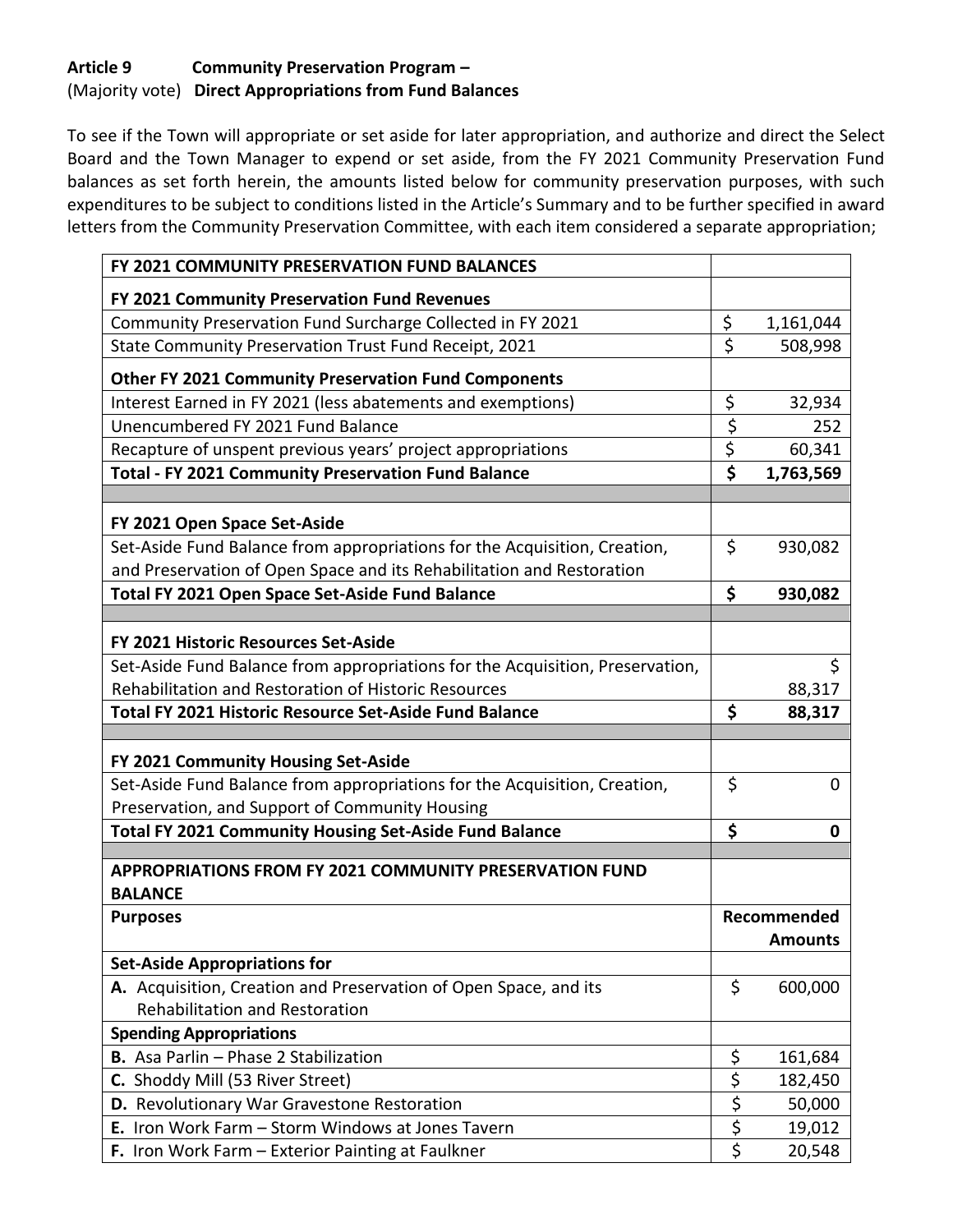**Article 9 Community Preservation Program –**
(Majority vote) **Direct Appropriations from Fund Balances**

To see if the Town will appropriate or set aside for later appropriation, and authorize and direct the Select Board and the Town Manager to expend or set aside, from the FY 2021 Community Preservation Fund balances as set forth herein, the amounts listed below for community preservation purposes, with such expenditures to be subject to conditions listed in the Article's Summary and to be further specified in award letters from the Community Preservation Committee, with each item considered a separate appropriation;

| **FY 2021 COMMUNITY PRESERVATION FUND BALANCES** | |
|---|---|
| **FY 2021 Community Preservation Fund Revenues** | |
| Community Preservation Fund Surcharge Collected in FY 2021 | $ 1,161,044 |
| State Community Preservation Trust Fund Receipt, 2021 | $ 508,998 |
| **Other FY 2021 Community Preservation Fund Components** | |
| Interest Earned in FY 2021 (less abatements and exemptions) | $ 32,934 |
| Unencumbered FY 2021 Fund Balance | $ 252 |
| Recapture of unspent previous years' project appropriations | $ 60,341 |
| **Total - FY 2021 Community Preservation Fund Balance** | **$ 1,763,569** |
| | |
| **FY 2021 Open Space Set-Aside** | |
| Set-Aside Fund Balance from appropriations for the Acquisition, Creation, and Preservation of Open Space and its Rehabilitation and Restoration | $ 930,082 |
| **Total FY 2021 Open Space Set-Aside Fund Balance** | **$ 930,082** |
| | |
| **FY 2021 Historic Resources Set-Aside** | |
| Set-Aside Fund Balance from appropriations for the Acquisition, Preservation, Rehabilitation and Restoration of Historic Resources | $ 88,317 |
| **Total FY 2021 Historic Resource Set-Aside Fund Balance** | **$ 88,317** |
| | |
| **FY 2021 Community Housing Set-Aside** | |
| Set-Aside Fund Balance from appropriations for the Acquisition, Creation, Preservation, and Support of Community Housing | $ 0 |
| **Total FY 2021 Community Housing Set-Aside Fund Balance** | **$ 0** |
| | |
| **APPROPRIATIONS FROM FY 2021 COMMUNITY PRESERVATION FUND BALANCE** | |
| **Purposes** | **Recommended Amounts** |
| **Set-Aside Appropriations for** | |
| **A.** Acquisition, Creation and Preservation of Open Space, and its Rehabilitation and Restoration | $ 600,000 |
| **Spending Appropriations** | |
| **B.** Asa Parlin – Phase 2 Stabilization | $ 161,684 |
| **C.** Shoddy Mill (53 River Street) | $ 182,450 |
| **D.** Revolutionary War Gravestone Restoration | $ 50,000 |
| **E.** Iron Work Farm – Storm Windows at Jones Tavern | $ 19,012 |
| **F.** Iron Work Farm – Exterior Painting at Faulkner | $ 20,548 |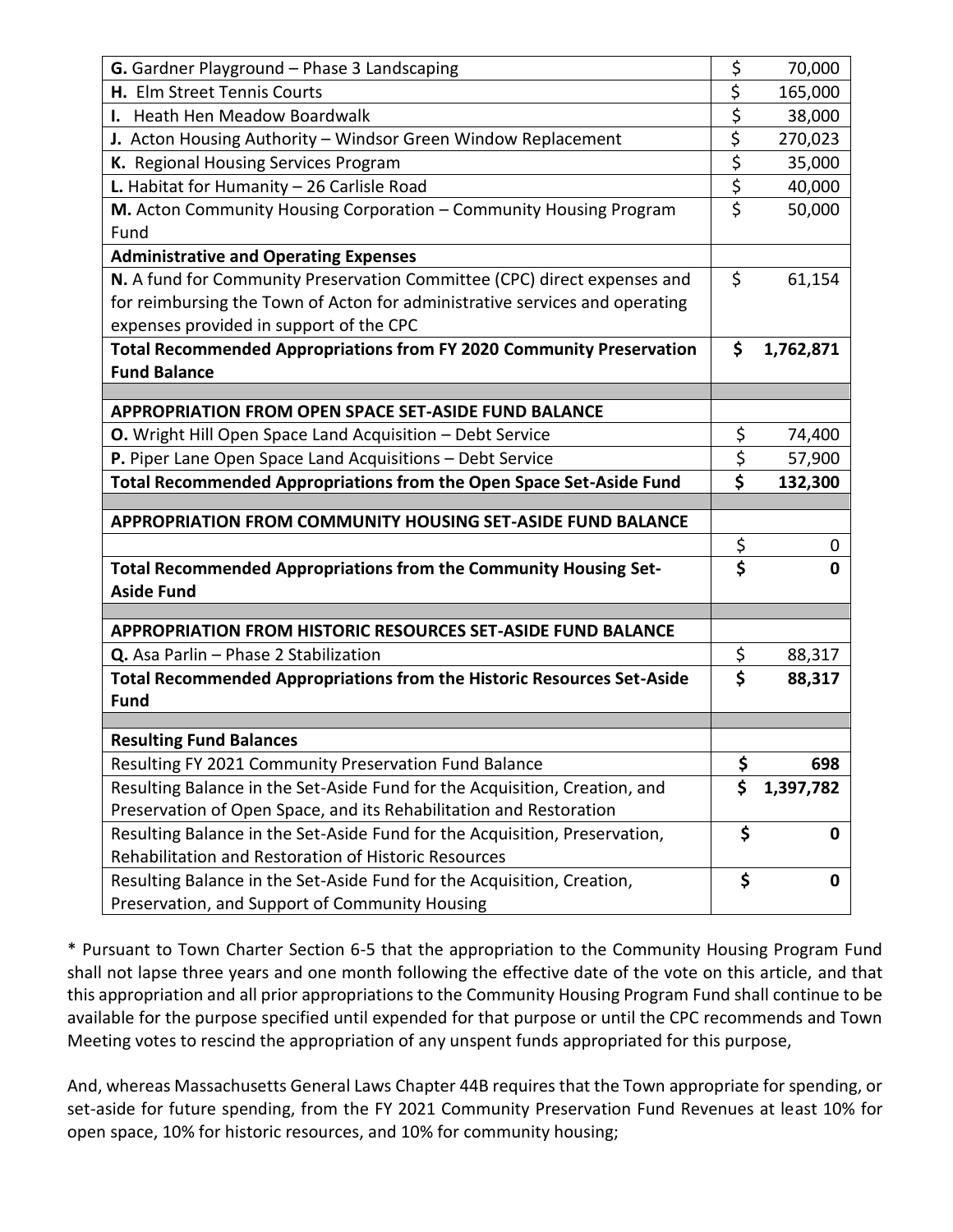| | |
|---|---|
| **G.** Gardner Playground – Phase 3 Landscaping | $ 70,000 |
| **H.** Elm Street Tennis Courts | $ 165,000 |
| **I.** Heath Hen Meadow Boardwalk | $ 38,000 |
| **J.** Acton Housing Authority – Windsor Green Window Replacement | $ 270,023 |
| **K.** Regional Housing Services Program | $ 35,000 |
| **L.** Habitat for Humanity – 26 Carlisle Road | $ 40,000 |
| **M.** Acton Community Housing Corporation – Community Housing Program Fund | $ 50,000 |
| **Administrative and Operating Expenses** | |
| **N.** A fund for Community Preservation Committee (CPC) direct expenses and for reimbursing the Town of Acton for administrative services and operating expenses provided in support of the CPC | $ 61,154 |
| **Total Recommended Appropriations from FY 2020 Community Preservation Fund Balance** | **$ 1,762,871** |
| | |
| **APPROPRIATION FROM OPEN SPACE SET-ASIDE FUND BALANCE** | |
| **O.** Wright Hill Open Space Land Acquisition – Debt Service | $ 74,400 |
| **P.** Piper Lane Open Space Land Acquisitions – Debt Service | $ 57,900 |
| **Total Recommended Appropriations from the Open Space Set-Aside Fund** | **$ 132,300** |
| | |
| **APPROPRIATION FROM COMMUNITY HOUSING SET-ASIDE FUND BALANCE** | |
| | $ 0 |
| **Total Recommended Appropriations from the Community Housing Set-Aside Fund** | **$ 0** |
| | |
| **APPROPRIATION FROM HISTORIC RESOURCES SET-ASIDE FUND BALANCE** | |
| **Q.** Asa Parlin – Phase 2 Stabilization | $ 88,317 |
| **Total Recommended Appropriations from the Historic Resources Set-Aside Fund** | **$ 88,317** |
| | |
| **Resulting Fund Balances** | |
| Resulting FY 2021 Community Preservation Fund Balance | **$ 698** |
| Resulting Balance in the Set-Aside Fund for the Acquisition, Creation, and Preservation of Open Space, and its Rehabilitation and Restoration | **$ 1,397,782** |
| Resulting Balance in the Set-Aside Fund for the Acquisition, Preservation, Rehabilitation and Restoration of Historic Resources | **$ 0** |
| Resulting Balance in the Set-Aside Fund for the Acquisition, Creation, Preservation, and Support of Community Housing | **$ 0** |

* Pursuant to Town Charter Section 6-5 that the appropriation to the Community Housing Program Fund shall not lapse three years and one month following the effective date of the vote on this article, and that this appropriation and all prior appropriations to the Community Housing Program Fund shall continue to be available for the purpose specified until expended for that purpose or until the CPC recommends and Town Meeting votes to rescind the appropriation of any unspent funds appropriated for this purpose,

And, whereas Massachusetts General Laws Chapter 44B requires that the Town appropriate for spending, or set-aside for future spending, from the FY 2021 Community Preservation Fund Revenues at least 10% for open space, 10% for historic resources, and 10% for community housing;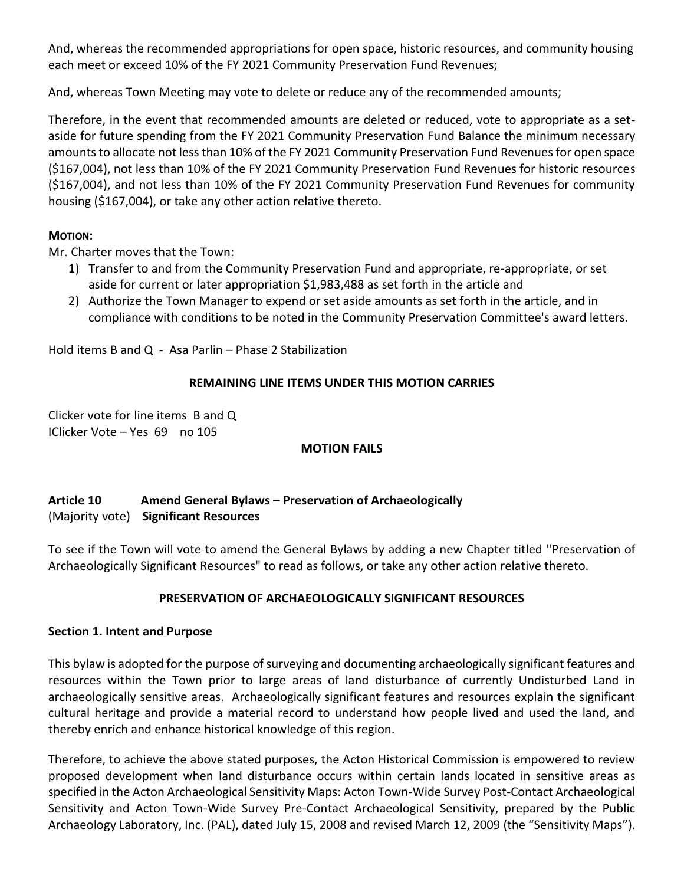And, whereas the recommended appropriations for open space, historic resources, and community housing each meet or exceed 10% of the FY 2021 Community Preservation Fund Revenues;

And, whereas Town Meeting may vote to delete or reduce any of the recommended amounts;

Therefore, in the event that recommended amounts are deleted or reduced, vote to appropriate as a set-aside for future spending from the FY 2021 Community Preservation Fund Balance the minimum necessary amounts to allocate not less than 10% of the FY 2021 Community Preservation Fund Revenues for open space ($167,004), not less than 10% of the FY 2021 Community Preservation Fund Revenues for historic resources ($167,004), and not less than 10% of the FY 2021 Community Preservation Fund Revenues for community housing ($167,004), or take any other action relative thereto.

**MOTION:**

Mr. Charter moves that the Town:

1) Transfer to and from the Community Preservation Fund and appropriate, re-appropriate, or set aside for current or later appropriation $1,983,488 as set forth in the article and
2) Authorize the Town Manager to expend or set aside amounts as set forth in the article, and in compliance with conditions to be noted in the Community Preservation Committee's award letters.

Hold items B and Q - Asa Parlin – Phase 2 Stabilization

**REMAINING LINE ITEMS UNDER THIS MOTION CARRIES**

Clicker vote for line items B and Q
IClicker Vote – Yes 69 no 105

**MOTION FAILS**

## Article 10 Amend General Bylaws – Preservation of Archaeologically Significant Resources
(Majority vote)

To see if the Town will vote to amend the General Bylaws by adding a new Chapter titled "Preservation of Archaeologically Significant Resources" to read as follows, or take any other action relative thereto.

**PRESERVATION OF ARCHAEOLOGICALLY SIGNIFICANT RESOURCES**

**Section 1. Intent and Purpose**

This bylaw is adopted for the purpose of surveying and documenting archaeologically significant features and resources within the Town prior to large areas of land disturbance of currently Undisturbed Land in archaeologically sensitive areas. Archaeologically significant features and resources explain the significant cultural heritage and provide a material record to understand how people lived and used the land, and thereby enrich and enhance historical knowledge of this region.

Therefore, to achieve the above stated purposes, the Acton Historical Commission is empowered to review proposed development when land disturbance occurs within certain lands located in sensitive areas as specified in the Acton Archaeological Sensitivity Maps: Acton Town-Wide Survey Post-Contact Archaeological Sensitivity and Acton Town-Wide Survey Pre-Contact Archaeological Sensitivity, prepared by the Public Archaeology Laboratory, Inc. (PAL), dated July 15, 2008 and revised March 12, 2009 (the "Sensitivity Maps").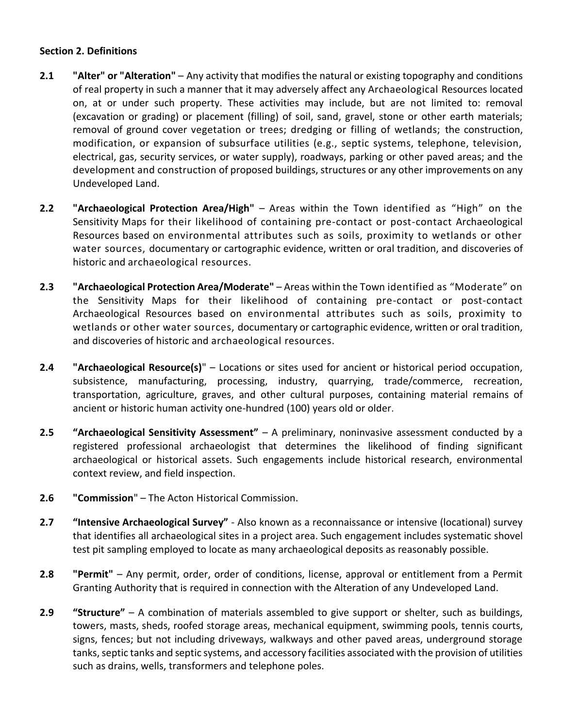**Section 2. Definitions**

**2.1** **"Alter" or "Alteration"** – Any activity that modifies the natural or existing topography and conditions of real property in such a manner that it may adversely affect any Archaeological Resources located on, at or under such property. These activities may include, but are not limited to: removal (excavation or grading) or placement (filling) of soil, sand, gravel, stone or other earth materials; removal of ground cover vegetation or trees; dredging or filling of wetlands; the construction, modification, or expansion of subsurface utilities (e.g., septic systems, telephone, television, electrical, gas, security services, or water supply), roadways, parking or other paved areas; and the development and construction of proposed buildings, structures or any other improvements on any Undeveloped Land.

**2.2** **"Archaeological Protection Area/High"** – Areas within the Town identified as "High" on the Sensitivity Maps for their likelihood of containing pre-contact or post-contact Archaeological Resources based on environmental attributes such as soils, proximity to wetlands or other water sources, documentary or cartographic evidence, written or oral tradition, and discoveries of historic and archaeological resources.

**2.3** **"Archaeological Protection Area/Moderate"** – Areas within the Town identified as "Moderate" on the Sensitivity Maps for their likelihood of containing pre-contact or post-contact Archaeological Resources based on environmental attributes such as soils, proximity to wetlands or other water sources, documentary or cartographic evidence, written or oral tradition, and discoveries of historic and archaeological resources.

**2.4** **"Archaeological Resource(s)"** – Locations or sites used for ancient or historical period occupation, subsistence, manufacturing, processing, industry, quarrying, trade/commerce, recreation, transportation, agriculture, graves, and other cultural purposes, containing material remains of ancient or historic human activity one-hundred (100) years old or older.

**2.5** **"Archaeological Sensitivity Assessment"** – A preliminary, noninvasive assessment conducted by a registered professional archaeologist that determines the likelihood of finding significant archaeological or historical assets. Such engagements include historical research, environmental context review, and field inspection.

**2.6** **"Commission"** – The Acton Historical Commission.

**2.7** **"Intensive Archaeological Survey"** - Also known as a reconnaissance or intensive (locational) survey that identifies all archaeological sites in a project area. Such engagement includes systematic shovel test pit sampling employed to locate as many archaeological deposits as reasonably possible.

**2.8** **"Permit"** – Any permit, order, order of conditions, license, approval or entitlement from a Permit Granting Authority that is required in connection with the Alteration of any Undeveloped Land.

**2.9** **"Structure"** – A combination of materials assembled to give support or shelter, such as buildings, towers, masts, sheds, roofed storage areas, mechanical equipment, swimming pools, tennis courts, signs, fences; but not including driveways, walkways and other paved areas, underground storage tanks, septic tanks and septic systems, and accessory facilities associated with the provision of utilities such as drains, wells, transformers and telephone poles.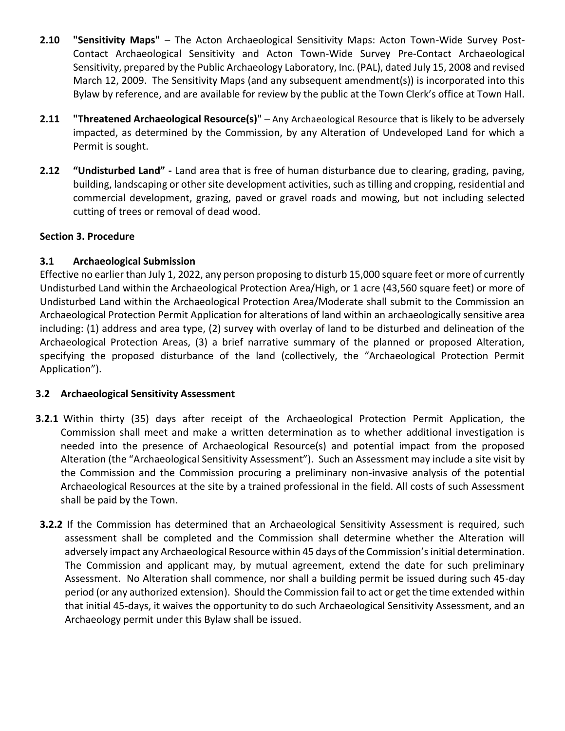**2.10 "Sensitivity Maps"** – The Acton Archaeological Sensitivity Maps: Acton Town-Wide Survey Post-Contact Archaeological Sensitivity and Acton Town-Wide Survey Pre-Contact Archaeological Sensitivity, prepared by the Public Archaeology Laboratory, Inc. (PAL), dated July 15, 2008 and revised March 12, 2009. The Sensitivity Maps (and any subsequent amendment(s)) is incorporated into this Bylaw by reference, and are available for review by the public at the Town Clerk's office at Town Hall.

**2.11 "Threatened Archaeological Resource(s)"** – Any Archaeological Resource that is likely to be adversely impacted, as determined by the Commission, by any Alteration of Undeveloped Land for which a Permit is sought.

**2.12 "Undisturbed Land" -** Land area that is free of human disturbance due to clearing, grading, paving, building, landscaping or other site development activities, such as tilling and cropping, residential and commercial development, grazing, paved or gravel roads and mowing, but not including selected cutting of trees or removal of dead wood.

### Section 3. Procedure

#### 3.1 Archaeological Submission

Effective no earlier than July 1, 2022, any person proposing to disturb 15,000 square feet or more of currently Undisturbed Land within the Archaeological Protection Area/High, or 1 acre (43,560 square feet) or more of Undisturbed Land within the Archaeological Protection Area/Moderate shall submit to the Commission an Archaeological Protection Permit Application for alterations of land within an archaeologically sensitive area including: (1) address and area type, (2) survey with overlay of land to be disturbed and delineation of the Archaeological Protection Areas, (3) a brief narrative summary of the planned or proposed Alteration, specifying the proposed disturbance of the land (collectively, the "Archaeological Protection Permit Application").

#### 3.2 Archaeological Sensitivity Assessment

**3.2.1** Within thirty (35) days after receipt of the Archaeological Protection Permit Application, the Commission shall meet and make a written determination as to whether additional investigation is needed into the presence of Archaeological Resource(s) and potential impact from the proposed Alteration (the "Archaeological Sensitivity Assessment"). Such an Assessment may include a site visit by the Commission and the Commission procuring a preliminary non-invasive analysis of the potential Archaeological Resources at the site by a trained professional in the field. All costs of such Assessment shall be paid by the Town.

**3.2.2** If the Commission has determined that an Archaeological Sensitivity Assessment is required, such assessment shall be completed and the Commission shall determine whether the Alteration will adversely impact any Archaeological Resource within 45 days of the Commission's initial determination. The Commission and applicant may, by mutual agreement, extend the date for such preliminary Assessment. No Alteration shall commence, nor shall a building permit be issued during such 45-day period (or any authorized extension). Should the Commission fail to act or get the time extended within that initial 45-days, it waives the opportunity to do such Archaeological Sensitivity Assessment, and an Archaeology permit under this Bylaw shall be issued.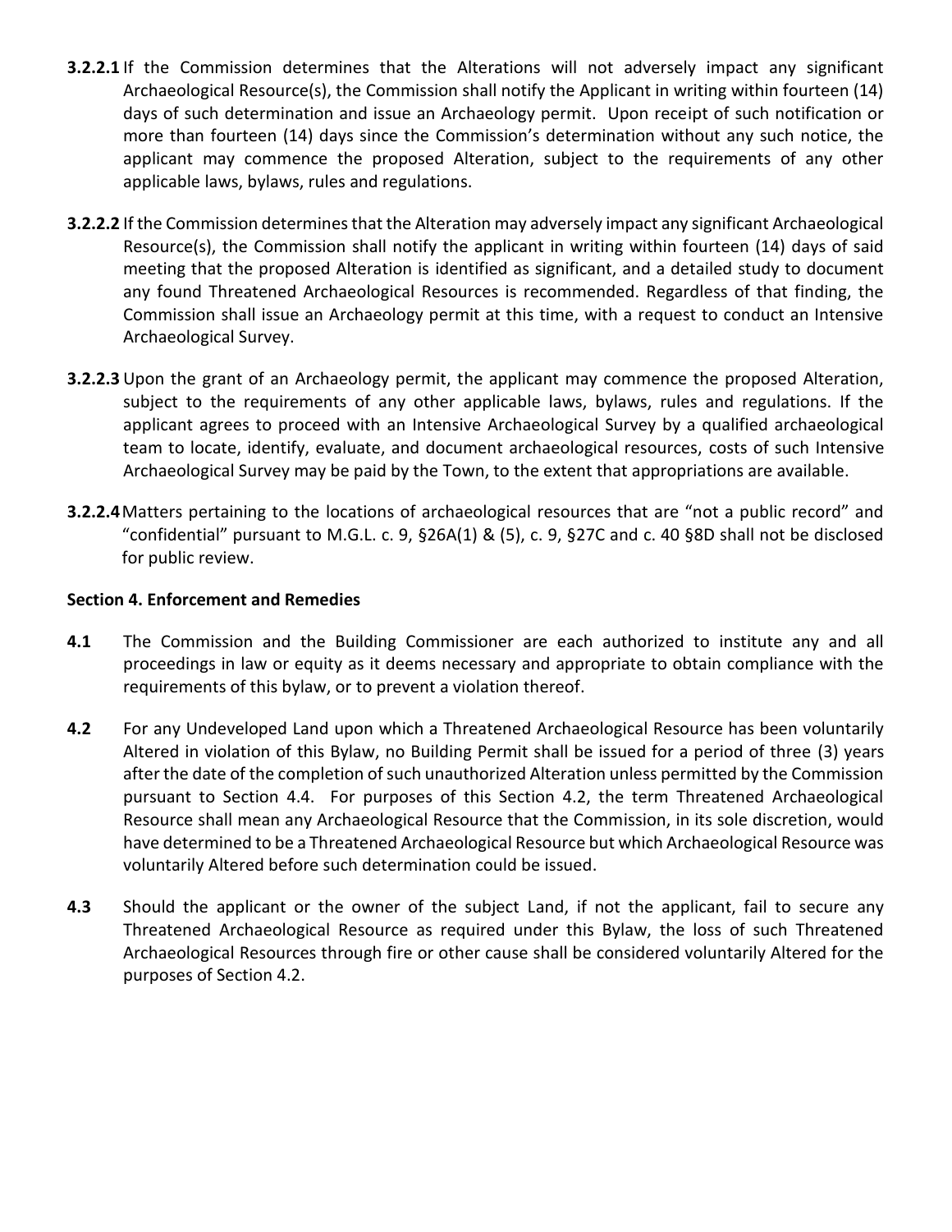**3.2.2.1** If the Commission determines that the Alterations will not adversely impact any significant Archaeological Resource(s), the Commission shall notify the Applicant in writing within fourteen (14) days of such determination and issue an Archaeology permit. Upon receipt of such notification or more than fourteen (14) days since the Commission's determination without any such notice, the applicant may commence the proposed Alteration, subject to the requirements of any other applicable laws, bylaws, rules and regulations.

**3.2.2.2** If the Commission determines that the Alteration may adversely impact any significant Archaeological Resource(s), the Commission shall notify the applicant in writing within fourteen (14) days of said meeting that the proposed Alteration is identified as significant, and a detailed study to document any found Threatened Archaeological Resources is recommended. Regardless of that finding, the Commission shall issue an Archaeology permit at this time, with a request to conduct an Intensive Archaeological Survey.

**3.2.2.3** Upon the grant of an Archaeology permit, the applicant may commence the proposed Alteration, subject to the requirements of any other applicable laws, bylaws, rules and regulations. If the applicant agrees to proceed with an Intensive Archaeological Survey by a qualified archaeological team to locate, identify, evaluate, and document archaeological resources, costs of such Intensive Archaeological Survey may be paid by the Town, to the extent that appropriations are available.

**3.2.2.4** Matters pertaining to the locations of archaeological resources that are "not a public record" and "confidential" pursuant to M.G.L. c. 9, §26A(1) & (5), c. 9, §27C and c. 40 §8D shall not be disclosed for public review.

**Section 4. Enforcement and Remedies**

**4.1** The Commission and the Building Commissioner are each authorized to institute any and all proceedings in law or equity as it deems necessary and appropriate to obtain compliance with the requirements of this bylaw, or to prevent a violation thereof.

**4.2** For any Undeveloped Land upon which a Threatened Archaeological Resource has been voluntarily Altered in violation of this Bylaw, no Building Permit shall be issued for a period of three (3) years after the date of the completion of such unauthorized Alteration unless permitted by the Commission pursuant to Section 4.4. For purposes of this Section 4.2, the term Threatened Archaeological Resource shall mean any Archaeological Resource that the Commission, in its sole discretion, would have determined to be a Threatened Archaeological Resource but which Archaeological Resource was voluntarily Altered before such determination could be issued.

**4.3** Should the applicant or the owner of the subject Land, if not the applicant, fail to secure any Threatened Archaeological Resource as required under this Bylaw, the loss of such Threatened Archaeological Resources through fire or other cause shall be considered voluntarily Altered for the purposes of Section 4.2.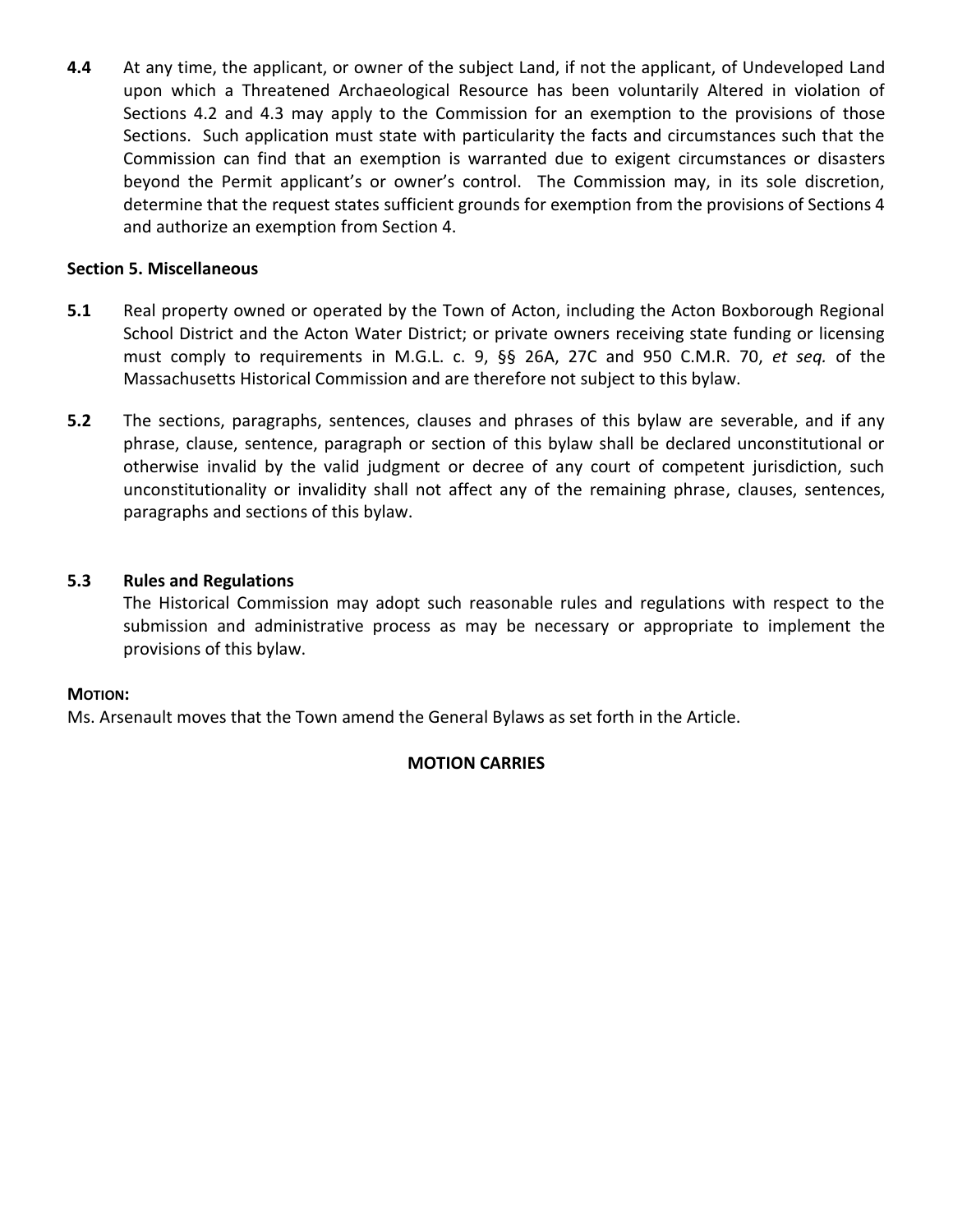**4.4** At any time, the applicant, or owner of the subject Land, if not the applicant, of Undeveloped Land upon which a Threatened Archaeological Resource has been voluntarily Altered in violation of Sections 4.2 and 4.3 may apply to the Commission for an exemption to the provisions of those Sections. Such application must state with particularity the facts and circumstances such that the Commission can find that an exemption is warranted due to exigent circumstances or disasters beyond the Permit applicant's or owner's control. The Commission may, in its sole discretion, determine that the request states sufficient grounds for exemption from the provisions of Sections 4 and authorize an exemption from Section 4.

**Section 5. Miscellaneous**

**5.1** Real property owned or operated by the Town of Acton, including the Acton Boxborough Regional School District and the Acton Water District; or private owners receiving state funding or licensing must comply to requirements in M.G.L. c. 9, §§ 26A, 27C and 950 C.M.R. 70, *et seq.* of the Massachusetts Historical Commission and are therefore not subject to this bylaw.

**5.2** The sections, paragraphs, sentences, clauses and phrases of this bylaw are severable, and if any phrase, clause, sentence, paragraph or section of this bylaw shall be declared unconstitutional or otherwise invalid by the valid judgment or decree of any court of competent jurisdiction, such unconstitutionality or invalidity shall not affect any of the remaining phrase, clauses, sentences, paragraphs and sections of this bylaw.

**5.3 Rules and Regulations**

The Historical Commission may adopt such reasonable rules and regulations with respect to the submission and administrative process as may be necessary or appropriate to implement the provisions of this bylaw.

**MOTION:**

Ms. Arsenault moves that the Town amend the General Bylaws as set forth in the Article.

**MOTION CARRIES**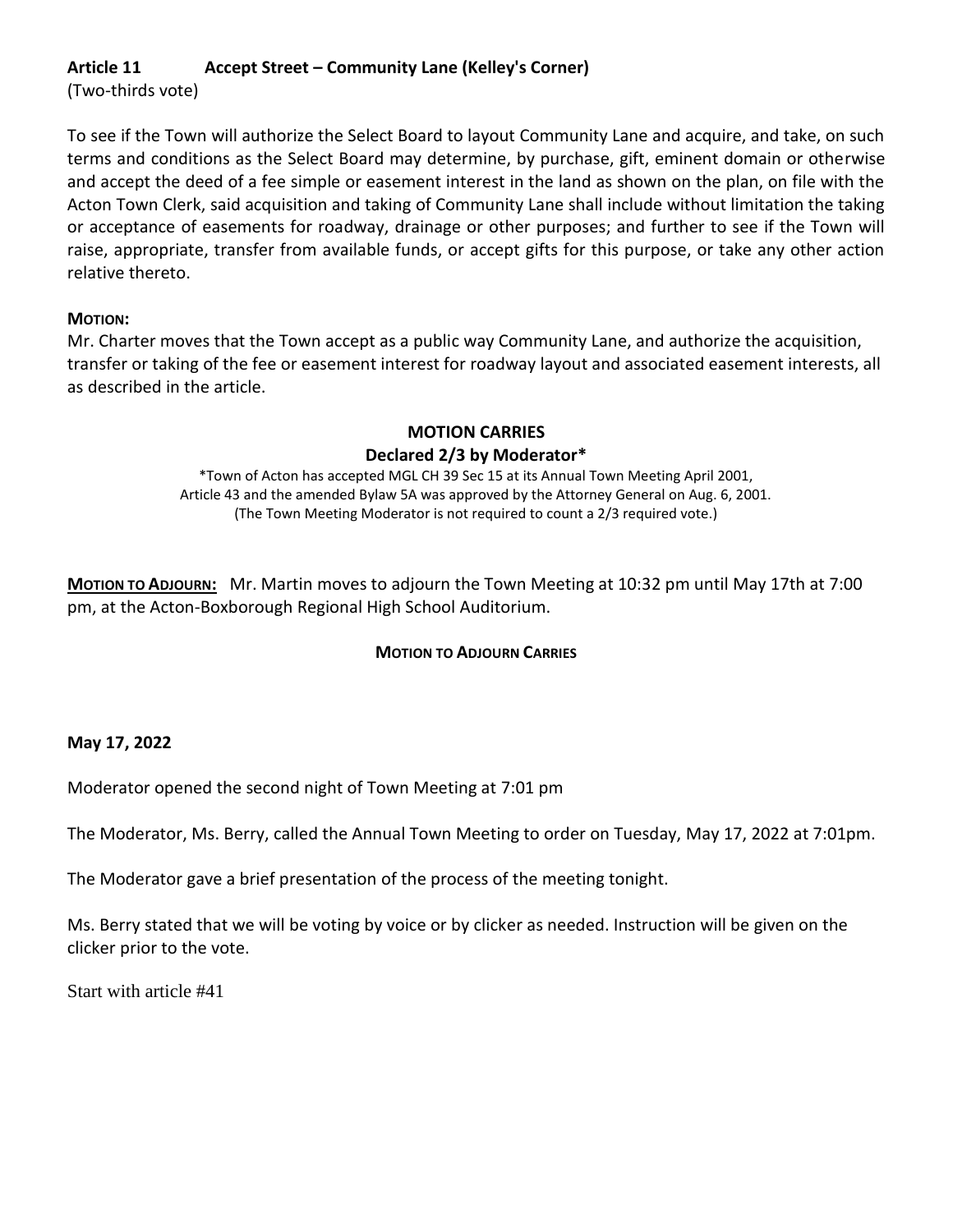**Article 11 Accept Street – Community Lane (Kelley's Corner)**
(Two-thirds vote)

To see if the Town will authorize the Select Board to layout Community Lane and acquire, and take, on such terms and conditions as the Select Board may determine, by purchase, gift, eminent domain or otherwise and accept the deed of a fee simple or easement interest in the land as shown on the plan, on file with the Acton Town Clerk, said acquisition and taking of Community Lane shall include without limitation the taking or acceptance of easements for roadway, drainage or other purposes; and further to see if the Town will raise, appropriate, transfer from available funds, or accept gifts for this purpose, or take any other action relative thereto.

**MOTION:**
Mr. Charter moves that the Town accept as a public way Community Lane, and authorize the acquisition, transfer or taking of the fee or easement interest for roadway layout and associated easement interests, all as described in the article.

**MOTION CARRIES**
**Declared 2/3 by Moderator***

*Town of Acton has accepted MGL CH 39 Sec 15 at its Annual Town Meeting April 2001, Article 43 and the amended Bylaw 5A was approved by the Attorney General on Aug. 6, 2001. (The Town Meeting Moderator is not required to count a 2/3 required vote.)

**MOTION TO ADJOURN:** Mr. Martin moves to adjourn the Town Meeting at 10:32 pm until May 17th at 7:00 pm, at the Acton-Boxborough Regional High School Auditorium.

**MOTION TO ADJOURN CARRIES**

**May 17, 2022**

Moderator opened the second night of Town Meeting at 7:01 pm

The Moderator, Ms. Berry, called the Annual Town Meeting to order on Tuesday, May 17, 2022 at 7:01pm.

The Moderator gave a brief presentation of the process of the meeting tonight.

Ms. Berry stated that we will be voting by voice or by clicker as needed. Instruction will be given on the clicker prior to the vote.

Start with article #41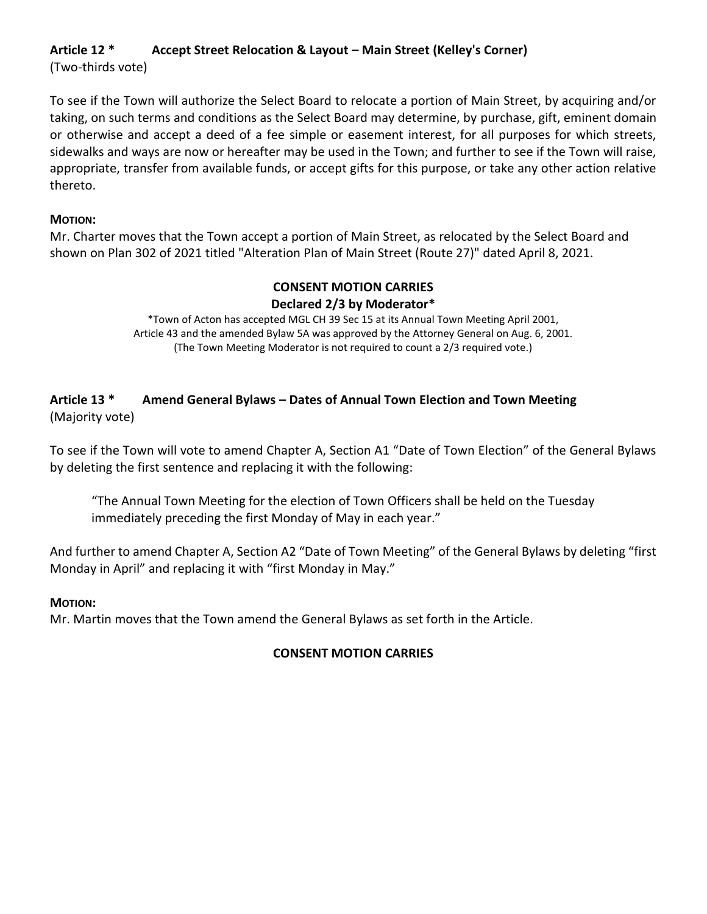### Article 12 * Accept Street Relocation & Layout – Main Street (Kelley's Corner)

(Two-thirds vote)

To see if the Town will authorize the Select Board to relocate a portion of Main Street, by acquiring and/or taking, on such terms and conditions as the Select Board may determine, by purchase, gift, eminent domain or otherwise and accept a deed of a fee simple or easement interest, for all purposes for which streets, sidewalks and ways are now or hereafter may be used in the Town; and further to see if the Town will raise, appropriate, transfer from available funds, or accept gifts for this purpose, or take any other action relative thereto.

**MOTION:**

Mr. Charter moves that the Town accept a portion of Main Street, as relocated by the Select Board and shown on Plan 302 of 2021 titled "Alteration Plan of Main Street (Route 27)" dated April 8, 2021.

**CONSENT MOTION CARRIES**

**Declared 2/3 by Moderator***

*Town of Acton has accepted MGL CH 39 Sec 15 at its Annual Town Meeting April 2001, Article 43 and the amended Bylaw 5A was approved by the Attorney General on Aug. 6, 2001. (The Town Meeting Moderator is not required to count a 2/3 required vote.)

### Article 13 * Amend General Bylaws – Dates of Annual Town Election and Town Meeting

(Majority vote)

To see if the Town will vote to amend Chapter A, Section A1 "Date of Town Election" of the General Bylaws by deleting the first sentence and replacing it with the following:

> "The Annual Town Meeting for the election of Town Officers shall be held on the Tuesday immediately preceding the first Monday of May in each year."

And further to amend Chapter A, Section A2 "Date of Town Meeting" of the General Bylaws by deleting "first Monday in April" and replacing it with "first Monday in May."

**MOTION:**

Mr. Martin moves that the Town amend the General Bylaws as set forth in the Article.

**CONSENT MOTION CARRIES**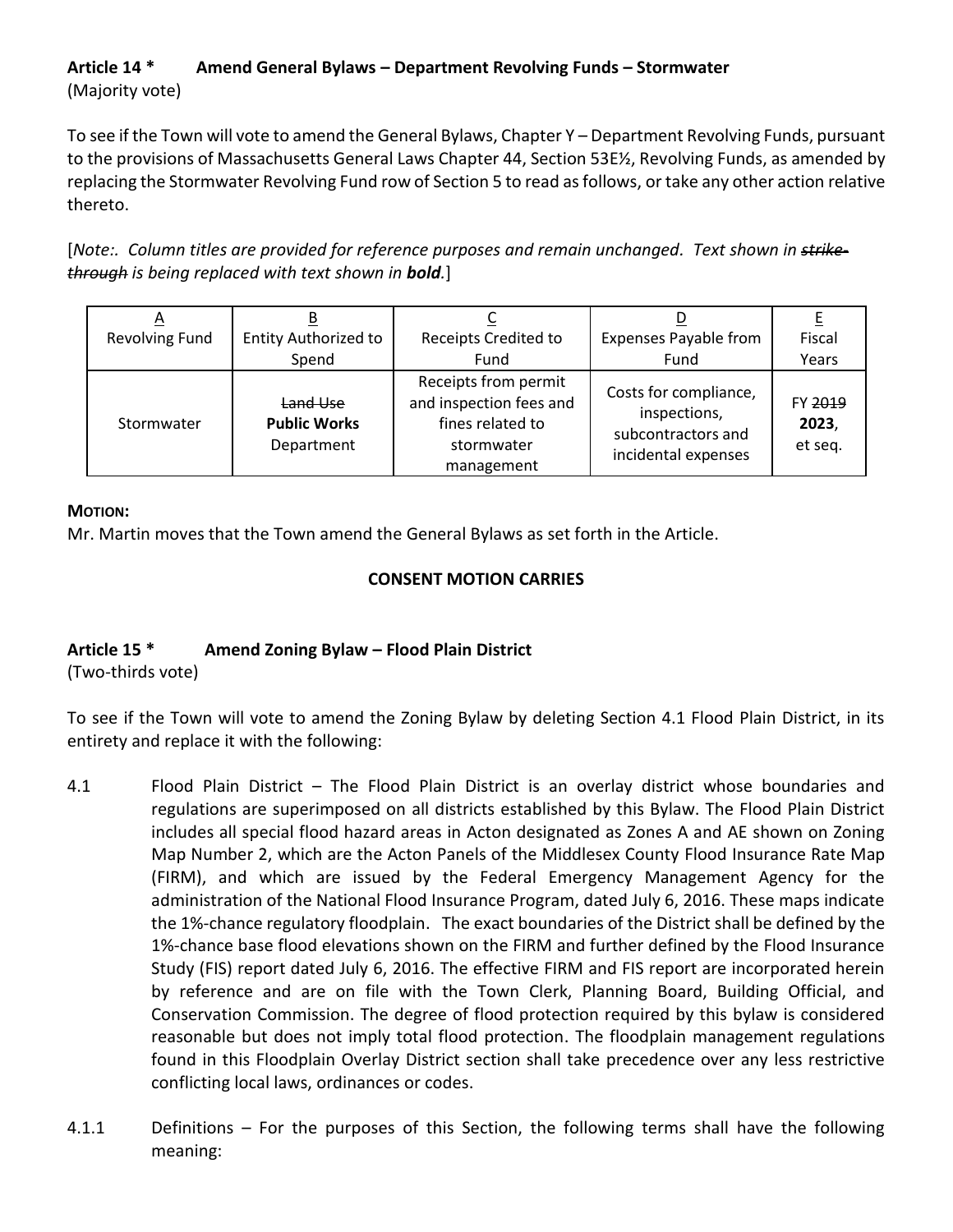**Article 14 * Amend General Bylaws – Department Revolving Funds – Stormwater**
(Majority vote)

To see if the Town will vote to amend the General Bylaws, Chapter Y – Department Revolving Funds, pursuant to the provisions of Massachusetts General Laws Chapter 44, Section 53E½, Revolving Funds, as amended by replacing the Stormwater Revolving Fund row of Section 5 to read as follows, or take any other action relative thereto.

[*Note:. Column titles are provided for reference purposes and remain unchanged. Text shown in ~~strike-through~~ is being replaced with text shown in **bold**.*]

| A<br>Revolving Fund | B<br>Entity Authorized to Spend | C<br>Receipts Credited to Fund | D<br>Expenses Payable from Fund | E<br>Fiscal Years |
|---|---|---|---|---|
| Stormwater | ~~Land Use~~ **Public Works** Department | Receipts from permit and inspection fees and fines related to stormwater management | Costs for compliance, inspections, subcontractors and incidental expenses | FY ~~2019~~ **2023**, et seq. |

**MOTION:**
Mr. Martin moves that the Town amend the General Bylaws as set forth in the Article.

**CONSENT MOTION CARRIES**

**Article 15 * Amend Zoning Bylaw – Flood Plain District**
(Two-thirds vote)

To see if the Town will vote to amend the Zoning Bylaw by deleting Section 4.1 Flood Plain District, in its entirety and replace it with the following:

4.1 Flood Plain District – The Flood Plain District is an overlay district whose boundaries and regulations are superimposed on all districts established by this Bylaw. The Flood Plain District includes all special flood hazard areas in Acton designated as Zones A and AE shown on Zoning Map Number 2, which are the Acton Panels of the Middlesex County Flood Insurance Rate Map (FIRM), and which are issued by the Federal Emergency Management Agency for the administration of the National Flood Insurance Program, dated July 6, 2016. These maps indicate the 1%-chance regulatory floodplain. The exact boundaries of the District shall be defined by the 1%-chance base flood elevations shown on the FIRM and further defined by the Flood Insurance Study (FIS) report dated July 6, 2016. The effective FIRM and FIS report are incorporated herein by reference and are on file with the Town Clerk, Planning Board, Building Official, and Conservation Commission. The degree of flood protection required by this bylaw is considered reasonable but does not imply total flood protection. The floodplain management regulations found in this Floodplain Overlay District section shall take precedence over any less restrictive conflicting local laws, ordinances or codes.

4.1.1 Definitions – For the purposes of this Section, the following terms shall have the following meaning: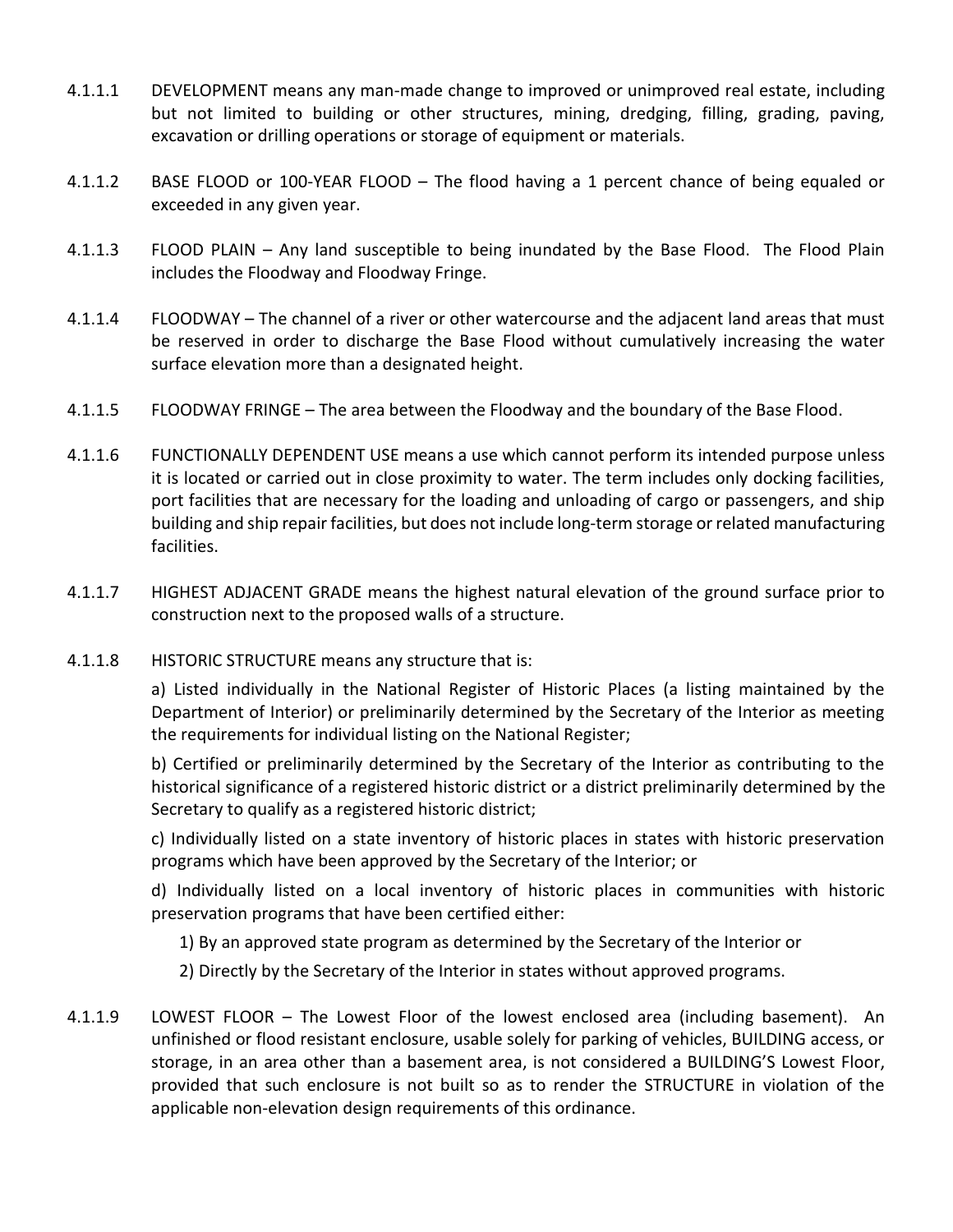4.1.1.1 DEVELOPMENT means any man-made change to improved or unimproved real estate, including but not limited to building or other structures, mining, dredging, filling, grading, paving, excavation or drilling operations or storage of equipment or materials.

4.1.1.2 BASE FLOOD or 100-YEAR FLOOD – The flood having a 1 percent chance of being equaled or exceeded in any given year.

4.1.1.3 FLOOD PLAIN – Any land susceptible to being inundated by the Base Flood. The Flood Plain includes the Floodway and Floodway Fringe.

4.1.1.4 FLOODWAY – The channel of a river or other watercourse and the adjacent land areas that must be reserved in order to discharge the Base Flood without cumulatively increasing the water surface elevation more than a designated height.

4.1.1.5 FLOODWAY FRINGE – The area between the Floodway and the boundary of the Base Flood.

4.1.1.6 FUNCTIONALLY DEPENDENT USE means a use which cannot perform its intended purpose unless it is located or carried out in close proximity to water. The term includes only docking facilities, port facilities that are necessary for the loading and unloading of cargo or passengers, and ship building and ship repair facilities, but does not include long-term storage or related manufacturing facilities.

4.1.1.7 HIGHEST ADJACENT GRADE means the highest natural elevation of the ground surface prior to construction next to the proposed walls of a structure.

4.1.1.8 HISTORIC STRUCTURE means any structure that is:

a) Listed individually in the National Register of Historic Places (a listing maintained by the Department of Interior) or preliminarily determined by the Secretary of the Interior as meeting the requirements for individual listing on the National Register;

b) Certified or preliminarily determined by the Secretary of the Interior as contributing to the historical significance of a registered historic district or a district preliminarily determined by the Secretary to qualify as a registered historic district;

c) Individually listed on a state inventory of historic places in states with historic preservation programs which have been approved by the Secretary of the Interior; or

d) Individually listed on a local inventory of historic places in communities with historic preservation programs that have been certified either:

1) By an approved state program as determined by the Secretary of the Interior or

2) Directly by the Secretary of the Interior in states without approved programs.

4.1.1.9 LOWEST FLOOR – The Lowest Floor of the lowest enclosed area (including basement). An unfinished or flood resistant enclosure, usable solely for parking of vehicles, BUILDING access, or storage, in an area other than a basement area, is not considered a BUILDING'S Lowest Floor, provided that such enclosure is not built so as to render the STRUCTURE in violation of the applicable non-elevation design requirements of this ordinance.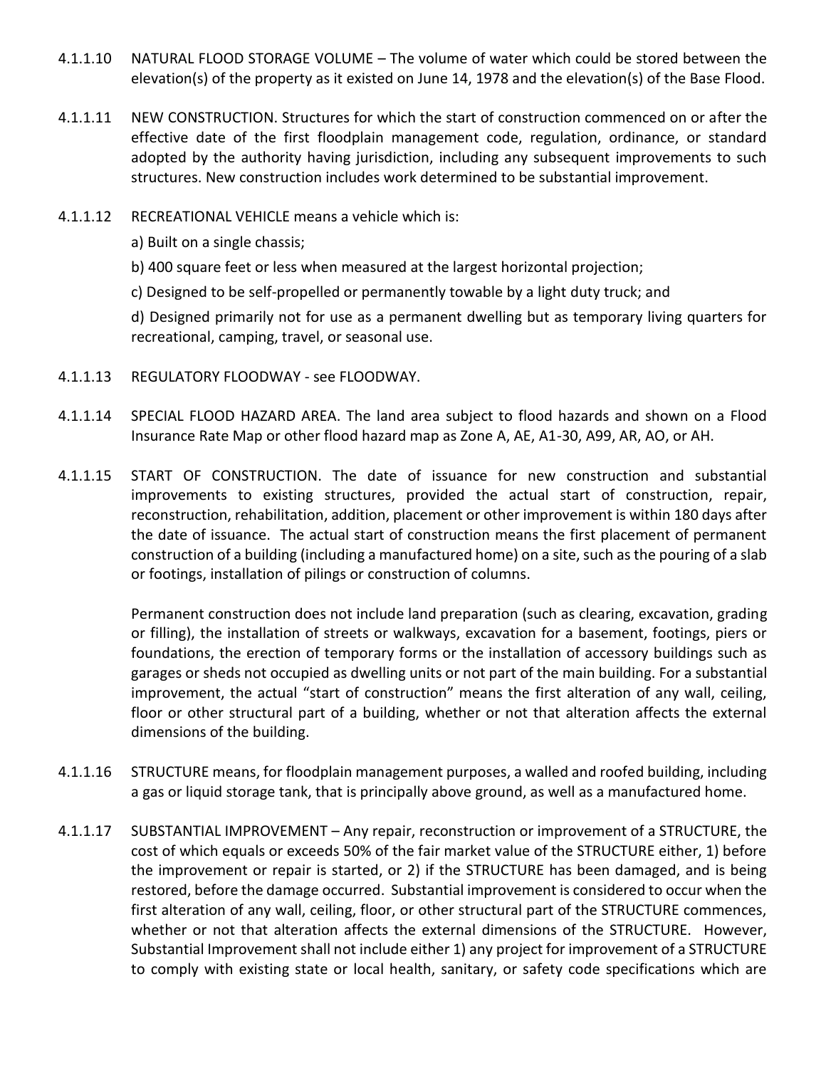4.1.1.10 NATURAL FLOOD STORAGE VOLUME – The volume of water which could be stored between the elevation(s) of the property as it existed on June 14, 1978 and the elevation(s) of the Base Flood.

4.1.1.11 NEW CONSTRUCTION. Structures for which the start of construction commenced on or after the effective date of the first floodplain management code, regulation, ordinance, or standard adopted by the authority having jurisdiction, including any subsequent improvements to such structures. New construction includes work determined to be substantial improvement.

4.1.1.12 RECREATIONAL VEHICLE means a vehicle which is:

a) Built on a single chassis;

b) 400 square feet or less when measured at the largest horizontal projection;

c) Designed to be self-propelled or permanently towable by a light duty truck; and

d) Designed primarily not for use as a permanent dwelling but as temporary living quarters for recreational, camping, travel, or seasonal use.

4.1.1.13 REGULATORY FLOODWAY - see FLOODWAY.

4.1.1.14 SPECIAL FLOOD HAZARD AREA. The land area subject to flood hazards and shown on a Flood Insurance Rate Map or other flood hazard map as Zone A, AE, A1-30, A99, AR, AO, or AH.

4.1.1.15 START OF CONSTRUCTION. The date of issuance for new construction and substantial improvements to existing structures, provided the actual start of construction, repair, reconstruction, rehabilitation, addition, placement or other improvement is within 180 days after the date of issuance. The actual start of construction means the first placement of permanent construction of a building (including a manufactured home) on a site, such as the pouring of a slab or footings, installation of pilings or construction of columns.

Permanent construction does not include land preparation (such as clearing, excavation, grading or filling), the installation of streets or walkways, excavation for a basement, footings, piers or foundations, the erection of temporary forms or the installation of accessory buildings such as garages or sheds not occupied as dwelling units or not part of the main building. For a substantial improvement, the actual "start of construction" means the first alteration of any wall, ceiling, floor or other structural part of a building, whether or not that alteration affects the external dimensions of the building.

4.1.1.16 STRUCTURE means, for floodplain management purposes, a walled and roofed building, including a gas or liquid storage tank, that is principally above ground, as well as a manufactured home.

4.1.1.17 SUBSTANTIAL IMPROVEMENT – Any repair, reconstruction or improvement of a STRUCTURE, the cost of which equals or exceeds 50% of the fair market value of the STRUCTURE either, 1) before the improvement or repair is started, or 2) if the STRUCTURE has been damaged, and is being restored, before the damage occurred. Substantial improvement is considered to occur when the first alteration of any wall, ceiling, floor, or other structural part of the STRUCTURE commences, whether or not that alteration affects the external dimensions of the STRUCTURE. However, Substantial Improvement shall not include either 1) any project for improvement of a STRUCTURE to comply with existing state or local health, sanitary, or safety code specifications which are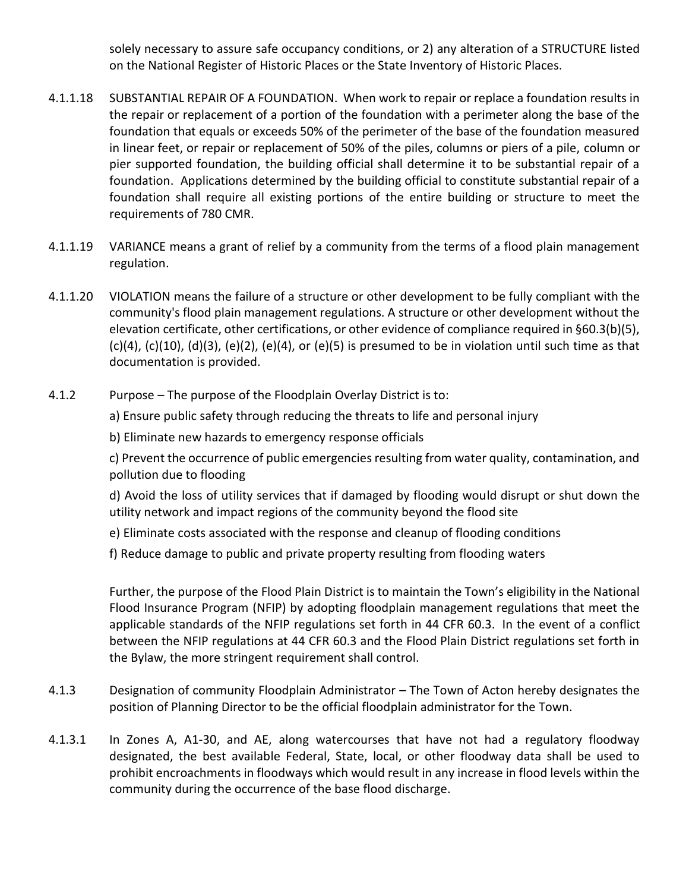solely necessary to assure safe occupancy conditions, or 2) any alteration of a STRUCTURE listed on the National Register of Historic Places or the State Inventory of Historic Places.

4.1.1.18 SUBSTANTIAL REPAIR OF A FOUNDATION. When work to repair or replace a foundation results in the repair or replacement of a portion of the foundation with a perimeter along the base of the foundation that equals or exceeds 50% of the perimeter of the base of the foundation measured in linear feet, or repair or replacement of 50% of the piles, columns or piers of a pile, column or pier supported foundation, the building official shall determine it to be substantial repair of a foundation. Applications determined by the building official to constitute substantial repair of a foundation shall require all existing portions of the entire building or structure to meet the requirements of 780 CMR.

4.1.1.19 VARIANCE means a grant of relief by a community from the terms of a flood plain management regulation.

4.1.1.20 VIOLATION means the failure of a structure or other development to be fully compliant with the community's flood plain management regulations. A structure or other development without the elevation certificate, other certifications, or other evidence of compliance required in §60.3(b)(5), (c)(4), (c)(10), (d)(3), (e)(2), (e)(4), or (e)(5) is presumed to be in violation until such time as that documentation is provided.

4.1.2 Purpose – The purpose of the Floodplain Overlay District is to:

a) Ensure public safety through reducing the threats to life and personal injury

b) Eliminate new hazards to emergency response officials

c) Prevent the occurrence of public emergencies resulting from water quality, contamination, and pollution due to flooding

d) Avoid the loss of utility services that if damaged by flooding would disrupt or shut down the utility network and impact regions of the community beyond the flood site

e) Eliminate costs associated with the response and cleanup of flooding conditions

f) Reduce damage to public and private property resulting from flooding waters

Further, the purpose of the Flood Plain District is to maintain the Town's eligibility in the National Flood Insurance Program (NFIP) by adopting floodplain management regulations that meet the applicable standards of the NFIP regulations set forth in 44 CFR 60.3. In the event of a conflict between the NFIP regulations at 44 CFR 60.3 and the Flood Plain District regulations set forth in the Bylaw, the more stringent requirement shall control.

4.1.3 Designation of community Floodplain Administrator – The Town of Acton hereby designates the position of Planning Director to be the official floodplain administrator for the Town.

4.1.3.1 In Zones A, A1-30, and AE, along watercourses that have not had a regulatory floodway designated, the best available Federal, State, local, or other floodway data shall be used to prohibit encroachments in floodways which would result in any increase in flood levels within the community during the occurrence of the base flood discharge.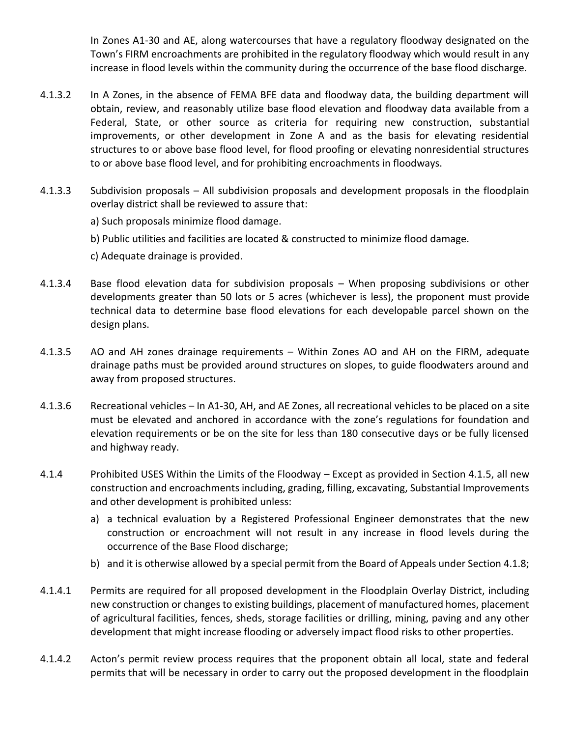In Zones A1-30 and AE, along watercourses that have a regulatory floodway designated on the Town's FIRM encroachments are prohibited in the regulatory floodway which would result in any increase in flood levels within the community during the occurrence of the base flood discharge.

4.1.3.2 In A Zones, in the absence of FEMA BFE data and floodway data, the building department will obtain, review, and reasonably utilize base flood elevation and floodway data available from a Federal, State, or other source as criteria for requiring new construction, substantial improvements, or other development in Zone A and as the basis for elevating residential structures to or above base flood level, for flood proofing or elevating nonresidential structures to or above base flood level, and for prohibiting encroachments in floodways.

4.1.3.3 Subdivision proposals – All subdivision proposals and development proposals in the floodplain overlay district shall be reviewed to assure that:

a) Such proposals minimize flood damage.

b) Public utilities and facilities are located & constructed to minimize flood damage.

c) Adequate drainage is provided.

4.1.3.4 Base flood elevation data for subdivision proposals – When proposing subdivisions or other developments greater than 50 lots or 5 acres (whichever is less), the proponent must provide technical data to determine base flood elevations for each developable parcel shown on the design plans.

4.1.3.5 AO and AH zones drainage requirements – Within Zones AO and AH on the FIRM, adequate drainage paths must be provided around structures on slopes, to guide floodwaters around and away from proposed structures.

4.1.3.6 Recreational vehicles – In A1-30, AH, and AE Zones, all recreational vehicles to be placed on a site must be elevated and anchored in accordance with the zone's regulations for foundation and elevation requirements or be on the site for less than 180 consecutive days or be fully licensed and highway ready.

4.1.4 Prohibited USES Within the Limits of the Floodway – Except as provided in Section 4.1.5, all new construction and encroachments including, grading, filling, excavating, Substantial Improvements and other development is prohibited unless:

a) a technical evaluation by a Registered Professional Engineer demonstrates that the new construction or encroachment will not result in any increase in flood levels during the occurrence of the Base Flood discharge;

b) and it is otherwise allowed by a special permit from the Board of Appeals under Section 4.1.8;

4.1.4.1 Permits are required for all proposed development in the Floodplain Overlay District, including new construction or changes to existing buildings, placement of manufactured homes, placement of agricultural facilities, fences, sheds, storage facilities or drilling, mining, paving and any other development that might increase flooding or adversely impact flood risks to other properties.

4.1.4.2 Acton's permit review process requires that the proponent obtain all local, state and federal permits that will be necessary in order to carry out the proposed development in the floodplain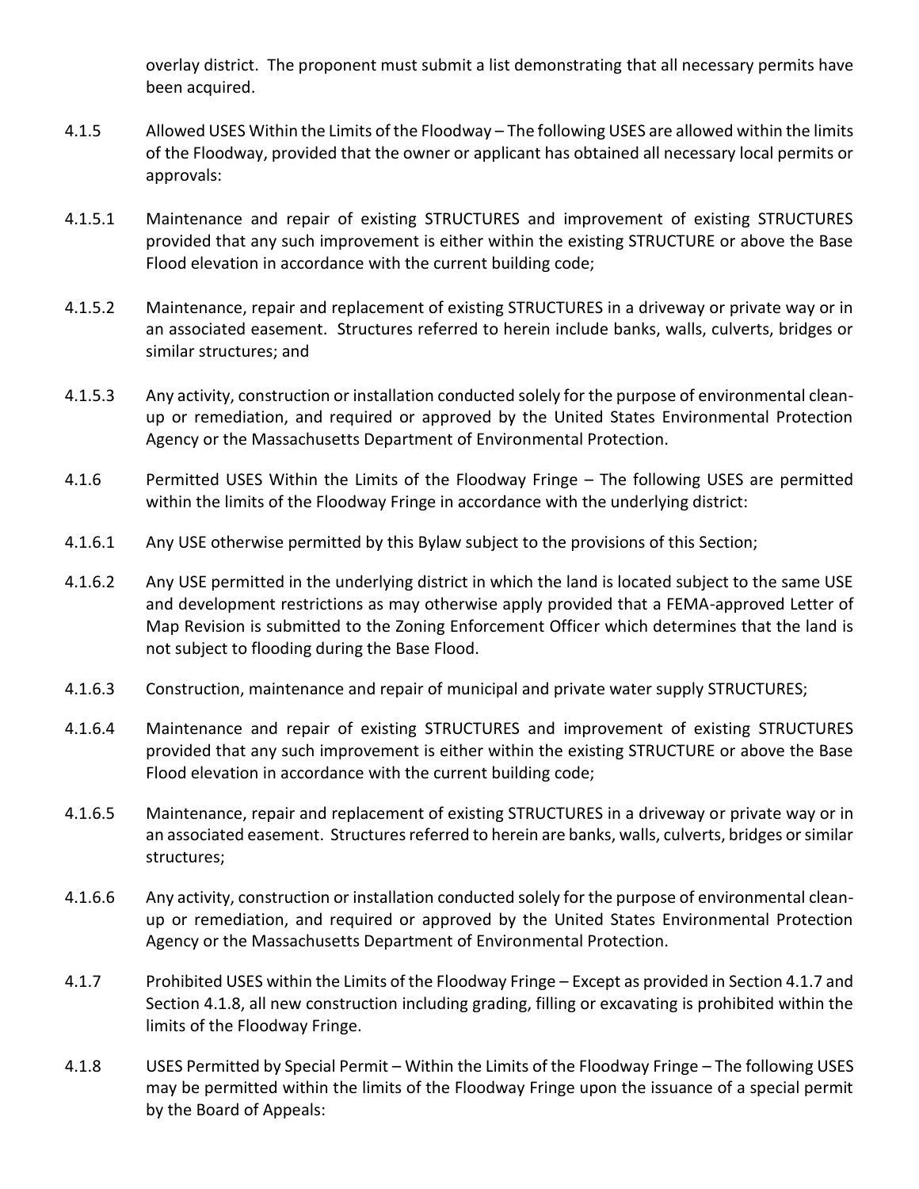overlay district. The proponent must submit a list demonstrating that all necessary permits have been acquired.

4.1.5 Allowed USES Within the Limits of the Floodway – The following USES are allowed within the limits of the Floodway, provided that the owner or applicant has obtained all necessary local permits or approvals:

4.1.5.1 Maintenance and repair of existing STRUCTURES and improvement of existing STRUCTURES provided that any such improvement is either within the existing STRUCTURE or above the Base Flood elevation in accordance with the current building code;

4.1.5.2 Maintenance, repair and replacement of existing STRUCTURES in a driveway or private way or in an associated easement. Structures referred to herein include banks, walls, culverts, bridges or similar structures; and

4.1.5.3 Any activity, construction or installation conducted solely for the purpose of environmental clean-up or remediation, and required or approved by the United States Environmental Protection Agency or the Massachusetts Department of Environmental Protection.

4.1.6 Permitted USES Within the Limits of the Floodway Fringe – The following USES are permitted within the limits of the Floodway Fringe in accordance with the underlying district:

4.1.6.1 Any USE otherwise permitted by this Bylaw subject to the provisions of this Section;

4.1.6.2 Any USE permitted in the underlying district in which the land is located subject to the same USE and development restrictions as may otherwise apply provided that a FEMA-approved Letter of Map Revision is submitted to the Zoning Enforcement Officer which determines that the land is not subject to flooding during the Base Flood.

4.1.6.3 Construction, maintenance and repair of municipal and private water supply STRUCTURES;

4.1.6.4 Maintenance and repair of existing STRUCTURES and improvement of existing STRUCTURES provided that any such improvement is either within the existing STRUCTURE or above the Base Flood elevation in accordance with the current building code;

4.1.6.5 Maintenance, repair and replacement of existing STRUCTURES in a driveway or private way or in an associated easement. Structures referred to herein are banks, walls, culverts, bridges or similar structures;

4.1.6.6 Any activity, construction or installation conducted solely for the purpose of environmental clean-up or remediation, and required or approved by the United States Environmental Protection Agency or the Massachusetts Department of Environmental Protection.

4.1.7 Prohibited USES within the Limits of the Floodway Fringe – Except as provided in Section 4.1.7 and Section 4.1.8, all new construction including grading, filling or excavating is prohibited within the limits of the Floodway Fringe.

4.1.8 USES Permitted by Special Permit – Within the Limits of the Floodway Fringe – The following USES may be permitted within the limits of the Floodway Fringe upon the issuance of a special permit by the Board of Appeals: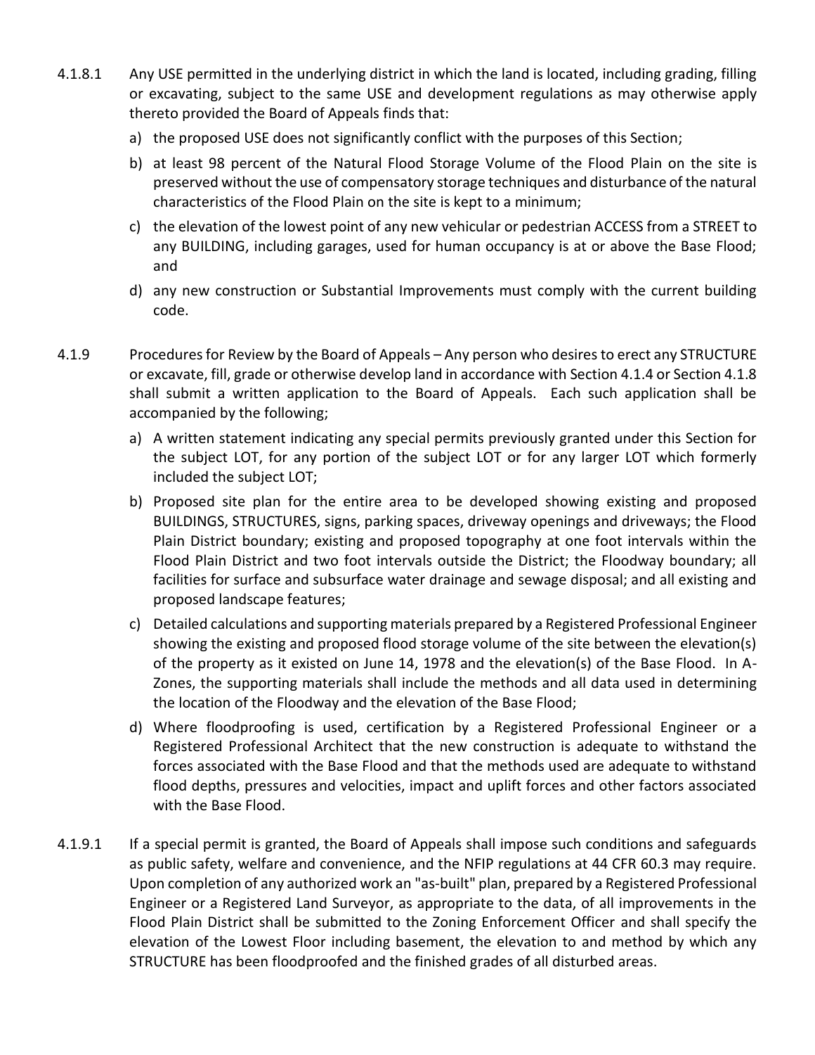4.1.8.1 Any USE permitted in the underlying district in which the land is located, including grading, filling or excavating, subject to the same USE and development regulations as may otherwise apply thereto provided the Board of Appeals finds that:

a) the proposed USE does not significantly conflict with the purposes of this Section;

b) at least 98 percent of the Natural Flood Storage Volume of the Flood Plain on the site is preserved without the use of compensatory storage techniques and disturbance of the natural characteristics of the Flood Plain on the site is kept to a minimum;

c) the elevation of the lowest point of any new vehicular or pedestrian ACCESS from a STREET to any BUILDING, including garages, used for human occupancy is at or above the Base Flood; and

d) any new construction or Substantial Improvements must comply with the current building code.

4.1.9 Procedures for Review by the Board of Appeals – Any person who desires to erect any STRUCTURE or excavate, fill, grade or otherwise develop land in accordance with Section 4.1.4 or Section 4.1.8 shall submit a written application to the Board of Appeals. Each such application shall be accompanied by the following;

a) A written statement indicating any special permits previously granted under this Section for the subject LOT, for any portion of the subject LOT or for any larger LOT which formerly included the subject LOT;

b) Proposed site plan for the entire area to be developed showing existing and proposed BUILDINGS, STRUCTURES, signs, parking spaces, driveway openings and driveways; the Flood Plain District boundary; existing and proposed topography at one foot intervals within the Flood Plain District and two foot intervals outside the District; the Floodway boundary; all facilities for surface and subsurface water drainage and sewage disposal; and all existing and proposed landscape features;

c) Detailed calculations and supporting materials prepared by a Registered Professional Engineer showing the existing and proposed flood storage volume of the site between the elevation(s) of the property as it existed on June 14, 1978 and the elevation(s) of the Base Flood. In A-Zones, the supporting materials shall include the methods and all data used in determining the location of the Floodway and the elevation of the Base Flood;

d) Where floodproofing is used, certification by a Registered Professional Engineer or a Registered Professional Architect that the new construction is adequate to withstand the forces associated with the Base Flood and that the methods used are adequate to withstand flood depths, pressures and velocities, impact and uplift forces and other factors associated with the Base Flood.

4.1.9.1 If a special permit is granted, the Board of Appeals shall impose such conditions and safeguards as public safety, welfare and convenience, and the NFIP regulations at 44 CFR 60.3 may require. Upon completion of any authorized work an "as-built" plan, prepared by a Registered Professional Engineer or a Registered Land Surveyor, as appropriate to the data, of all improvements in the Flood Plain District shall be submitted to the Zoning Enforcement Officer and shall specify the elevation of the Lowest Floor including basement, the elevation to and method by which any STRUCTURE has been floodproofed and the finished grades of all disturbed areas.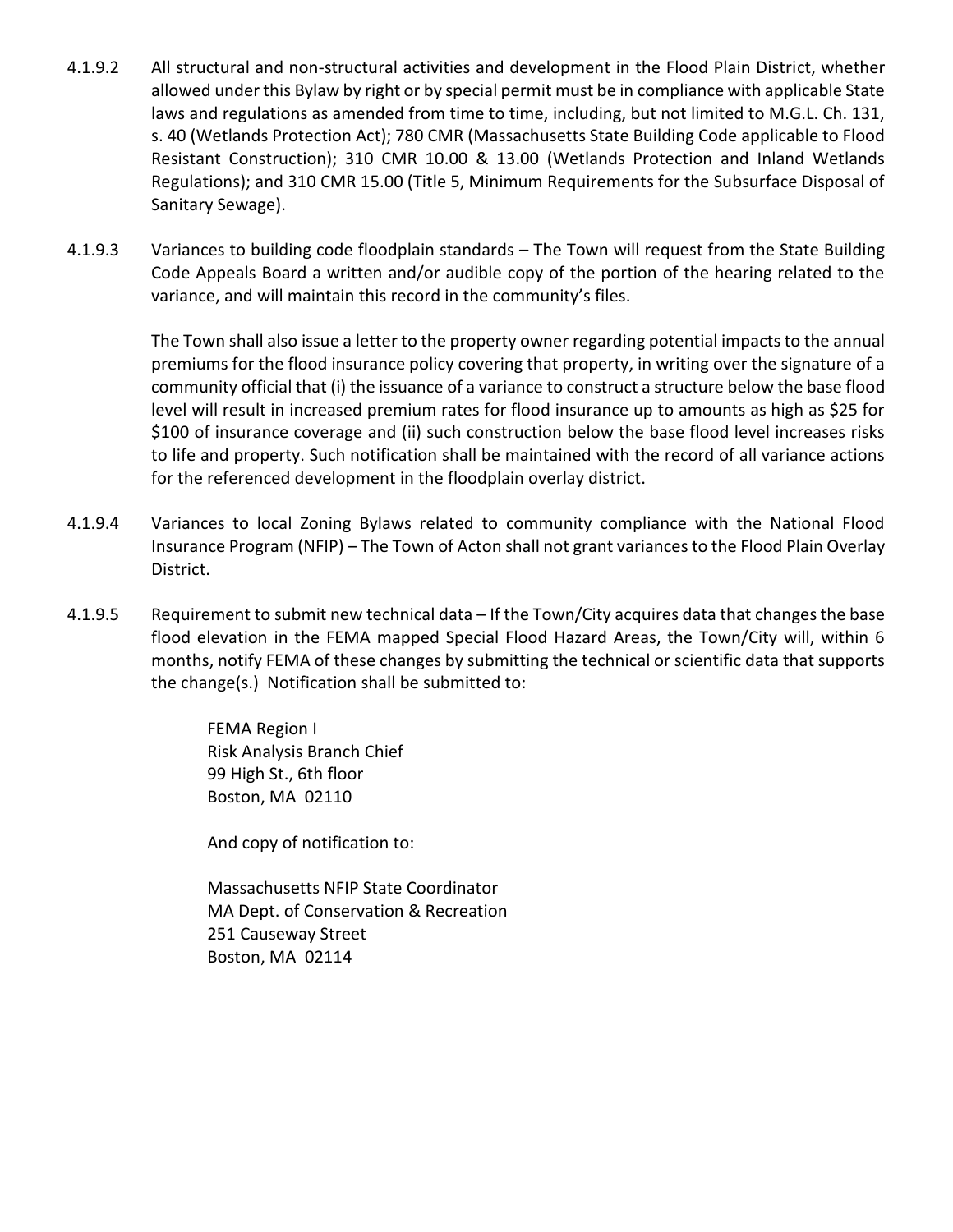4.1.9.2 All structural and non-structural activities and development in the Flood Plain District, whether allowed under this Bylaw by right or by special permit must be in compliance with applicable State laws and regulations as amended from time to time, including, but not limited to M.G.L. Ch. 131, s. 40 (Wetlands Protection Act); 780 CMR (Massachusetts State Building Code applicable to Flood Resistant Construction); 310 CMR 10.00 & 13.00 (Wetlands Protection and Inland Wetlands Regulations); and 310 CMR 15.00 (Title 5, Minimum Requirements for the Subsurface Disposal of Sanitary Sewage).

4.1.9.3 Variances to building code floodplain standards – The Town will request from the State Building Code Appeals Board a written and/or audible copy of the portion of the hearing related to the variance, and will maintain this record in the community's files.

The Town shall also issue a letter to the property owner regarding potential impacts to the annual premiums for the flood insurance policy covering that property, in writing over the signature of a community official that (i) the issuance of a variance to construct a structure below the base flood level will result in increased premium rates for flood insurance up to amounts as high as $25 for $100 of insurance coverage and (ii) such construction below the base flood level increases risks to life and property. Such notification shall be maintained with the record of all variance actions for the referenced development in the floodplain overlay district.

4.1.9.4 Variances to local Zoning Bylaws related to community compliance with the National Flood Insurance Program (NFIP) – The Town of Acton shall not grant variances to the Flood Plain Overlay District.

4.1.9.5 Requirement to submit new technical data – If the Town/City acquires data that changes the base flood elevation in the FEMA mapped Special Flood Hazard Areas, the Town/City will, within 6 months, notify FEMA of these changes by submitting the technical or scientific data that supports the change(s.) Notification shall be submitted to:

FEMA Region I
Risk Analysis Branch Chief
99 High St., 6th floor
Boston, MA 02110

And copy of notification to:

Massachusetts NFIP State Coordinator
MA Dept. of Conservation & Recreation
251 Causeway Street
Boston, MA 02114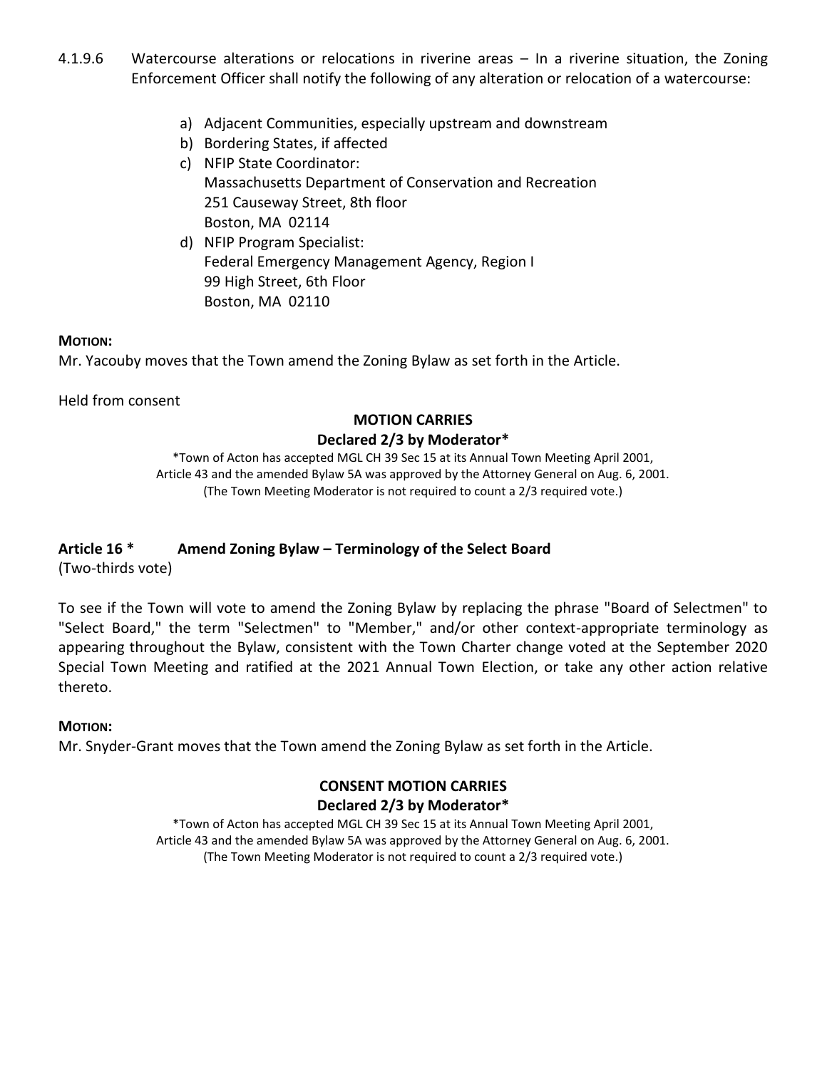4.1.9.6 Watercourse alterations or relocations in riverine areas – In a riverine situation, the Zoning Enforcement Officer shall notify the following of any alteration or relocation of a watercourse:

a) Adjacent Communities, especially upstream and downstream
b) Bordering States, if affected
c) NFIP State Coordinator:
   Massachusetts Department of Conservation and Recreation
   251 Causeway Street, 8th floor
   Boston, MA 02114
d) NFIP Program Specialist:
   Federal Emergency Management Agency, Region I
   99 High Street, 6th Floor
   Boston, MA 02110

**MOTION:**
Mr. Yacouby moves that the Town amend the Zoning Bylaw as set forth in the Article.

Held from consent

**MOTION CARRIES**
**Declared 2/3 by Moderator***

*Town of Acton has accepted MGL CH 39 Sec 15 at its Annual Town Meeting April 2001, Article 43 and the amended Bylaw 5A was approved by the Attorney General on Aug. 6, 2001. (The Town Meeting Moderator is not required to count a 2/3 required vote.)

## Article 16 * Amend Zoning Bylaw – Terminology of the Select Board

(Two-thirds vote)

To see if the Town will vote to amend the Zoning Bylaw by replacing the phrase "Board of Selectmen" to "Select Board," the term "Selectmen" to "Member," and/or other context-appropriate terminology as appearing throughout the Bylaw, consistent with the Town Charter change voted at the September 2020 Special Town Meeting and ratified at the 2021 Annual Town Election, or take any other action relative thereto.

**MOTION:**
Mr. Snyder-Grant moves that the Town amend the Zoning Bylaw as set forth in the Article.

**CONSENT MOTION CARRIES**
**Declared 2/3 by Moderator***

*Town of Acton has accepted MGL CH 39 Sec 15 at its Annual Town Meeting April 2001, Article 43 and the amended Bylaw 5A was approved by the Attorney General on Aug. 6, 2001. (The Town Meeting Moderator is not required to count a 2/3 required vote.)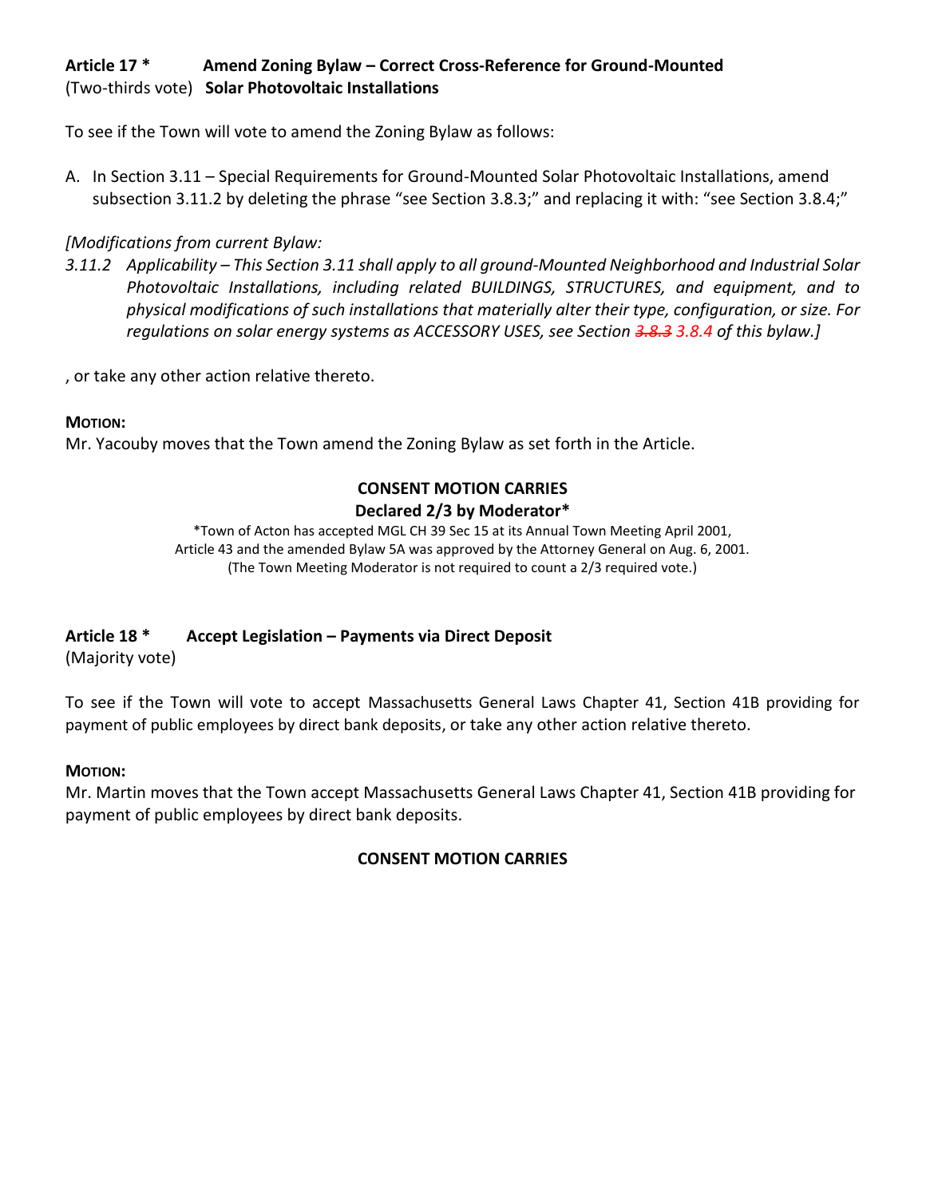**Article 17 \*** **Amend Zoning Bylaw – Correct Cross-Reference for Ground-Mounted**
(Two-thirds vote) **Solar Photovoltaic Installations**

To see if the Town will vote to amend the Zoning Bylaw as follows:

A. In Section 3.11 – Special Requirements for Ground-Mounted Solar Photovoltaic Installations, amend subsection 3.11.2 by deleting the phrase "see Section 3.8.3;" and replacing it with: "see Section 3.8.4;"

*[Modifications from current Bylaw:*

*3.11.2 Applicability – This Section 3.11 shall apply to all ground-Mounted Neighborhood and Industrial Solar Photovoltaic Installations, including related BUILDINGS, STRUCTURES, and equipment, and to physical modifications of such installations that materially alter their type, configuration, or size. For regulations on solar energy systems as ACCESSORY USES, see Section ~~3.8.3~~ 3.8.4 of this bylaw.]*

, or take any other action relative thereto.

**MOTION:**
Mr. Yacouby moves that the Town amend the Zoning Bylaw as set forth in the Article.

**CONSENT MOTION CARRIES**
**Declared 2/3 by Moderator\***

\*Town of Acton has accepted MGL CH 39 Sec 15 at its Annual Town Meeting April 2001, Article 43 and the amended Bylaw 5A was approved by the Attorney General on Aug. 6, 2001. (The Town Meeting Moderator is not required to count a 2/3 required vote.)

**Article 18 \*** **Accept Legislation – Payments via Direct Deposit**
(Majority vote)

To see if the Town will vote to accept Massachusetts General Laws Chapter 41, Section 41B providing for payment of public employees by direct bank deposits, or take any other action relative thereto.

**MOTION:**
Mr. Martin moves that the Town accept Massachusetts General Laws Chapter 41, Section 41B providing for payment of public employees by direct bank deposits.

**CONSENT MOTION CARRIES**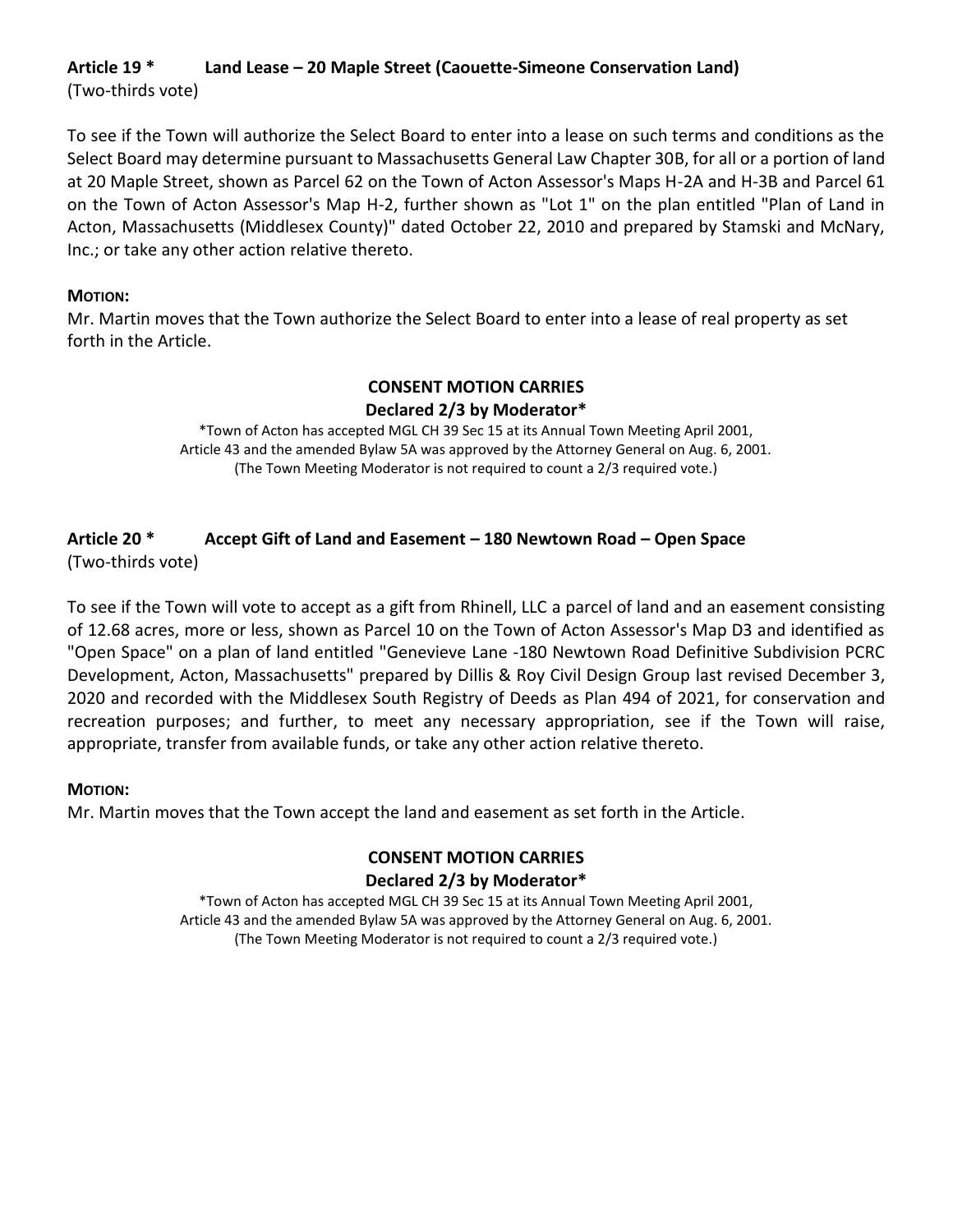**Article 19 * Land Lease – 20 Maple Street (Caouette-Simeone Conservation Land)**
(Two-thirds vote)

To see if the Town will authorize the Select Board to enter into a lease on such terms and conditions as the Select Board may determine pursuant to Massachusetts General Law Chapter 30B, for all or a portion of land at 20 Maple Street, shown as Parcel 62 on the Town of Acton Assessor's Maps H-2A and H-3B and Parcel 61 on the Town of Acton Assessor's Map H-2, further shown as "Lot 1" on the plan entitled "Plan of Land in Acton, Massachusetts (Middlesex County)" dated October 22, 2010 and prepared by Stamski and McNary, Inc.; or take any other action relative thereto.

**MOTION:**
Mr. Martin moves that the Town authorize the Select Board to enter into a lease of real property as set forth in the Article.

**CONSENT MOTION CARRIES**
**Declared 2/3 by Moderator***

*Town of Acton has accepted MGL CH 39 Sec 15 at its Annual Town Meeting April 2001, Article 43 and the amended Bylaw 5A was approved by the Attorney General on Aug. 6, 2001. (The Town Meeting Moderator is not required to count a 2/3 required vote.)

**Article 20 * Accept Gift of Land and Easement – 180 Newtown Road – Open Space**
(Two-thirds vote)

To see if the Town will vote to accept as a gift from Rhinell, LLC a parcel of land and an easement consisting of 12.68 acres, more or less, shown as Parcel 10 on the Town of Acton Assessor's Map D3 and identified as "Open Space" on a plan of land entitled "Genevieve Lane -180 Newtown Road Definitive Subdivision PCRC Development, Acton, Massachusetts" prepared by Dillis & Roy Civil Design Group last revised December 3, 2020 and recorded with the Middlesex South Registry of Deeds as Plan 494 of 2021, for conservation and recreation purposes; and further, to meet any necessary appropriation, see if the Town will raise, appropriate, transfer from available funds, or take any other action relative thereto.

**MOTION:**
Mr. Martin moves that the Town accept the land and easement as set forth in the Article.

**CONSENT MOTION CARRIES**
**Declared 2/3 by Moderator***

*Town of Acton has accepted MGL CH 39 Sec 15 at its Annual Town Meeting April 2001, Article 43 and the amended Bylaw 5A was approved by the Attorney General on Aug. 6, 2001. (The Town Meeting Moderator is not required to count a 2/3 required vote.)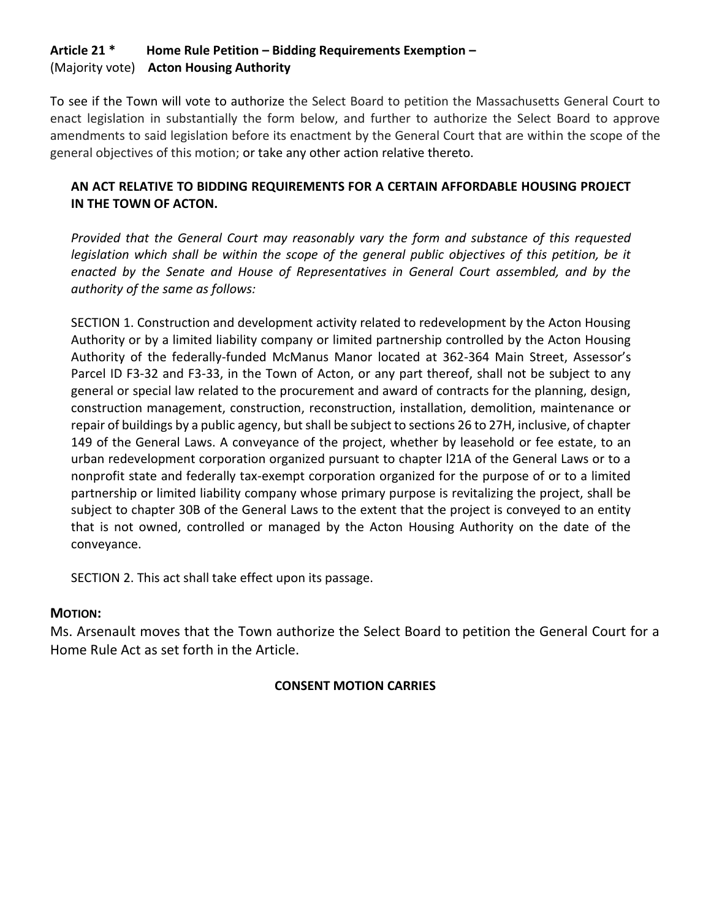**Article 21 * Home Rule Petition – Bidding Requirements Exemption –**
(Majority vote) **Acton Housing Authority**

To see if the Town will vote to authorize the Select Board to petition the Massachusetts General Court to enact legislation in substantially the form below, and further to authorize the Select Board to approve amendments to said legislation before its enactment by the General Court that are within the scope of the general objectives of this motion; or take any other action relative thereto.

> **AN ACT RELATIVE TO BIDDING REQUIREMENTS FOR A CERTAIN AFFORDABLE HOUSING PROJECT IN THE TOWN OF ACTON.**
>
> *Provided that the General Court may reasonably vary the form and substance of this requested legislation which shall be within the scope of the general public objectives of this petition, be it enacted by the Senate and House of Representatives in General Court assembled, and by the authority of the same as follows:*
>
> SECTION 1. Construction and development activity related to redevelopment by the Acton Housing Authority or by a limited liability company or limited partnership controlled by the Acton Housing Authority of the federally-funded McManus Manor located at 362-364 Main Street, Assessor's Parcel ID F3-32 and F3-33, in the Town of Acton, or any part thereof, shall not be subject to any general or special law related to the procurement and award of contracts for the planning, design, construction management, construction, reconstruction, installation, demolition, maintenance or repair of buildings by a public agency, but shall be subject to sections 26 to 27H, inclusive, of chapter 149 of the General Laws. A conveyance of the project, whether by leasehold or fee estate, to an urban redevelopment corporation organized pursuant to chapter l21A of the General Laws or to a nonprofit state and federally tax-exempt corporation organized for the purpose of or to a limited partnership or limited liability company whose primary purpose is revitalizing the project, shall be subject to chapter 30B of the General Laws to the extent that the project is conveyed to an entity that is not owned, controlled or managed by the Acton Housing Authority on the date of the conveyance.
>
> SECTION 2. This act shall take effect upon its passage.

**MOTION:**

Ms. Arsenault moves that the Town authorize the Select Board to petition the General Court for a Home Rule Act as set forth in the Article.

**CONSENT MOTION CARRIES**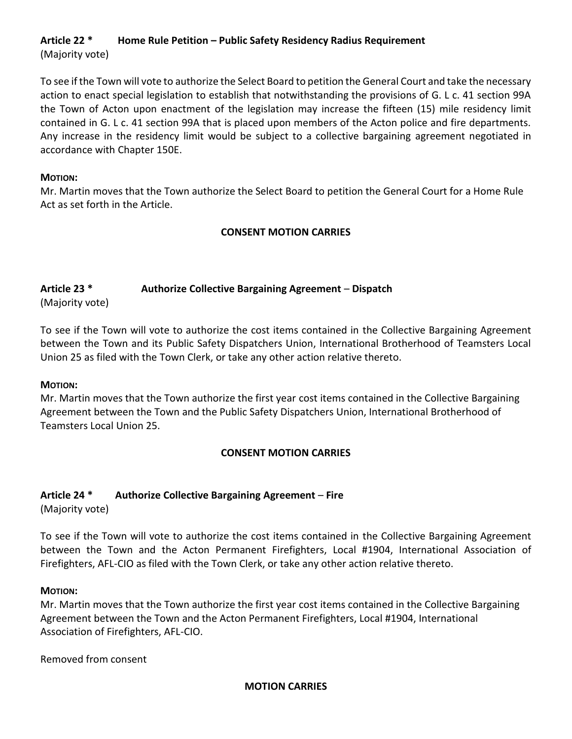### Article 22 * Home Rule Petition – Public Safety Residency Radius Requirement

(Majority vote)

To see if the Town will vote to authorize the Select Board to petition the General Court and take the necessary action to enact special legislation to establish that notwithstanding the provisions of G. L c. 41 section 99A the Town of Acton upon enactment of the legislation may increase the fifteen (15) mile residency limit contained in G. L c. 41 section 99A that is placed upon members of the Acton police and fire departments. Any increase in the residency limit would be subject to a collective bargaining agreement negotiated in accordance with Chapter 150E.

**MOTION:**

Mr. Martin moves that the Town authorize the Select Board to petition the General Court for a Home Rule Act as set forth in the Article.

**CONSENT MOTION CARRIES**

### Article 23 * Authorize Collective Bargaining Agreement – Dispatch

(Majority vote)

To see if the Town will vote to authorize the cost items contained in the Collective Bargaining Agreement between the Town and its Public Safety Dispatchers Union, International Brotherhood of Teamsters Local Union 25 as filed with the Town Clerk, or take any other action relative thereto.

**MOTION:**

Mr. Martin moves that the Town authorize the first year cost items contained in the Collective Bargaining Agreement between the Town and the Public Safety Dispatchers Union, International Brotherhood of Teamsters Local Union 25.

**CONSENT MOTION CARRIES**

### Article 24 * Authorize Collective Bargaining Agreement – Fire

(Majority vote)

To see if the Town will vote to authorize the cost items contained in the Collective Bargaining Agreement between the Town and the Acton Permanent Firefighters, Local #1904, International Association of Firefighters, AFL-CIO as filed with the Town Clerk, or take any other action relative thereto.

**MOTION:**

Mr. Martin moves that the Town authorize the first year cost items contained in the Collective Bargaining Agreement between the Town and the Acton Permanent Firefighters, Local #1904, International Association of Firefighters, AFL-CIO.

Removed from consent

**MOTION CARRIES**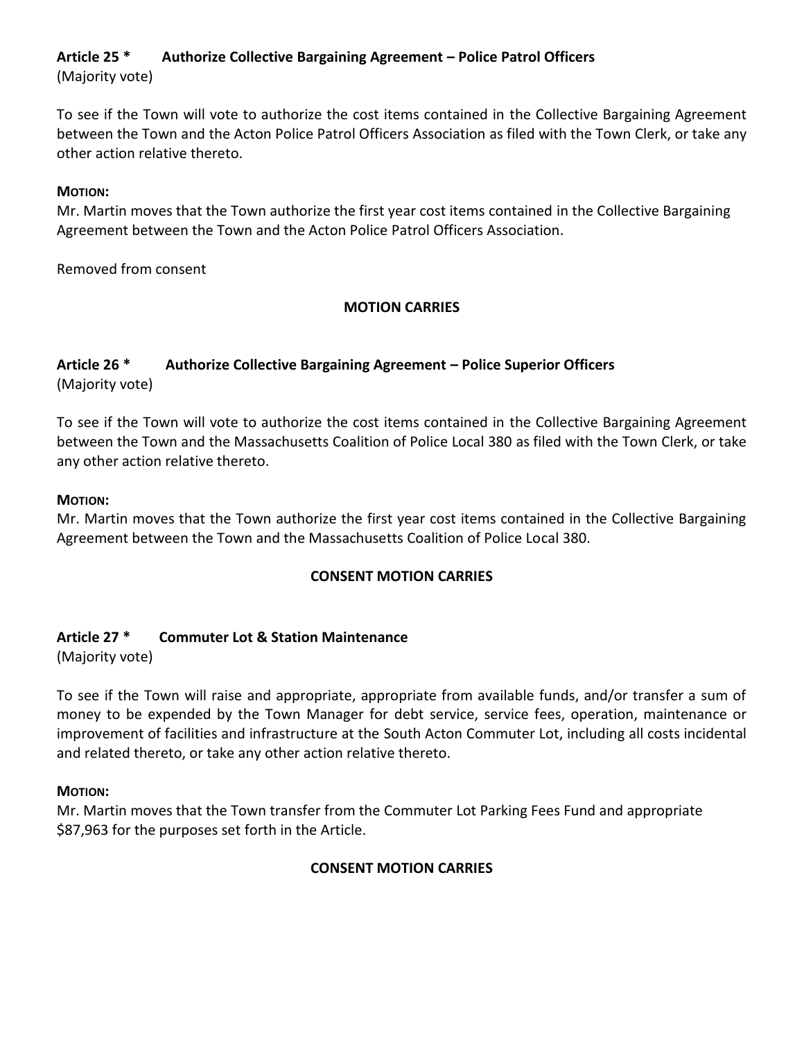### Article 25 * Authorize Collective Bargaining Agreement – Police Patrol Officers
(Majority vote)

To see if the Town will vote to authorize the cost items contained in the Collective Bargaining Agreement between the Town and the Acton Police Patrol Officers Association as filed with the Town Clerk, or take any other action relative thereto.

**MOTION:**
Mr. Martin moves that the Town authorize the first year cost items contained in the Collective Bargaining Agreement between the Town and the Acton Police Patrol Officers Association.

Removed from consent

**MOTION CARRIES**

### Article 26 * Authorize Collective Bargaining Agreement – Police Superior Officers
(Majority vote)

To see if the Town will vote to authorize the cost items contained in the Collective Bargaining Agreement between the Town and the Massachusetts Coalition of Police Local 380 as filed with the Town Clerk, or take any other action relative thereto.

**MOTION:**
Mr. Martin moves that the Town authorize the first year cost items contained in the Collective Bargaining Agreement between the Town and the Massachusetts Coalition of Police Local 380.

**CONSENT MOTION CARRIES**

### Article 27 * Commuter Lot & Station Maintenance
(Majority vote)

To see if the Town will raise and appropriate, appropriate from available funds, and/or transfer a sum of money to be expended by the Town Manager for debt service, service fees, operation, maintenance or improvement of facilities and infrastructure at the South Acton Commuter Lot, including all costs incidental and related thereto, or take any other action relative thereto.

**MOTION:**
Mr. Martin moves that the Town transfer from the Commuter Lot Parking Fees Fund and appropriate $87,963 for the purposes set forth in the Article.

**CONSENT MOTION CARRIES**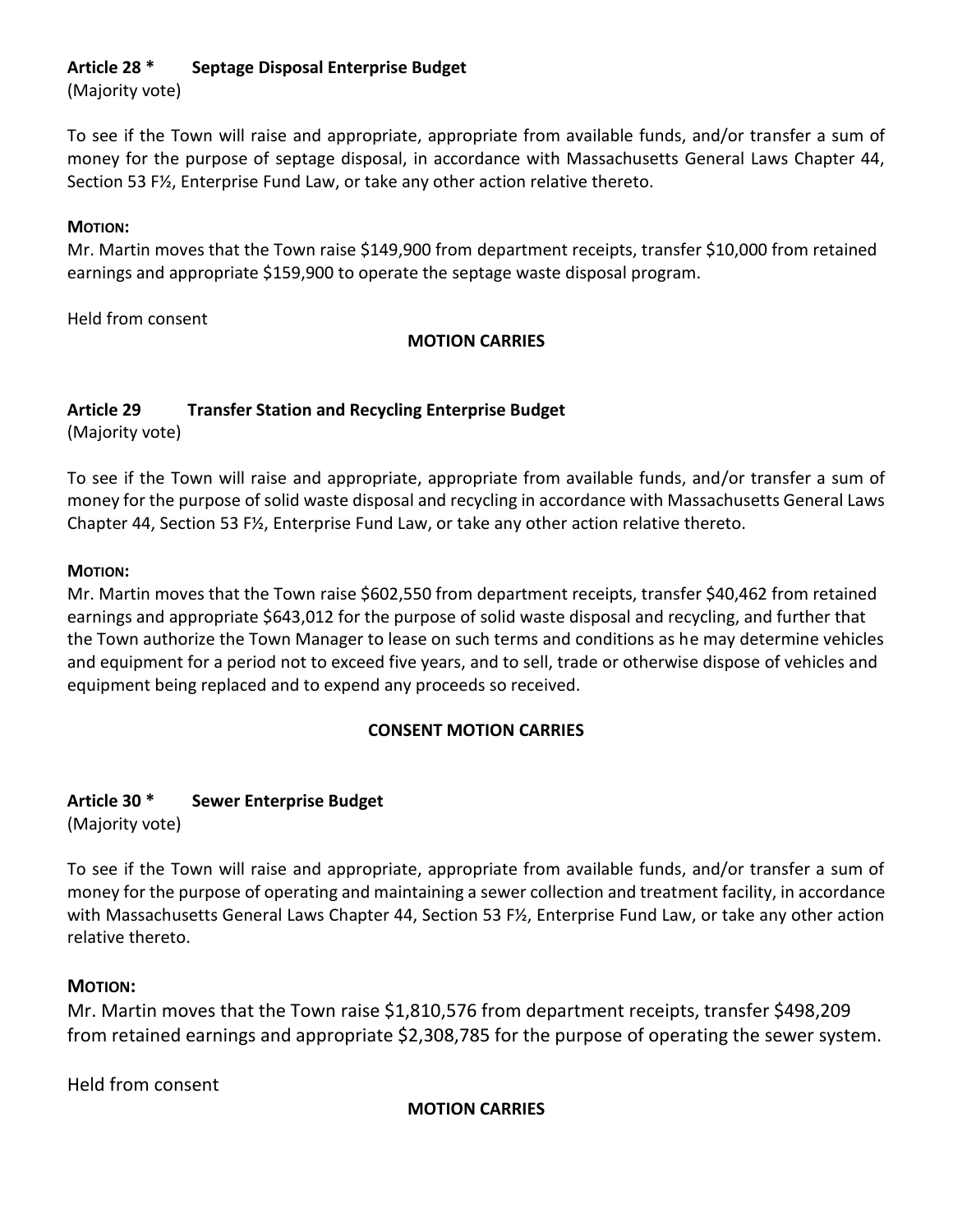**Article 28 * Septage Disposal Enterprise Budget**
(Majority vote)

To see if the Town will raise and appropriate, appropriate from available funds, and/or transfer a sum of money for the purpose of septage disposal, in accordance with Massachusetts General Laws Chapter 44, Section 53 F½, Enterprise Fund Law, or take any other action relative thereto.

**MOTION:**
Mr. Martin moves that the Town raise $149,900 from department receipts, transfer $10,000 from retained earnings and appropriate $159,900 to operate the septage waste disposal program.

Held from consent

**MOTION CARRIES**

**Article 29 Transfer Station and Recycling Enterprise Budget**
(Majority vote)

To see if the Town will raise and appropriate, appropriate from available funds, and/or transfer a sum of money for the purpose of solid waste disposal and recycling in accordance with Massachusetts General Laws Chapter 44, Section 53 F½, Enterprise Fund Law, or take any other action relative thereto.

**MOTION:**
Mr. Martin moves that the Town raise $602,550 from department receipts, transfer $40,462 from retained earnings and appropriate $643,012 for the purpose of solid waste disposal and recycling, and further that the Town authorize the Town Manager to lease on such terms and conditions as he may determine vehicles and equipment for a period not to exceed five years, and to sell, trade or otherwise dispose of vehicles and equipment being replaced and to expend any proceeds so received.

**CONSENT MOTION CARRIES**

**Article 30 * Sewer Enterprise Budget**
(Majority vote)

To see if the Town will raise and appropriate, appropriate from available funds, and/or transfer a sum of money for the purpose of operating and maintaining a sewer collection and treatment facility, in accordance with Massachusetts General Laws Chapter 44, Section 53 F½, Enterprise Fund Law, or take any other action relative thereto.

**MOTION:**
Mr. Martin moves that the Town raise $1,810,576 from department receipts, transfer $498,209 from retained earnings and appropriate $2,308,785 for the purpose of operating the sewer system.

Held from consent

**MOTION CARRIES**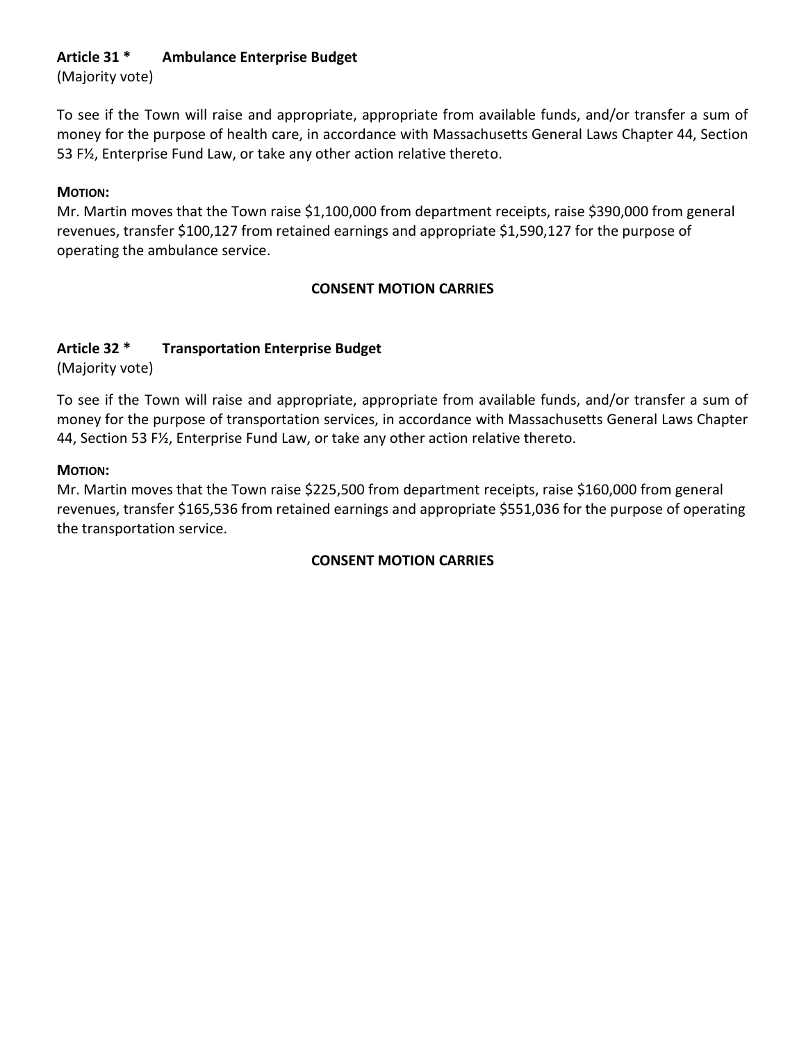**Article 31 * Ambulance Enterprise Budget**
(Majority vote)

To see if the Town will raise and appropriate, appropriate from available funds, and/or transfer a sum of money for the purpose of health care, in accordance with Massachusetts General Laws Chapter 44, Section 53 F½, Enterprise Fund Law, or take any other action relative thereto.

**MOTION:**
Mr. Martin moves that the Town raise $1,100,000 from department receipts, raise $390,000 from general revenues, transfer $100,127 from retained earnings and appropriate $1,590,127 for the purpose of operating the ambulance service.

**CONSENT MOTION CARRIES**

**Article 32 * Transportation Enterprise Budget**
(Majority vote)

To see if the Town will raise and appropriate, appropriate from available funds, and/or transfer a sum of money for the purpose of transportation services, in accordance with Massachusetts General Laws Chapter 44, Section 53 F½, Enterprise Fund Law, or take any other action relative thereto.

**MOTION:**
Mr. Martin moves that the Town raise $225,500 from department receipts, raise $160,000 from general revenues, transfer $165,536 from retained earnings and appropriate $551,036 for the purpose of operating the transportation service.

**CONSENT MOTION CARRIES**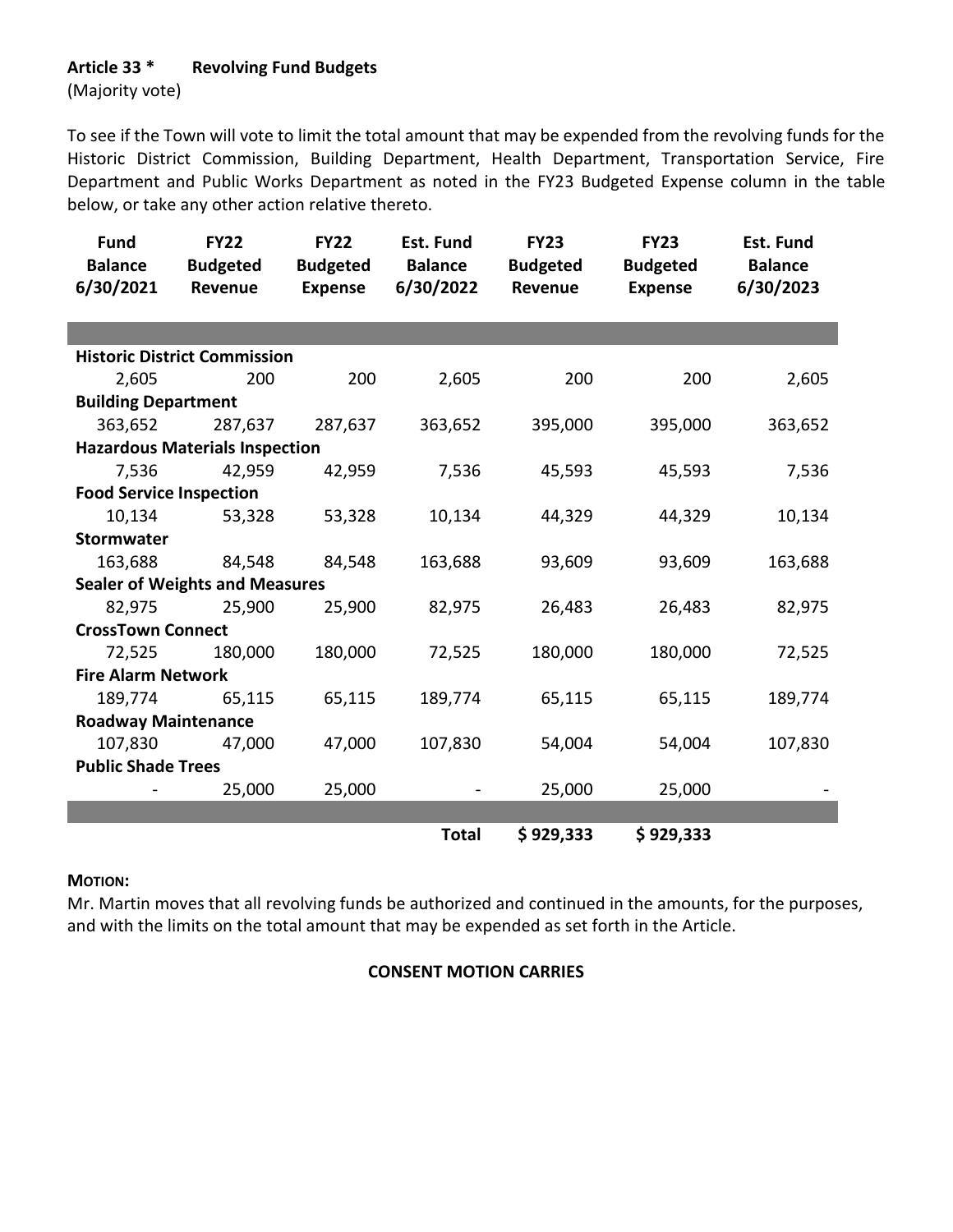**Article 33 *	Revolving Fund Budgets**
(Majority vote)

To see if the Town will vote to limit the total amount that may be expended from the revolving funds for the Historic District Commission, Building Department, Health Department, Transportation Service, Fire Department and Public Works Department as noted in the FY23 Budgeted Expense column in the table below, or take any other action relative thereto.

| Fund Balance 6/30/2021 | FY22 Budgeted Revenue | FY22 Budgeted Expense | Est. Fund Balance 6/30/2022 | FY23 Budgeted Revenue | FY23 Budgeted Expense | Est. Fund Balance 6/30/2023 |
|---|---|---|---|---|---|---|
| **Historic District Commission** | | | | | | |
| 2,605 | 200 | 200 | 2,605 | 200 | 200 | 2,605 |
| **Building Department** | | | | | | |
| 363,652 | 287,637 | 287,637 | 363,652 | 395,000 | 395,000 | 363,652 |
| **Hazardous Materials Inspection** | | | | | | |
| 7,536 | 42,959 | 42,959 | 7,536 | 45,593 | 45,593 | 7,536 |
| **Food Service Inspection** | | | | | | |
| 10,134 | 53,328 | 53,328 | 10,134 | 44,329 | 44,329 | 10,134 |
| **Stormwater** | | | | | | |
| 163,688 | 84,548 | 84,548 | 163,688 | 93,609 | 93,609 | 163,688 |
| **Sealer of Weights and Measures** | | | | | | |
| 82,975 | 25,900 | 25,900 | 82,975 | 26,483 | 26,483 | 82,975 |
| **CrossTown Connect** | | | | | | |
| 72,525 | 180,000 | 180,000 | 72,525 | 180,000 | 180,000 | 72,525 |
| **Fire Alarm Network** | | | | | | |
| 189,774 | 65,115 | 65,115 | 189,774 | 65,115 | 65,115 | 189,774 |
| **Roadway Maintenance** | | | | | | |
| 107,830 | 47,000 | 47,000 | 107,830 | 54,004 | 54,004 | 107,830 |
| **Public Shade Trees** | | | | | | |
| - | 25,000 | 25,000 | - | 25,000 | 25,000 | - |
| | | | **Total** | **$ 929,333** | **$ 929,333** | |

**MOTION:**
Mr. Martin moves that all revolving funds be authorized and continued in the amounts, for the purposes, and with the limits on the total amount that may be expended as set forth in the Article.

**CONSENT MOTION CARRIES**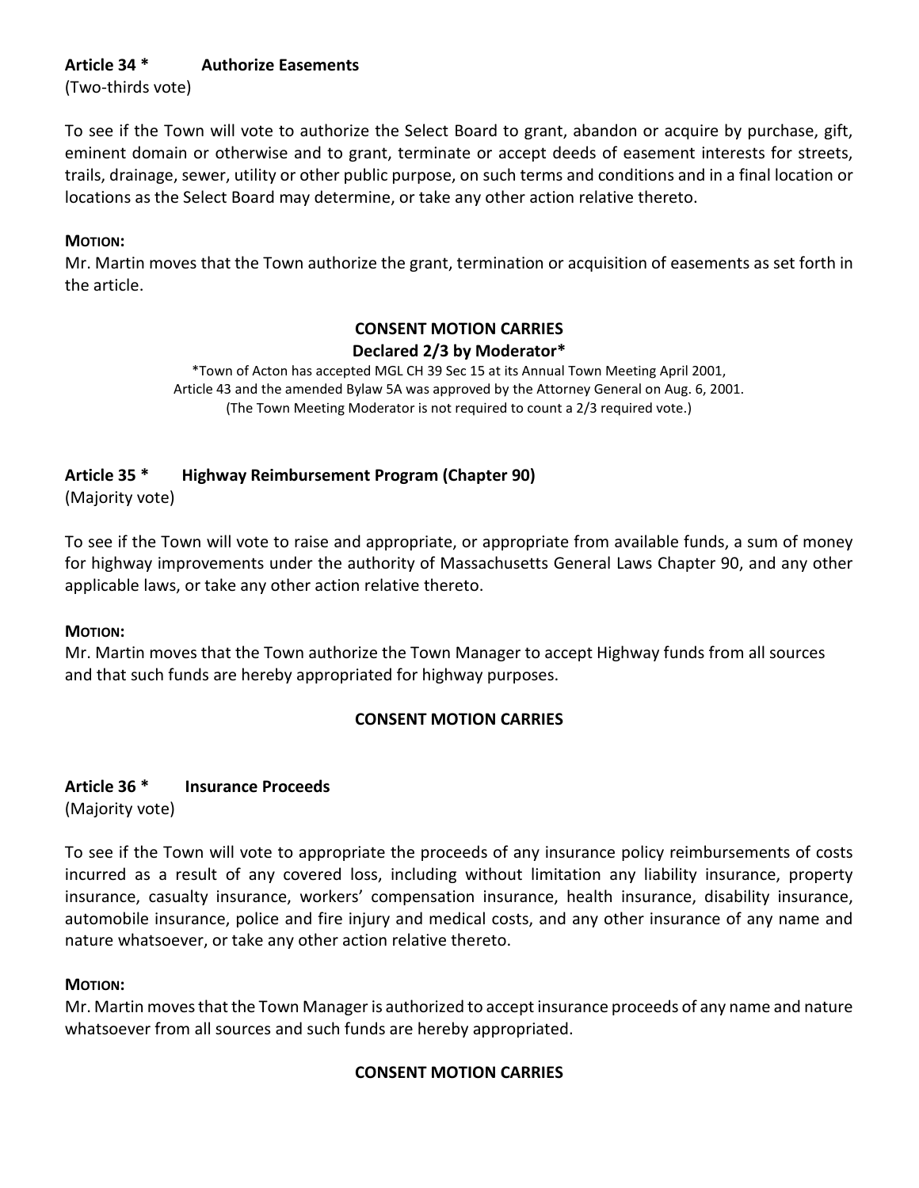### Article 34 * Authorize Easements

(Two-thirds vote)

To see if the Town will vote to authorize the Select Board to grant, abandon or acquire by purchase, gift, eminent domain or otherwise and to grant, terminate or accept deeds of easement interests for streets, trails, drainage, sewer, utility or other public purpose, on such terms and conditions and in a final location or locations as the Select Board may determine, or take any other action relative thereto.

**MOTION:**
Mr. Martin moves that the Town authorize the grant, termination or acquisition of easements as set forth in the article.

**CONSENT MOTION CARRIES**
**Declared 2/3 by Moderator***

*Town of Acton has accepted MGL CH 39 Sec 15 at its Annual Town Meeting April 2001, Article 43 and the amended Bylaw 5A was approved by the Attorney General on Aug. 6, 2001. (The Town Meeting Moderator is not required to count a 2/3 required vote.)

### Article 35 * Highway Reimbursement Program (Chapter 90)

(Majority vote)

To see if the Town will vote to raise and appropriate, or appropriate from available funds, a sum of money for highway improvements under the authority of Massachusetts General Laws Chapter 90, and any other applicable laws, or take any other action relative thereto.

**MOTION:**
Mr. Martin moves that the Town authorize the Town Manager to accept Highway funds from all sources and that such funds are hereby appropriated for highway purposes.

**CONSENT MOTION CARRIES**

### Article 36 * Insurance Proceeds

(Majority vote)

To see if the Town will vote to appropriate the proceeds of any insurance policy reimbursements of costs incurred as a result of any covered loss, including without limitation any liability insurance, property insurance, casualty insurance, workers' compensation insurance, health insurance, disability insurance, automobile insurance, police and fire injury and medical costs, and any other insurance of any name and nature whatsoever, or take any other action relative thereto.

**MOTION:**
Mr. Martin moves that the Town Manager is authorized to accept insurance proceeds of any name and nature whatsoever from all sources and such funds are hereby appropriated.

**CONSENT MOTION CARRIES**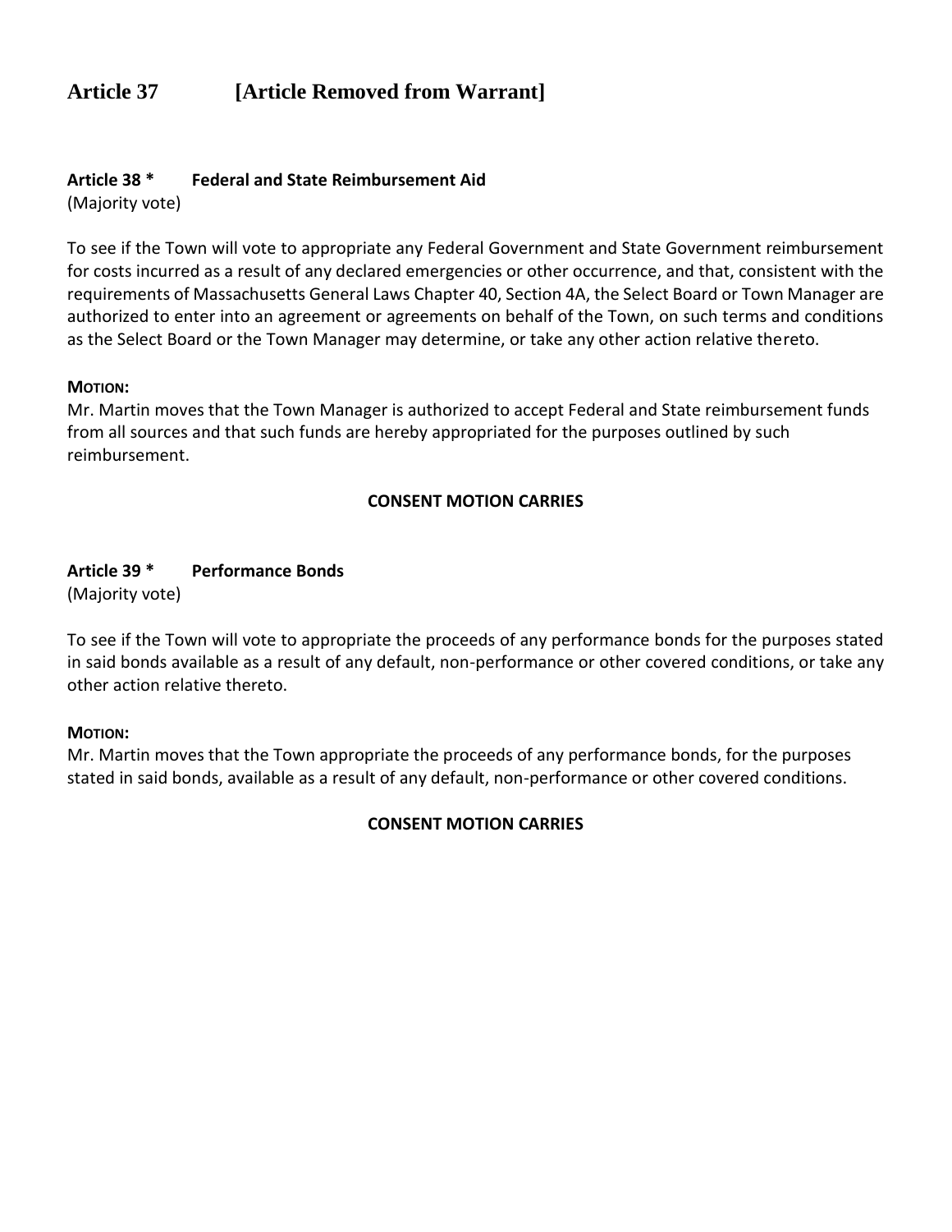## Article 37 [Article Removed from Warrant]

### Article 38 * Federal and State Reimbursement Aid

(Majority vote)

To see if the Town will vote to appropriate any Federal Government and State Government reimbursement for costs incurred as a result of any declared emergencies or other occurrence, and that, consistent with the requirements of Massachusetts General Laws Chapter 40, Section 4A, the Select Board or Town Manager are authorized to enter into an agreement or agreements on behalf of the Town, on such terms and conditions as the Select Board or the Town Manager may determine, or take any other action relative thereto.

**MOTION:**

Mr. Martin moves that the Town Manager is authorized to accept Federal and State reimbursement funds from all sources and that such funds are hereby appropriated for the purposes outlined by such reimbursement.

**CONSENT MOTION CARRIES**

### Article 39 * Performance Bonds

(Majority vote)

To see if the Town will vote to appropriate the proceeds of any performance bonds for the purposes stated in said bonds available as a result of any default, non-performance or other covered conditions, or take any other action relative thereto.

**MOTION:**

Mr. Martin moves that the Town appropriate the proceeds of any performance bonds, for the purposes stated in said bonds, available as a result of any default, non-performance or other covered conditions.

**CONSENT MOTION CARRIES**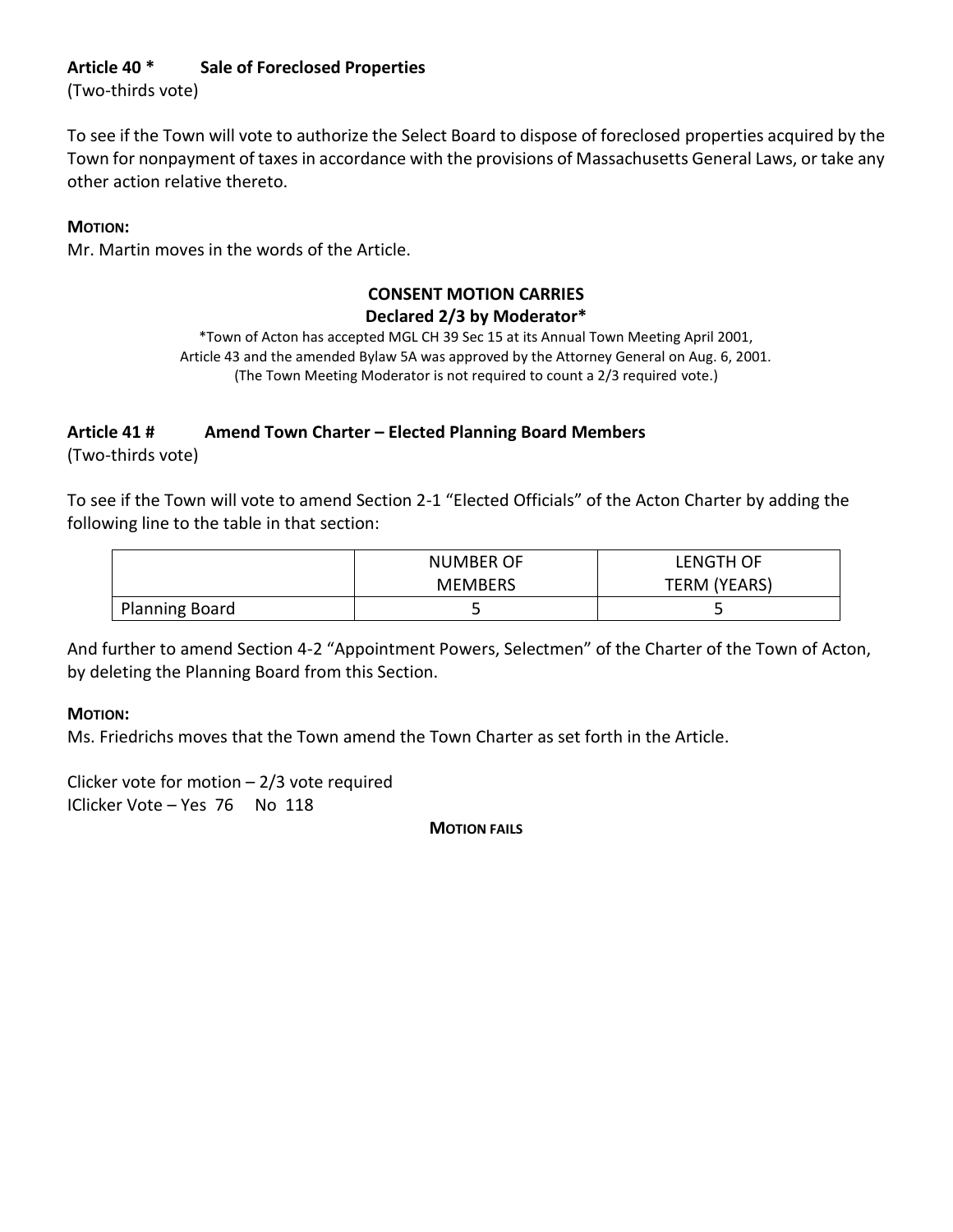**Article 40 \*  Sale of Foreclosed Properties**
(Two-thirds vote)

To see if the Town will vote to authorize the Select Board to dispose of foreclosed properties acquired by the Town for nonpayment of taxes in accordance with the provisions of Massachusetts General Laws, or take any other action relative thereto.

**MOTION:**
Mr. Martin moves in the words of the Article.

**CONSENT MOTION CARRIES**
**Declared 2/3 by Moderator***

*Town of Acton has accepted MGL CH 39 Sec 15 at its Annual Town Meeting April 2001, Article 43 and the amended Bylaw 5A was approved by the Attorney General on Aug. 6, 2001. (The Town Meeting Moderator is not required to count a 2/3 required vote.)

**Article 41 #  Amend Town Charter – Elected Planning Board Members**
(Two-thirds vote)

To see if the Town will vote to amend Section 2-1 "Elected Officials" of the Acton Charter by adding the following line to the table in that section:

| | NUMBER OF MEMBERS | LENGTH OF TERM (YEARS) |
|---|---|---|
| Planning Board | 5 | 5 |

And further to amend Section 4-2 "Appointment Powers, Selectmen" of the Charter of the Town of Acton, by deleting the Planning Board from this Section.

**MOTION:**
Ms. Friedrichs moves that the Town amend the Town Charter as set forth in the Article.

Clicker vote for motion – 2/3 vote required
IClicker Vote – Yes 76  No 118

**MOTION FAILS**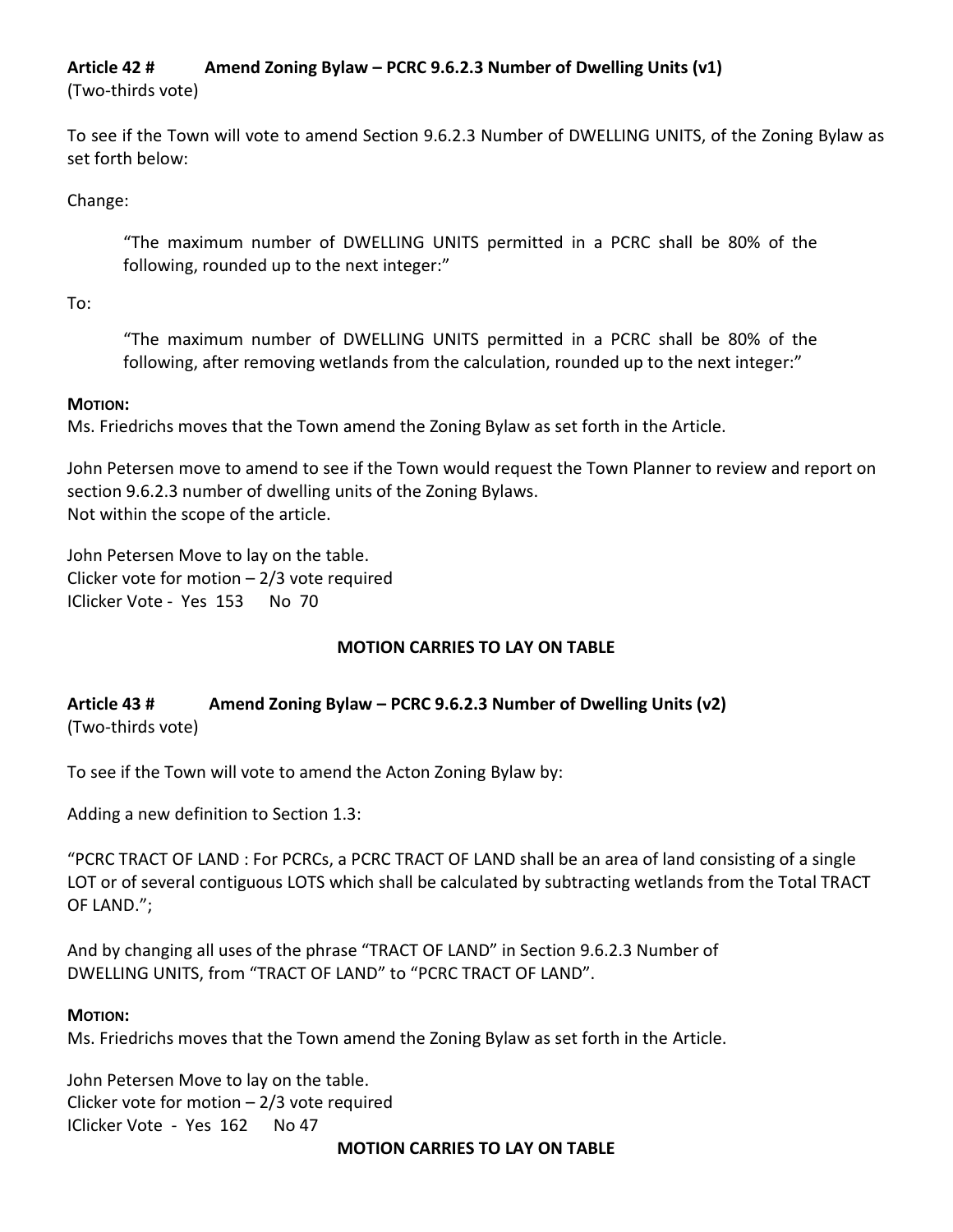**Article 42 #		Amend Zoning Bylaw – PCRC 9.6.2.3 Number of Dwelling Units (v1)**
(Two-thirds vote)

To see if the Town will vote to amend Section 9.6.2.3 Number of DWELLING UNITS, of the Zoning Bylaw as set forth below:

Change:

> "The maximum number of DWELLING UNITS permitted in a PCRC shall be 80% of the following, rounded up to the next integer:"

To:

> "The maximum number of DWELLING UNITS permitted in a PCRC shall be 80% of the following, after removing wetlands from the calculation, rounded up to the next integer:"

**MOTION:**
Ms. Friedrichs moves that the Town amend the Zoning Bylaw as set forth in the Article.

John Petersen move to amend to see if the Town would request the Town Planner to review and report on section 9.6.2.3 number of dwelling units of the Zoning Bylaws.
Not within the scope of the article.

John Petersen Move to lay on the table.
Clicker vote for motion – 2/3 vote required
IClicker Vote - Yes 153 No 70

**MOTION CARRIES TO LAY ON TABLE**

**Article 43 #		Amend Zoning Bylaw – PCRC 9.6.2.3 Number of Dwelling Units (v2)**
(Two-thirds vote)

To see if the Town will vote to amend the Acton Zoning Bylaw by:

Adding a new definition to Section 1.3:

"PCRC TRACT OF LAND : For PCRCs, a PCRC TRACT OF LAND shall be an area of land consisting of a single LOT or of several contiguous LOTS which shall be calculated by subtracting wetlands from the Total TRACT OF LAND.";

And by changing all uses of the phrase "TRACT OF LAND" in Section 9.6.2.3 Number of DWELLING UNITS, from "TRACT OF LAND" to "PCRC TRACT OF LAND".

**MOTION:**
Ms. Friedrichs moves that the Town amend the Zoning Bylaw as set forth in the Article.

John Petersen Move to lay on the table.
Clicker vote for motion – 2/3 vote required
IClicker Vote - Yes 162 No 47

**MOTION CARRIES TO LAY ON TABLE**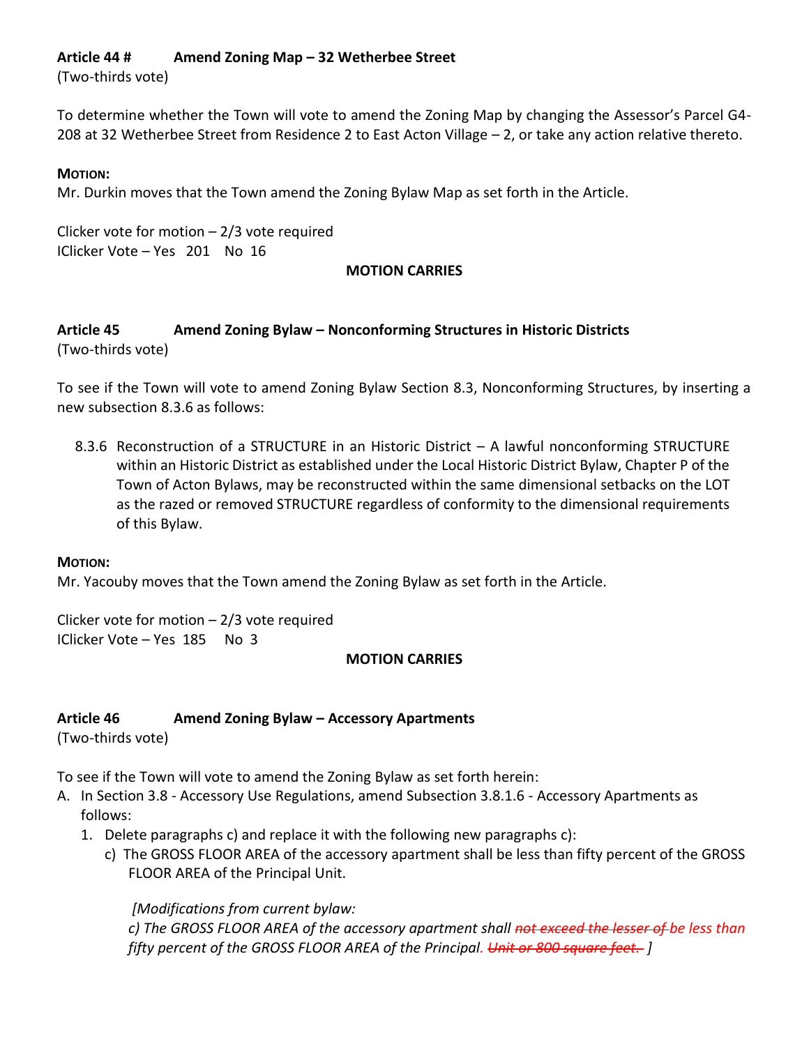**Article 44 #  Amend Zoning Map – 32 Wetherbee Street**
(Two-thirds vote)

To determine whether the Town will vote to amend the Zoning Map by changing the Assessor's Parcel G4-208 at 32 Wetherbee Street from Residence 2 to East Acton Village – 2, or take any action relative thereto.

**MOTION:**
Mr. Durkin moves that the Town amend the Zoning Bylaw Map as set forth in the Article.

Clicker vote for motion – 2/3 vote required
IClicker Vote – Yes 201 No 16

**MOTION CARRIES**

**Article 45  Amend Zoning Bylaw – Nonconforming Structures in Historic Districts**
(Two-thirds vote)

To see if the Town will vote to amend Zoning Bylaw Section 8.3, Nonconforming Structures, by inserting a new subsection 8.3.6 as follows:

8.3.6 Reconstruction of a STRUCTURE in an Historic District – A lawful nonconforming STRUCTURE within an Historic District as established under the Local Historic District Bylaw, Chapter P of the Town of Acton Bylaws, may be reconstructed within the same dimensional setbacks on the LOT as the razed or removed STRUCTURE regardless of conformity to the dimensional requirements of this Bylaw.

**MOTION:**
Mr. Yacouby moves that the Town amend the Zoning Bylaw as set forth in the Article.

Clicker vote for motion – 2/3 vote required
IClicker Vote – Yes 185 No 3

**MOTION CARRIES**

**Article 46  Amend Zoning Bylaw – Accessory Apartments**
(Two-thirds vote)

To see if the Town will vote to amend the Zoning Bylaw as set forth herein:

A. In Section 3.8 - Accessory Use Regulations, amend Subsection 3.8.1.6 - Accessory Apartments as follows:
   1. Delete paragraphs c) and replace it with the following new paragraphs c):
      c) The GROSS FLOOR AREA of the accessory apartment shall be less than fifty percent of the GROSS FLOOR AREA of the Principal Unit.

      *[Modifications from current bylaw:*
      *c) The GROSS FLOOR AREA of the accessory apartment shall ~~not exceed the lesser of~~ be less than fifty percent of the GROSS FLOOR AREA of the Principal. ~~Unit or 800 square feet.~~ ]*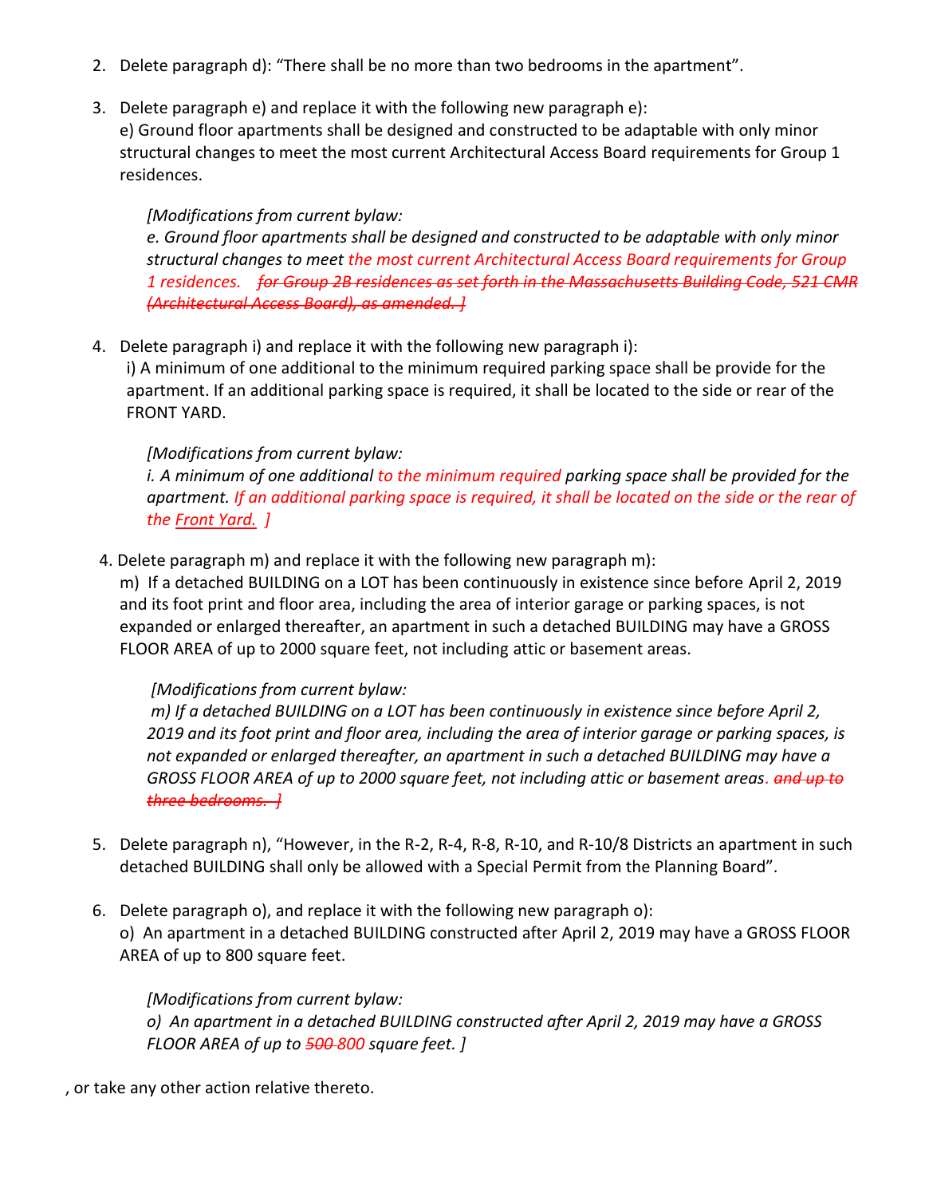2. Delete paragraph d): "There shall be no more than two bedrooms in the apartment".

3. Delete paragraph e) and replace it with the following new paragraph e):
   e) Ground floor apartments shall be designed and constructed to be adaptable with only minor structural changes to meet the most current Architectural Access Board requirements for Group 1 residences.

   *[Modifications from current bylaw:*
   *e. Ground floor apartments shall be designed and constructed to be adaptable with only minor structural changes to meet the most current Architectural Access Board requirements for Group 1 residences. ~~for Group 2B residences as set forth in the Massachusetts Building Code, 521 CMR (Architectural Access Board), as amended. ]~~*

4. Delete paragraph i) and replace it with the following new paragraph i):
   i) A minimum of one additional to the minimum required parking space shall be provide for the apartment. If an additional parking space is required, it shall be located to the side or rear of the FRONT YARD.

   *[Modifications from current bylaw:*
   *i. A minimum of one additional to the minimum required parking space shall be provided for the apartment. If an additional parking space is required, it shall be located on the side or the rear of the Front Yard. ]*

4. Delete paragraph m) and replace it with the following new paragraph m):
   m) If a detached BUILDING on a LOT has been continuously in existence since before April 2, 2019 and its foot print and floor area, including the area of interior garage or parking spaces, is not expanded or enlarged thereafter, an apartment in such a detached BUILDING may have a GROSS FLOOR AREA of up to 2000 square feet, not including attic or basement areas.

   *[Modifications from current bylaw:*
   *m) If a detached BUILDING on a LOT has been continuously in existence since before April 2, 2019 and its foot print and floor area, including the area of interior garage or parking spaces, is not expanded or enlarged thereafter, an apartment in such a detached BUILDING may have a GROSS FLOOR AREA of up to 2000 square feet, not including attic or basement areas. ~~and up to three bedrooms. ]~~*

5. Delete paragraph n), "However, in the R-2, R-4, R-8, R-10, and R-10/8 Districts an apartment in such detached BUILDING shall only be allowed with a Special Permit from the Planning Board".

6. Delete paragraph o), and replace it with the following new paragraph o):
   o) An apartment in a detached BUILDING constructed after April 2, 2019 may have a GROSS FLOOR AREA of up to 800 square feet.

   *[Modifications from current bylaw:*
   *o) An apartment in a detached BUILDING constructed after April 2, 2019 may have a GROSS FLOOR AREA of up to ~~500~~ 800 square feet. ]*

, or take any other action relative thereto.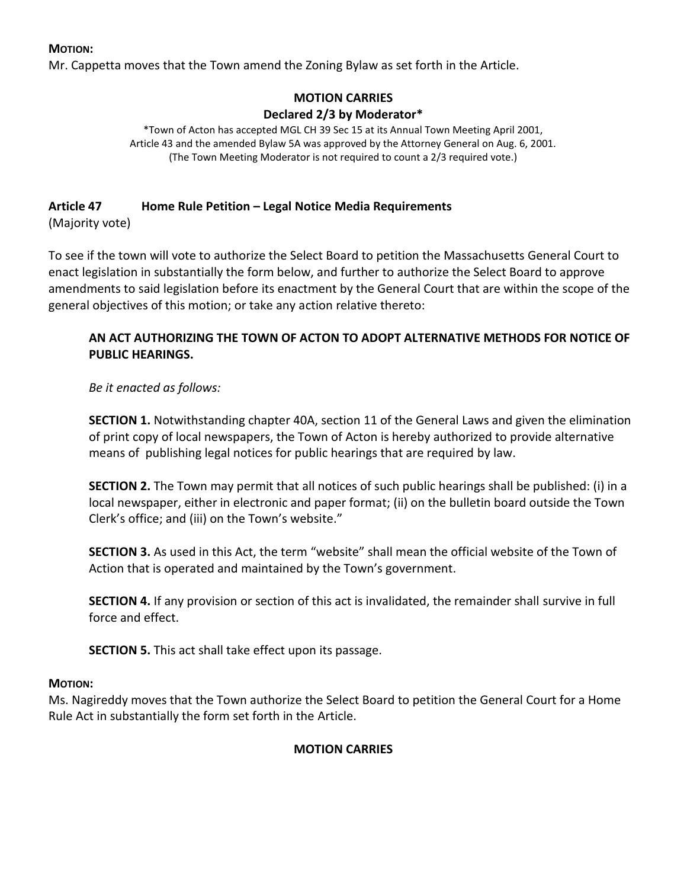**MOTION:**
Mr. Cappetta moves that the Town amend the Zoning Bylaw as set forth in the Article.

**MOTION CARRIES**
**Declared 2/3 by Moderator***

*Town of Acton has accepted MGL CH 39 Sec 15 at its Annual Town Meeting April 2001, Article 43 and the amended Bylaw 5A was approved by the Attorney General on Aug. 6, 2001. (The Town Meeting Moderator is not required to count a 2/3 required vote.)

**Article 47 Home Rule Petition – Legal Notice Media Requirements**
(Majority vote)

To see if the town will vote to authorize the Select Board to petition the Massachusetts General Court to enact legislation in substantially the form below, and further to authorize the Select Board to approve amendments to said legislation before its enactment by the General Court that are within the scope of the general objectives of this motion; or take any action relative thereto:

**AN ACT AUTHORIZING THE TOWN OF ACTON TO ADOPT ALTERNATIVE METHODS FOR NOTICE OF PUBLIC HEARINGS.**

*Be it enacted as follows:*

**SECTION 1.** Notwithstanding chapter 40A, section 11 of the General Laws and given the elimination of print copy of local newspapers, the Town of Acton is hereby authorized to provide alternative means of publishing legal notices for public hearings that are required by law.

**SECTION 2.** The Town may permit that all notices of such public hearings shall be published: (i) in a local newspaper, either in electronic and paper format; (ii) on the bulletin board outside the Town Clerk's office; and (iii) on the Town's website."

**SECTION 3.** As used in this Act, the term "website" shall mean the official website of the Town of Action that is operated and maintained by the Town's government.

**SECTION 4.** If any provision or section of this act is invalidated, the remainder shall survive in full force and effect.

**SECTION 5.** This act shall take effect upon its passage.

**MOTION:**
Ms. Nagireddy moves that the Town authorize the Select Board to petition the General Court for a Home Rule Act in substantially the form set forth in the Article.

**MOTION CARRIES**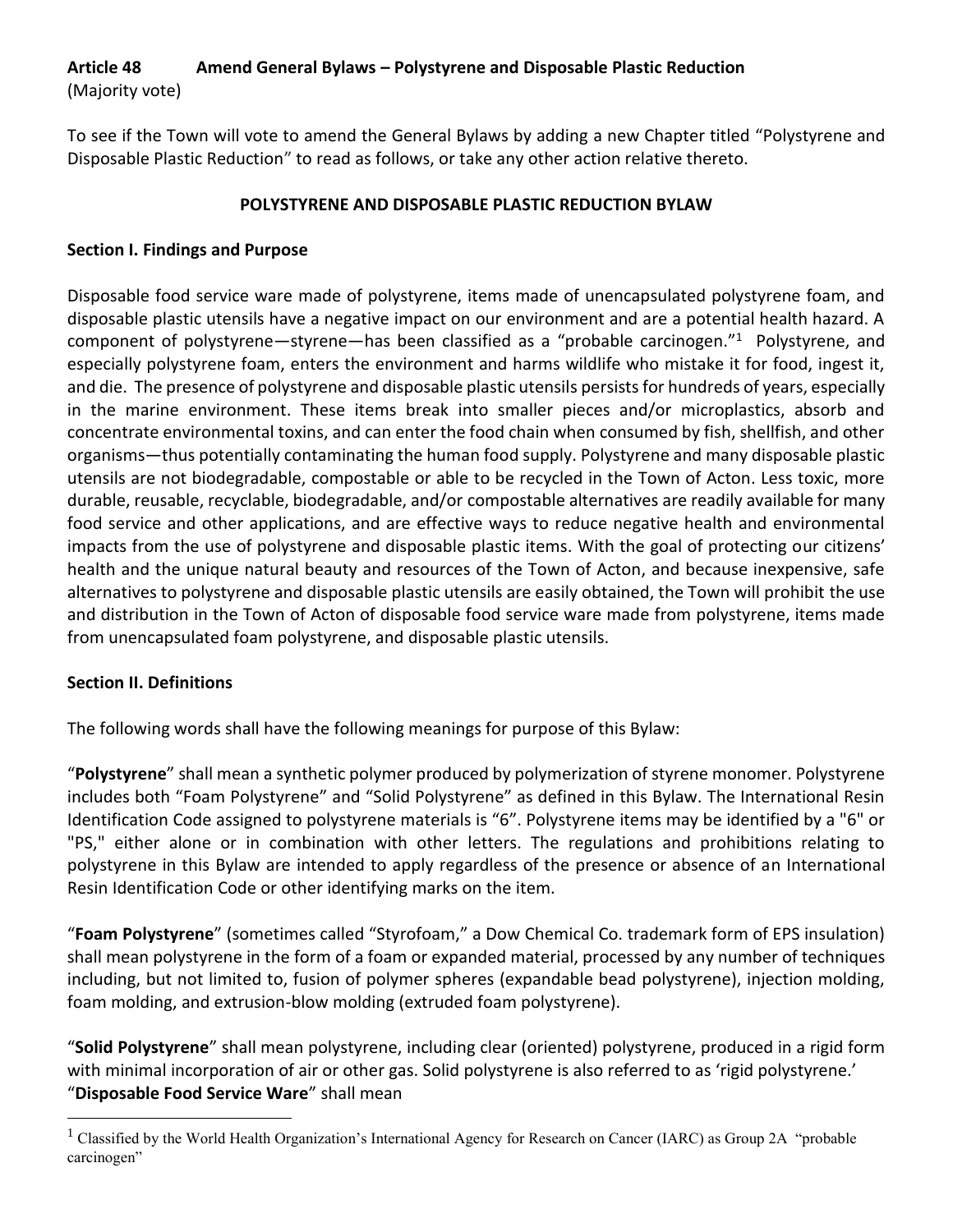**Article 48 Amend General Bylaws – Polystyrene and Disposable Plastic Reduction**
(Majority vote)

To see if the Town will vote to amend the General Bylaws by adding a new Chapter titled "Polystyrene and Disposable Plastic Reduction" to read as follows, or take any other action relative thereto.

**POLYSTYRENE AND DISPOSABLE PLASTIC REDUCTION BYLAW**

**Section I. Findings and Purpose**

Disposable food service ware made of polystyrene, items made of unencapsulated polystyrene foam, and disposable plastic utensils have a negative impact on our environment and are a potential health hazard. A component of polystyrene—styrene—has been classified as a "probable carcinogen."[1] Polystyrene, and especially polystyrene foam, enters the environment and harms wildlife who mistake it for food, ingest it, and die. The presence of polystyrene and disposable plastic utensils persists for hundreds of years, especially in the marine environment. These items break into smaller pieces and/or microplastics, absorb and concentrate environmental toxins, and can enter the food chain when consumed by fish, shellfish, and other organisms—thus potentially contaminating the human food supply. Polystyrene and many disposable plastic utensils are not biodegradable, compostable or able to be recycled in the Town of Acton. Less toxic, more durable, reusable, recyclable, biodegradable, and/or compostable alternatives are readily available for many food service and other applications, and are effective ways to reduce negative health and environmental impacts from the use of polystyrene and disposable plastic items. With the goal of protecting our citizens' health and the unique natural beauty and resources of the Town of Acton, and because inexpensive, safe alternatives to polystyrene and disposable plastic utensils are easily obtained, the Town will prohibit the use and distribution in the Town of Acton of disposable food service ware made from polystyrene, items made from unencapsulated foam polystyrene, and disposable plastic utensils.

**Section II. Definitions**

The following words shall have the following meanings for purpose of this Bylaw:

"**Polystyrene**" shall mean a synthetic polymer produced by polymerization of styrene monomer. Polystyrene includes both "Foam Polystyrene" and "Solid Polystyrene" as defined in this Bylaw. The International Resin Identification Code assigned to polystyrene materials is "6". Polystyrene items may be identified by a "6" or "PS," either alone or in combination with other letters. The regulations and prohibitions relating to polystyrene in this Bylaw are intended to apply regardless of the presence or absence of an International Resin Identification Code or other identifying marks on the item.

"**Foam Polystyrene**" (sometimes called "Styrofoam," a Dow Chemical Co. trademark form of EPS insulation) shall mean polystyrene in the form of a foam or expanded material, processed by any number of techniques including, but not limited to, fusion of polymer spheres (expandable bead polystyrene), injection molding, foam molding, and extrusion-blow molding (extruded foam polystyrene).

"**Solid Polystyrene**" shall mean polystyrene, including clear (oriented) polystyrene, produced in a rigid form with minimal incorporation of air or other gas. Solid polystyrene is also referred to as 'rigid polystyrene.'

"**Disposable Food Service Ware**" shall mean

[1] Classified by the World Health Organization's International Agency for Research on Cancer (IARC) as Group 2A "probable carcinogen"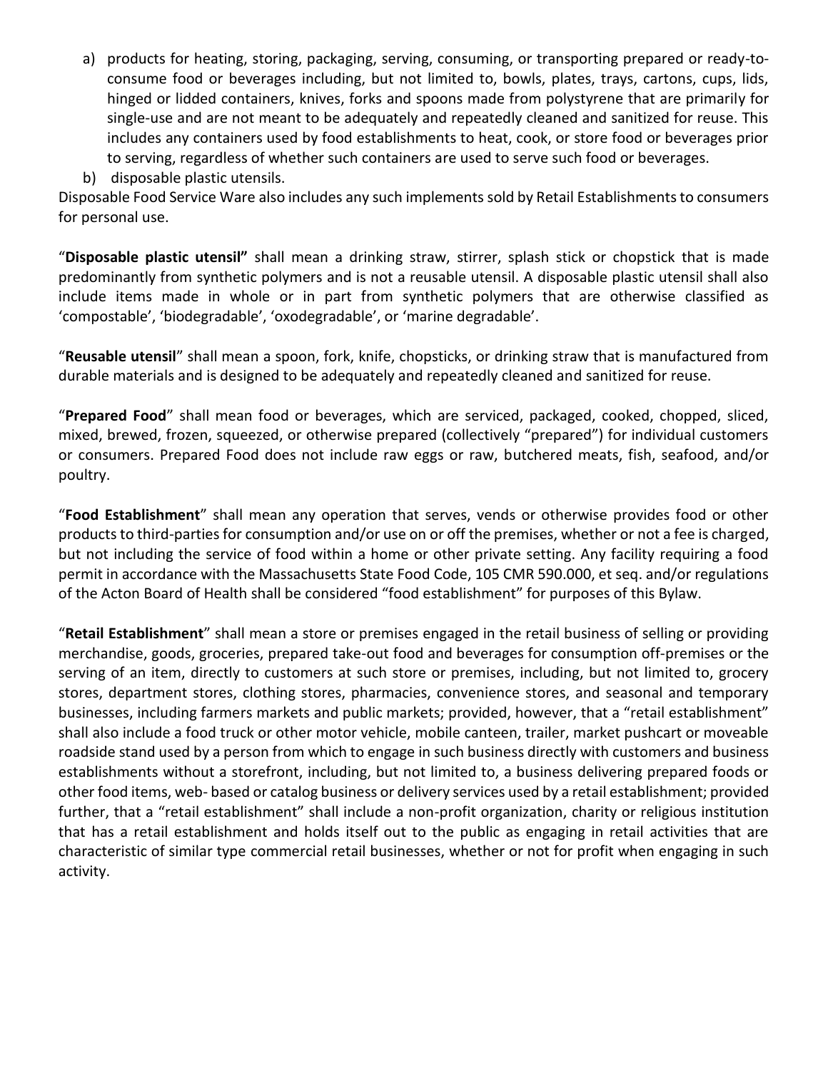a) products for heating, storing, packaging, serving, consuming, or transporting prepared or ready-to-consume food or beverages including, but not limited to, bowls, plates, trays, cartons, cups, lids, hinged or lidded containers, knives, forks and spoons made from polystyrene that are primarily for single-use and are not meant to be adequately and repeatedly cleaned and sanitized for reuse. This includes any containers used by food establishments to heat, cook, or store food or beverages prior to serving, regardless of whether such containers are used to serve such food or beverages.
b) disposable plastic utensils.

Disposable Food Service Ware also includes any such implements sold by Retail Establishments to consumers for personal use.

"**Disposable plastic utensil"** shall mean a drinking straw, stirrer, splash stick or chopstick that is made predominantly from synthetic polymers and is not a reusable utensil. A disposable plastic utensil shall also include items made in whole or in part from synthetic polymers that are otherwise classified as 'compostable', 'biodegradable', 'oxodegradable', or 'marine degradable'.

"**Reusable utensil**" shall mean a spoon, fork, knife, chopsticks, or drinking straw that is manufactured from durable materials and is designed to be adequately and repeatedly cleaned and sanitized for reuse.

"**Prepared Food**" shall mean food or beverages, which are serviced, packaged, cooked, chopped, sliced, mixed, brewed, frozen, squeezed, or otherwise prepared (collectively "prepared") for individual customers or consumers. Prepared Food does not include raw eggs or raw, butchered meats, fish, seafood, and/or poultry.

"**Food Establishment**" shall mean any operation that serves, vends or otherwise provides food or other products to third-parties for consumption and/or use on or off the premises, whether or not a fee is charged, but not including the service of food within a home or other private setting. Any facility requiring a food permit in accordance with the Massachusetts State Food Code, 105 CMR 590.000, et seq. and/or regulations of the Acton Board of Health shall be considered "food establishment" for purposes of this Bylaw.

"**Retail Establishment**" shall mean a store or premises engaged in the retail business of selling or providing merchandise, goods, groceries, prepared take-out food and beverages for consumption off-premises or the serving of an item, directly to customers at such store or premises, including, but not limited to, grocery stores, department stores, clothing stores, pharmacies, convenience stores, and seasonal and temporary businesses, including farmers markets and public markets; provided, however, that a "retail establishment" shall also include a food truck or other motor vehicle, mobile canteen, trailer, market pushcart or moveable roadside stand used by a person from which to engage in such business directly with customers and business establishments without a storefront, including, but not limited to, a business delivering prepared foods or other food items, web- based or catalog business or delivery services used by a retail establishment; provided further, that a "retail establishment" shall include a non-profit organization, charity or religious institution that has a retail establishment and holds itself out to the public as engaging in retail activities that are characteristic of similar type commercial retail businesses, whether or not for profit when engaging in such activity.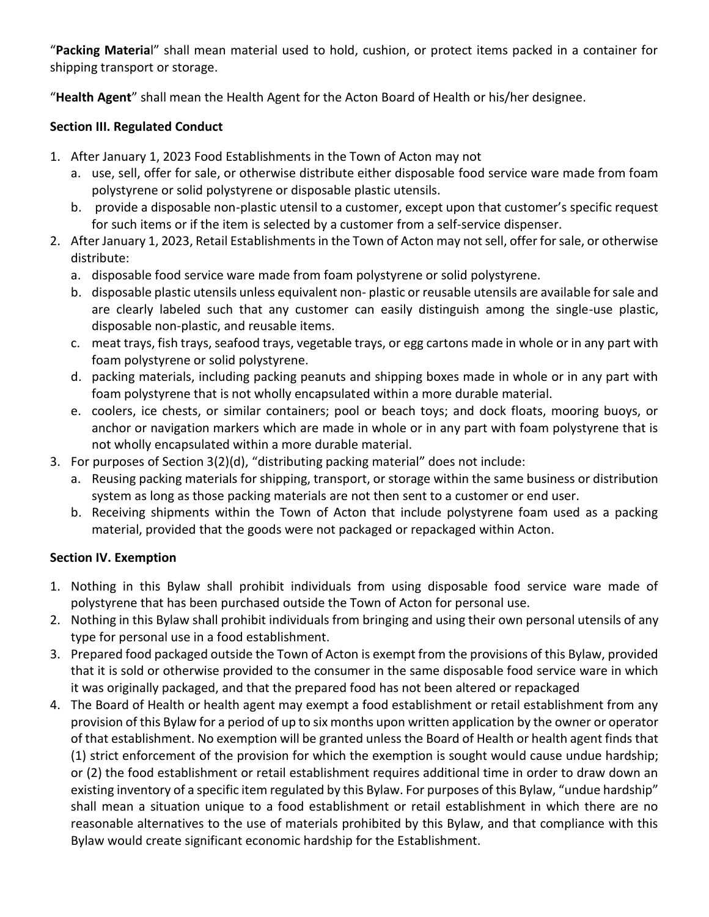"**Packing Materia**l" shall mean material used to hold, cushion, or protect items packed in a container for shipping transport or storage.

"**Health Agent**" shall mean the Health Agent for the Acton Board of Health or his/her designee.

**Section III. Regulated Conduct**

1. After January 1, 2023 Food Establishments in the Town of Acton may not
   a. use, sell, offer for sale, or otherwise distribute either disposable food service ware made from foam polystyrene or solid polystyrene or disposable plastic utensils.
   b. provide a disposable non-plastic utensil to a customer, except upon that customer's specific request for such items or if the item is selected by a customer from a self-service dispenser.
2. After January 1, 2023, Retail Establishments in the Town of Acton may not sell, offer for sale, or otherwise distribute:
   a. disposable food service ware made from foam polystyrene or solid polystyrene.
   b. disposable plastic utensils unless equivalent non- plastic or reusable utensils are available for sale and are clearly labeled such that any customer can easily distinguish among the single-use plastic, disposable non-plastic, and reusable items.
   c. meat trays, fish trays, seafood trays, vegetable trays, or egg cartons made in whole or in any part with foam polystyrene or solid polystyrene.
   d. packing materials, including packing peanuts and shipping boxes made in whole or in any part with foam polystyrene that is not wholly encapsulated within a more durable material.
   e. coolers, ice chests, or similar containers; pool or beach toys; and dock floats, mooring buoys, or anchor or navigation markers which are made in whole or in any part with foam polystyrene that is not wholly encapsulated within a more durable material.
3. For purposes of Section 3(2)(d), "distributing packing material" does not include:
   a. Reusing packing materials for shipping, transport, or storage within the same business or distribution system as long as those packing materials are not then sent to a customer or end user.
   b. Receiving shipments within the Town of Acton that include polystyrene foam used as a packing material, provided that the goods were not packaged or repackaged within Acton.

**Section IV. Exemption**

1. Nothing in this Bylaw shall prohibit individuals from using disposable food service ware made of polystyrene that has been purchased outside the Town of Acton for personal use.
2. Nothing in this Bylaw shall prohibit individuals from bringing and using their own personal utensils of any type for personal use in a food establishment.
3. Prepared food packaged outside the Town of Acton is exempt from the provisions of this Bylaw, provided that it is sold or otherwise provided to the consumer in the same disposable food service ware in which it was originally packaged, and that the prepared food has not been altered or repackaged
4. The Board of Health or health agent may exempt a food establishment or retail establishment from any provision of this Bylaw for a period of up to six months upon written application by the owner or operator of that establishment. No exemption will be granted unless the Board of Health or health agent finds that (1) strict enforcement of the provision for which the exemption is sought would cause undue hardship; or (2) the food establishment or retail establishment requires additional time in order to draw down an existing inventory of a specific item regulated by this Bylaw. For purposes of this Bylaw, "undue hardship" shall mean a situation unique to a food establishment or retail establishment in which there are no reasonable alternatives to the use of materials prohibited by this Bylaw, and that compliance with this Bylaw would create significant economic hardship for the Establishment.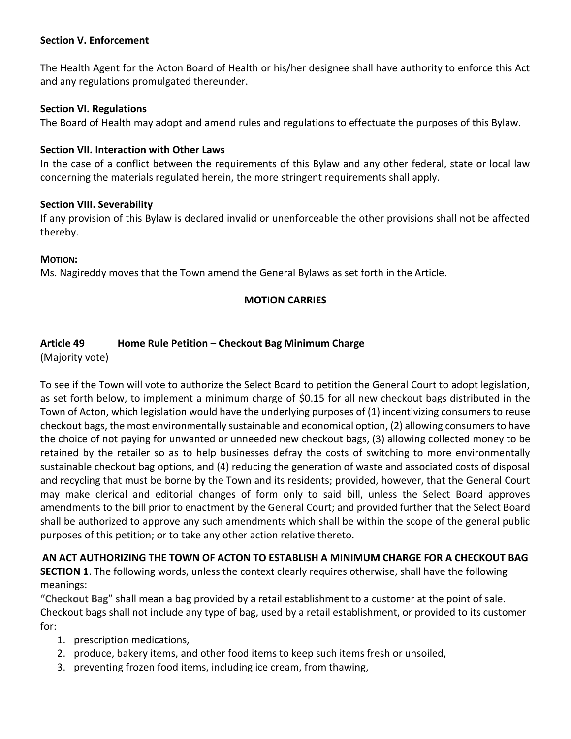**Section V. Enforcement**

The Health Agent for the Acton Board of Health or his/her designee shall have authority to enforce this Act and any regulations promulgated thereunder.

**Section VI. Regulations**

The Board of Health may adopt and amend rules and regulations to effectuate the purposes of this Bylaw.

**Section VII. Interaction with Other Laws**

In the case of a conflict between the requirements of this Bylaw and any other federal, state or local law concerning the materials regulated herein, the more stringent requirements shall apply.

**Section VIII. Severability**

If any provision of this Bylaw is declared invalid or unenforceable the other provisions shall not be affected thereby.

**MOTION:**

Ms. Nagireddy moves that the Town amend the General Bylaws as set forth in the Article.

**MOTION CARRIES**

**Article 49 Home Rule Petition – Checkout Bag Minimum Charge**

(Majority vote)

To see if the Town will vote to authorize the Select Board to petition the General Court to adopt legislation, as set forth below, to implement a minimum charge of $0.15 for all new checkout bags distributed in the Town of Acton, which legislation would have the underlying purposes of (1) incentivizing consumers to reuse checkout bags, the most environmentally sustainable and economical option, (2) allowing consumers to have the choice of not paying for unwanted or unneeded new checkout bags, (3) allowing collected money to be retained by the retailer so as to help businesses defray the costs of switching to more environmentally sustainable checkout bag options, and (4) reducing the generation of waste and associated costs of disposal and recycling that must be borne by the Town and its residents; provided, however, that the General Court may make clerical and editorial changes of form only to said bill, unless the Select Board approves amendments to the bill prior to enactment by the General Court; and provided further that the Select Board shall be authorized to approve any such amendments which shall be within the scope of the general public purposes of this petition; or to take any other action relative thereto.

**AN ACT AUTHORIZING THE TOWN OF ACTON TO ESTABLISH A MINIMUM CHARGE FOR A CHECKOUT BAG**

**SECTION 1**. The following words, unless the context clearly requires otherwise, shall have the following meanings:

"**Checkout Bag**" shall mean a bag provided by a retail establishment to a customer at the point of sale. Checkout bags shall not include any type of bag, used by a retail establishment, or provided to its customer for:

1. prescription medications,
2. produce, bakery items, and other food items to keep such items fresh or unsoiled,
3. preventing frozen food items, including ice cream, from thawing,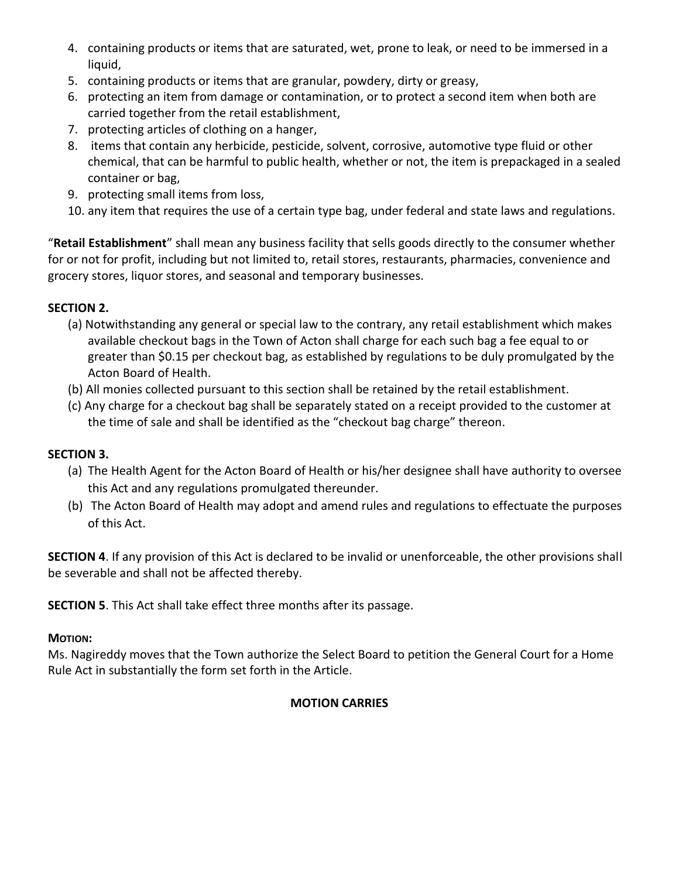4. containing products or items that are saturated, wet, prone to leak, or need to be immersed in a liquid,
5. containing products or items that are granular, powdery, dirty or greasy,
6. protecting an item from damage or contamination, or to protect a second item when both are carried together from the retail establishment,
7. protecting articles of clothing on a hanger,
8. items that contain any herbicide, pesticide, solvent, corrosive, automotive type fluid or other chemical, that can be harmful to public health, whether or not, the item is prepackaged in a sealed container or bag,
9. protecting small items from loss,
10. any item that requires the use of a certain type bag, under federal and state laws and regulations.

"**Retail Establishment**" shall mean any business facility that sells goods directly to the consumer whether for or not for profit, including but not limited to, retail stores, restaurants, pharmacies, convenience and grocery stores, liquor stores, and seasonal and temporary businesses.

**SECTION 2.**

(a) Notwithstanding any general or special law to the contrary, any retail establishment which makes available checkout bags in the Town of Acton shall charge for each such bag a fee equal to or greater than $0.15 per checkout bag, as established by regulations to be duly promulgated by the Acton Board of Health.

(b) All monies collected pursuant to this section shall be retained by the retail establishment.

(c) Any charge for a checkout bag shall be separately stated on a receipt provided to the customer at the time of sale and shall be identified as the "checkout bag charge" thereon.

**SECTION 3.**

(a) The Health Agent for the Acton Board of Health or his/her designee shall have authority to oversee this Act and any regulations promulgated thereunder.

(b) The Acton Board of Health may adopt and amend rules and regulations to effectuate the purposes of this Act.

**SECTION 4**. If any provision of this Act is declared to be invalid or unenforceable, the other provisions shall be severable and shall not be affected thereby.

**SECTION 5**. This Act shall take effect three months after its passage.

**MOTION:**

Ms. Nagireddy moves that the Town authorize the Select Board to petition the General Court for a Home Rule Act in substantially the form set forth in the Article.

**MOTION CARRIES**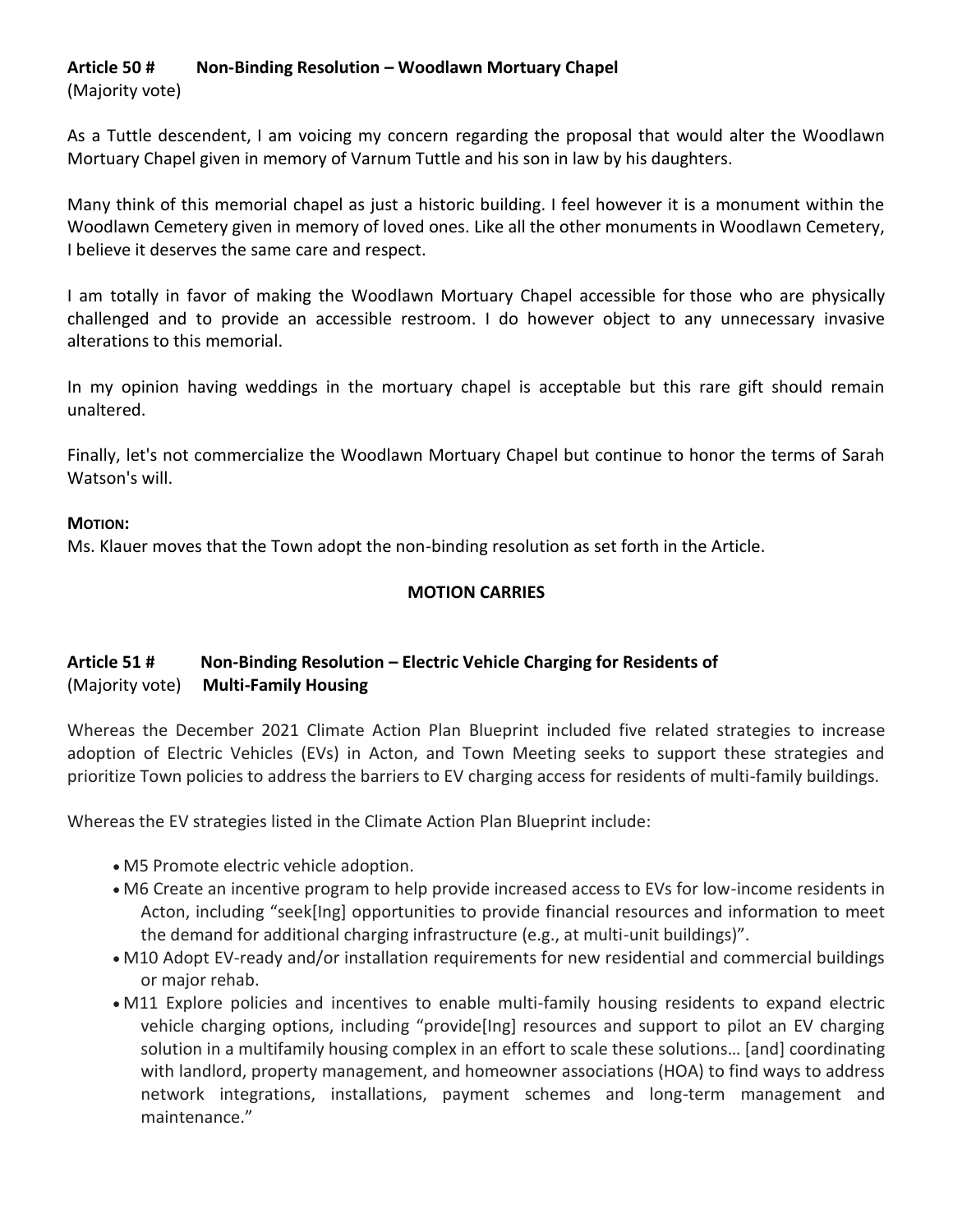**Article 50 # Non-Binding Resolution – Woodlawn Mortuary Chapel**
(Majority vote)

As a Tuttle descendent, I am voicing my concern regarding the proposal that would alter the Woodlawn Mortuary Chapel given in memory of Varnum Tuttle and his son in law by his daughters.

Many think of this memorial chapel as just a historic building. I feel however it is a monument within the Woodlawn Cemetery given in memory of loved ones. Like all the other monuments in Woodlawn Cemetery, I believe it deserves the same care and respect.

I am totally in favor of making the Woodlawn Mortuary Chapel accessible for those who are physically challenged and to provide an accessible restroom. I do however object to any unnecessary invasive alterations to this memorial.

In my opinion having weddings in the mortuary chapel is acceptable but this rare gift should remain unaltered.

Finally, let's not commercialize the Woodlawn Mortuary Chapel but continue to honor the terms of Sarah Watson's will.

**MOTION:**
Ms. Klauer moves that the Town adopt the non-binding resolution as set forth in the Article.

**MOTION CARRIES**

**Article 51 # Non-Binding Resolution – Electric Vehicle Charging for Residents of Multi-Family Housing**
(Majority vote)

Whereas the December 2021 Climate Action Plan Blueprint included five related strategies to increase adoption of Electric Vehicles (EVs) in Acton, and Town Meeting seeks to support these strategies and prioritize Town policies to address the barriers to EV charging access for residents of multi-family buildings.

Whereas the EV strategies listed in the Climate Action Plan Blueprint include:

- M5 Promote electric vehicle adoption.
- M6 Create an incentive program to help provide increased access to EVs for low-income residents in Acton, including "seek[Ing] opportunities to provide financial resources and information to meet the demand for additional charging infrastructure (e.g., at multi-unit buildings)".
- M10 Adopt EV-ready and/or installation requirements for new residential and commercial buildings or major rehab.
- M11 Explore policies and incentives to enable multi-family housing residents to expand electric vehicle charging options, including "provide[Ing] resources and support to pilot an EV charging solution in a multifamily housing complex in an effort to scale these solutions… [and] coordinating with landlord, property management, and homeowner associations (HOA) to find ways to address network integrations, installations, payment schemes and long-term management and maintenance."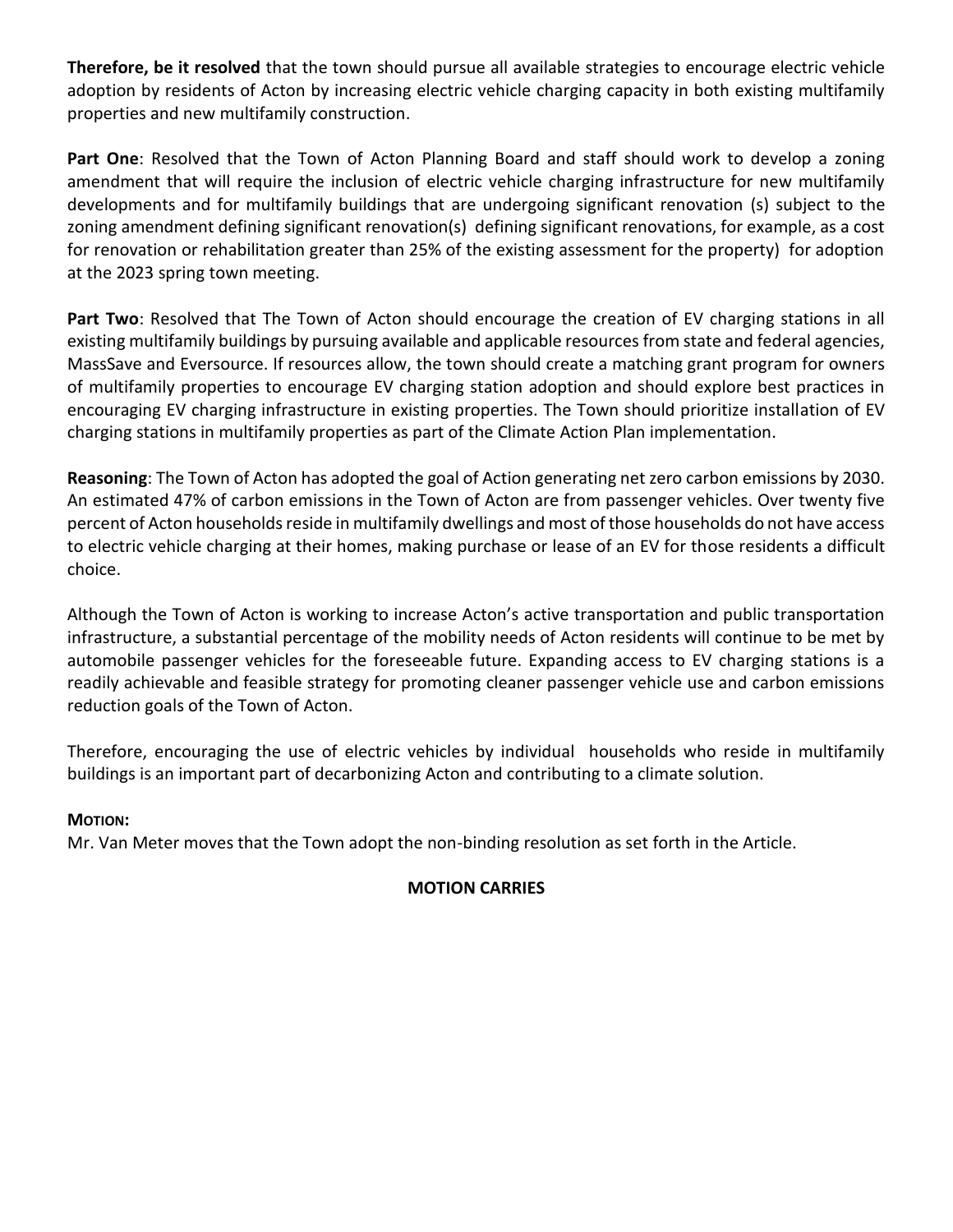**Therefore, be it resolved** that the town should pursue all available strategies to encourage electric vehicle adoption by residents of Acton by increasing electric vehicle charging capacity in both existing multifamily properties and new multifamily construction.

**Part One**: Resolved that the Town of Acton Planning Board and staff should work to develop a zoning amendment that will require the inclusion of electric vehicle charging infrastructure for new multifamily developments and for multifamily buildings that are undergoing significant renovation (s) subject to the zoning amendment defining significant renovation(s) defining significant renovations, for example, as a cost for renovation or rehabilitation greater than 25% of the existing assessment for the property) for adoption at the 2023 spring town meeting.

**Part Two**: Resolved that The Town of Acton should encourage the creation of EV charging stations in all existing multifamily buildings by pursuing available and applicable resources from state and federal agencies, MassSave and Eversource. If resources allow, the town should create a matching grant program for owners of multifamily properties to encourage EV charging station adoption and should explore best practices in encouraging EV charging infrastructure in existing properties. The Town should prioritize installation of EV charging stations in multifamily properties as part of the Climate Action Plan implementation.

**Reasoning**: The Town of Acton has adopted the goal of Action generating net zero carbon emissions by 2030. An estimated 47% of carbon emissions in the Town of Acton are from passenger vehicles. Over twenty five percent of Acton households reside in multifamily dwellings and most of those households do not have access to electric vehicle charging at their homes, making purchase or lease of an EV for those residents a difficult choice.

Although the Town of Acton is working to increase Acton's active transportation and public transportation infrastructure, a substantial percentage of the mobility needs of Acton residents will continue to be met by automobile passenger vehicles for the foreseeable future. Expanding access to EV charging stations is a readily achievable and feasible strategy for promoting cleaner passenger vehicle use and carbon emissions reduction goals of the Town of Acton.

Therefore, encouraging the use of electric vehicles by individual households who reside in multifamily buildings is an important part of decarbonizing Acton and contributing to a climate solution.

**MOTION:**

Mr. Van Meter moves that the Town adopt the non-binding resolution as set forth in the Article.

**MOTION CARRIES**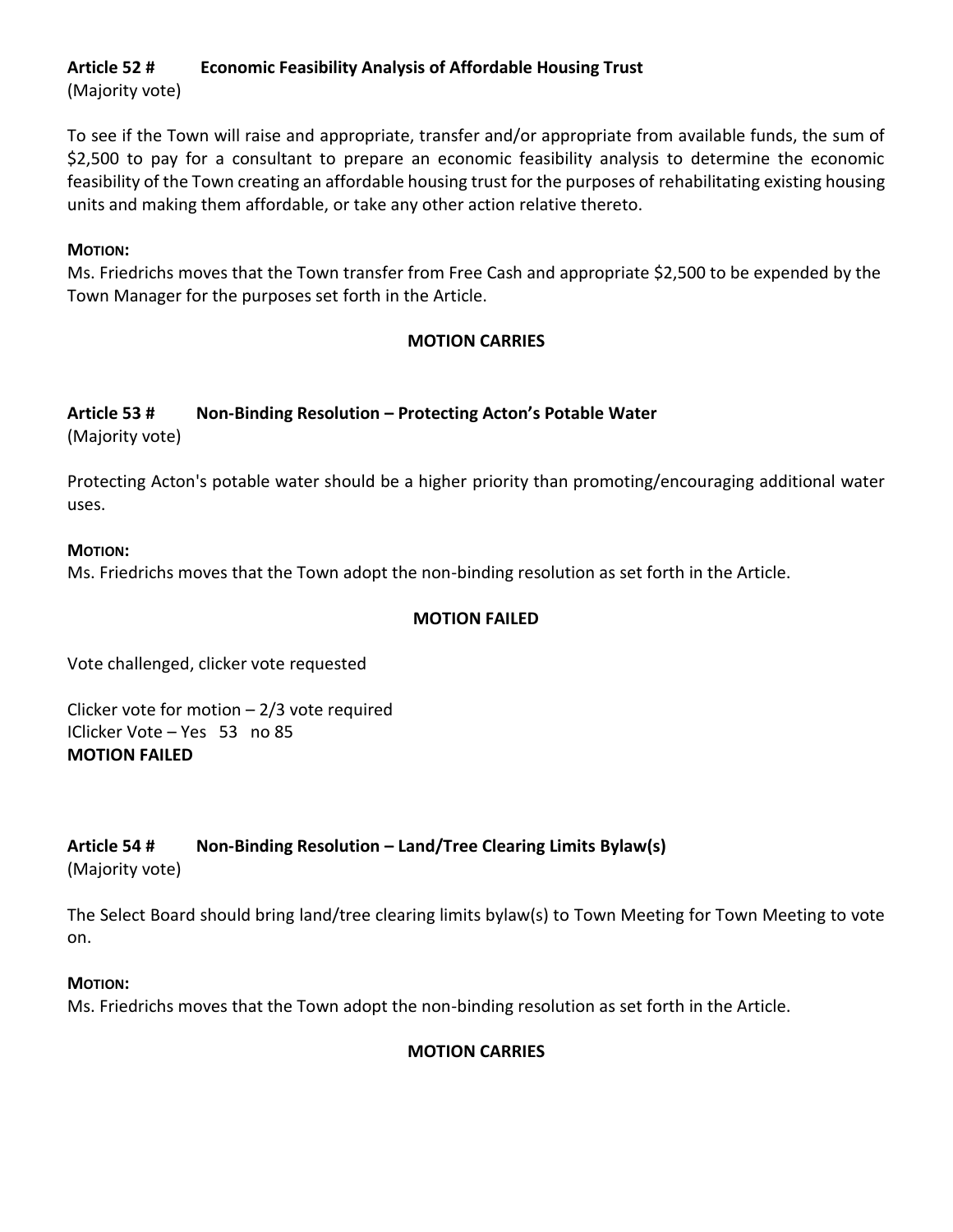**Article 52 #  Economic Feasibility Analysis of Affordable Housing Trust**
(Majority vote)

To see if the Town will raise and appropriate, transfer and/or appropriate from available funds, the sum of $2,500 to pay for a consultant to prepare an economic feasibility analysis to determine the economic feasibility of the Town creating an affordable housing trust for the purposes of rehabilitating existing housing units and making them affordable, or take any other action relative thereto.

**MOTION:**
Ms. Friedrichs moves that the Town transfer from Free Cash and appropriate $2,500 to be expended by the Town Manager for the purposes set forth in the Article.

**MOTION CARRIES**

**Article 53 #  Non-Binding Resolution – Protecting Acton's Potable Water**
(Majority vote)

Protecting Acton's potable water should be a higher priority than promoting/encouraging additional water uses.

**MOTION:**
Ms. Friedrichs moves that the Town adopt the non-binding resolution as set forth in the Article.

**MOTION FAILED**

Vote challenged, clicker vote requested

Clicker vote for motion – 2/3 vote required
IClicker Vote – Yes 53 no 85
**MOTION FAILED**

**Article 54 #  Non-Binding Resolution – Land/Tree Clearing Limits Bylaw(s)**
(Majority vote)

The Select Board should bring land/tree clearing limits bylaw(s) to Town Meeting for Town Meeting to vote on.

**MOTION:**
Ms. Friedrichs moves that the Town adopt the non-binding resolution as set forth in the Article.

**MOTION CARRIES**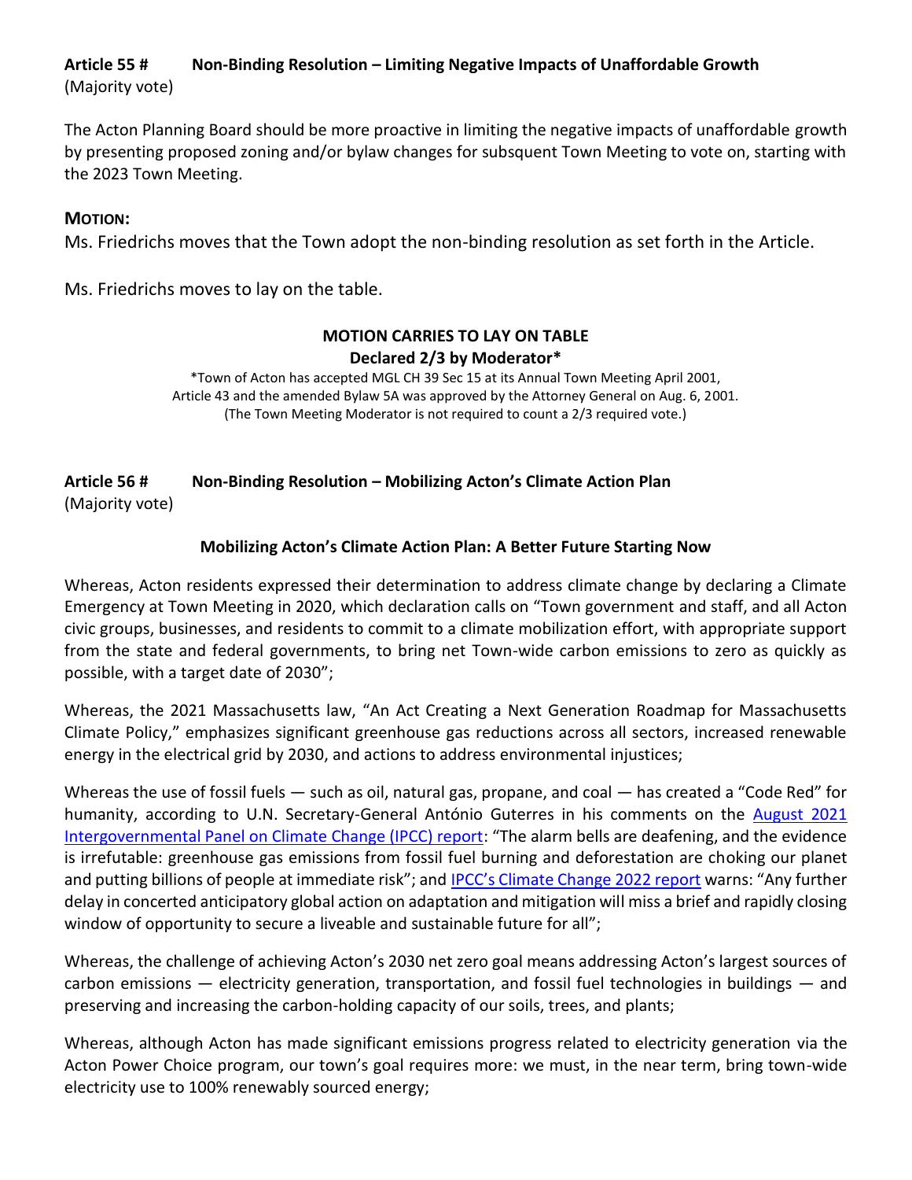**Article 55 # Non-Binding Resolution – Limiting Negative Impacts of Unaffordable Growth**
(Majority vote)

The Acton Planning Board should be more proactive in limiting the negative impacts of unaffordable growth by presenting proposed zoning and/or bylaw changes for subsquent Town Meeting to vote on, starting with the 2023 Town Meeting.

**MOTION:**

Ms. Friedrichs moves that the Town adopt the non-binding resolution as set forth in the Article.

Ms. Friedrichs moves to lay on the table.

**MOTION CARRIES TO LAY ON TABLE**
**Declared 2/3 by Moderator***

*Town of Acton has accepted MGL CH 39 Sec 15 at its Annual Town Meeting April 2001, Article 43 and the amended Bylaw 5A was approved by the Attorney General on Aug. 6, 2001. (The Town Meeting Moderator is not required to count a 2/3 required vote.)

**Article 56 # Non-Binding Resolution – Mobilizing Acton's Climate Action Plan**
(Majority vote)

**Mobilizing Acton's Climate Action Plan: A Better Future Starting Now**

Whereas, Acton residents expressed their determination to address climate change by declaring a Climate Emergency at Town Meeting in 2020, which declaration calls on "Town government and staff, and all Acton civic groups, businesses, and residents to commit to a climate mobilization effort, with appropriate support from the state and federal governments, to bring net Town-wide carbon emissions to zero as quickly as possible, with a target date of 2030";

Whereas, the 2021 Massachusetts law, "An Act Creating a Next Generation Roadmap for Massachusetts Climate Policy," emphasizes significant greenhouse gas reductions across all sectors, increased renewable energy in the electrical grid by 2030, and actions to address environmental injustices;

Whereas the use of fossil fuels — such as oil, natural gas, propane, and coal — has created a "Code Red" for humanity, according to U.N. Secretary-General António Guterres in his comments on the August 2021 Intergovernmental Panel on Climate Change (IPCC) report: "The alarm bells are deafening, and the evidence is irrefutable: greenhouse gas emissions from fossil fuel burning and deforestation are choking our planet and putting billions of people at immediate risk"; and IPCC's Climate Change 2022 report warns: "Any further delay in concerted anticipatory global action on adaptation and mitigation will miss a brief and rapidly closing window of opportunity to secure a liveable and sustainable future for all";

Whereas, the challenge of achieving Acton's 2030 net zero goal means addressing Acton's largest sources of carbon emissions — electricity generation, transportation, and fossil fuel technologies in buildings — and preserving and increasing the carbon-holding capacity of our soils, trees, and plants;

Whereas, although Acton has made significant emissions progress related to electricity generation via the Acton Power Choice program, our town's goal requires more: we must, in the near term, bring town-wide electricity use to 100% renewably sourced energy;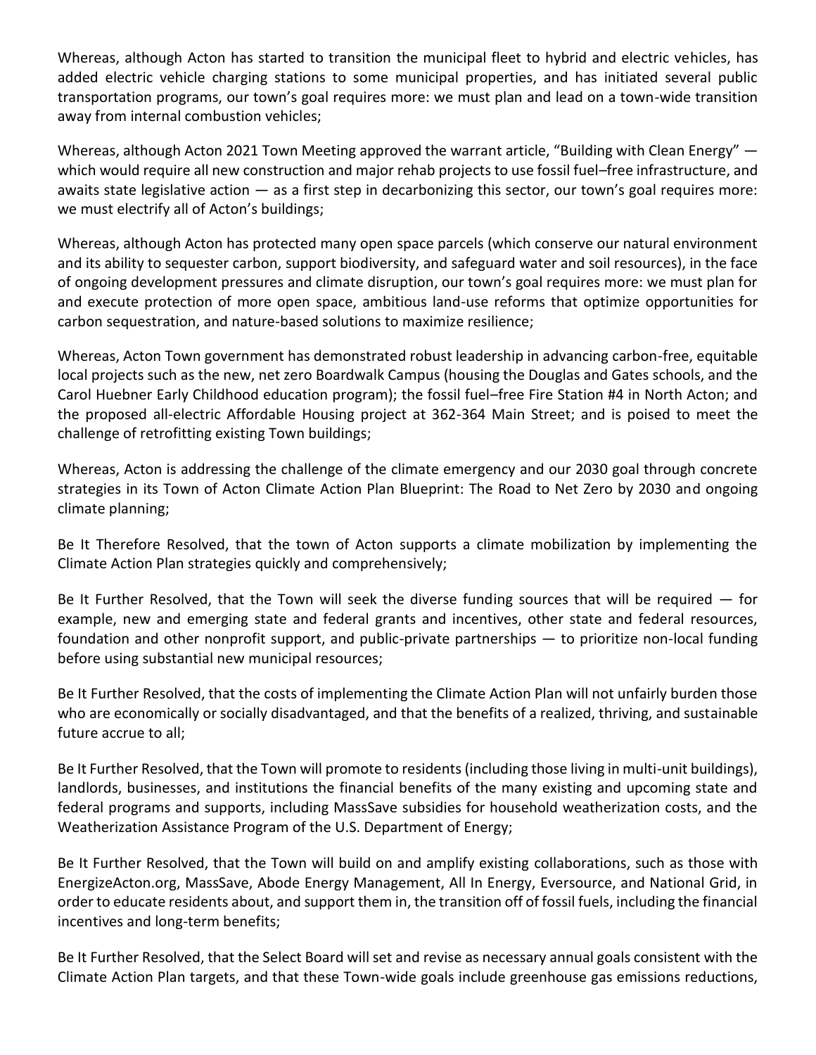Whereas, although Acton has started to transition the municipal fleet to hybrid and electric vehicles, has added electric vehicle charging stations to some municipal properties, and has initiated several public transportation programs, our town's goal requires more: we must plan and lead on a town-wide transition away from internal combustion vehicles;

Whereas, although Acton 2021 Town Meeting approved the warrant article, "Building with Clean Energy" — which would require all new construction and major rehab projects to use fossil fuel–free infrastructure, and awaits state legislative action — as a first step in decarbonizing this sector, our town's goal requires more: we must electrify all of Acton's buildings;

Whereas, although Acton has protected many open space parcels (which conserve our natural environment and its ability to sequester carbon, support biodiversity, and safeguard water and soil resources), in the face of ongoing development pressures and climate disruption, our town's goal requires more: we must plan for and execute protection of more open space, ambitious land-use reforms that optimize opportunities for carbon sequestration, and nature-based solutions to maximize resilience;

Whereas, Acton Town government has demonstrated robust leadership in advancing carbon-free, equitable local projects such as the new, net zero Boardwalk Campus (housing the Douglas and Gates schools, and the Carol Huebner Early Childhood education program); the fossil fuel–free Fire Station #4 in North Acton; and the proposed all-electric Affordable Housing project at 362-364 Main Street; and is poised to meet the challenge of retrofitting existing Town buildings;

Whereas, Acton is addressing the challenge of the climate emergency and our 2030 goal through concrete strategies in its Town of Acton Climate Action Plan Blueprint: The Road to Net Zero by 2030 and ongoing climate planning;

Be It Therefore Resolved, that the town of Acton supports a climate mobilization by implementing the Climate Action Plan strategies quickly and comprehensively;

Be It Further Resolved, that the Town will seek the diverse funding sources that will be required — for example, new and emerging state and federal grants and incentives, other state and federal resources, foundation and other nonprofit support, and public-private partnerships — to prioritize non-local funding before using substantial new municipal resources;

Be It Further Resolved, that the costs of implementing the Climate Action Plan will not unfairly burden those who are economically or socially disadvantaged, and that the benefits of a realized, thriving, and sustainable future accrue to all;

Be It Further Resolved, that the Town will promote to residents (including those living in multi-unit buildings), landlords, businesses, and institutions the financial benefits of the many existing and upcoming state and federal programs and supports, including MassSave subsidies for household weatherization costs, and the Weatherization Assistance Program of the U.S. Department of Energy;

Be It Further Resolved, that the Town will build on and amplify existing collaborations, such as those with EnergizeActon.org, MassSave, Abode Energy Management, All In Energy, Eversource, and National Grid, in order to educate residents about, and support them in, the transition off of fossil fuels, including the financial incentives and long-term benefits;

Be It Further Resolved, that the Select Board will set and revise as necessary annual goals consistent with the Climate Action Plan targets, and that these Town-wide goals include greenhouse gas emissions reductions,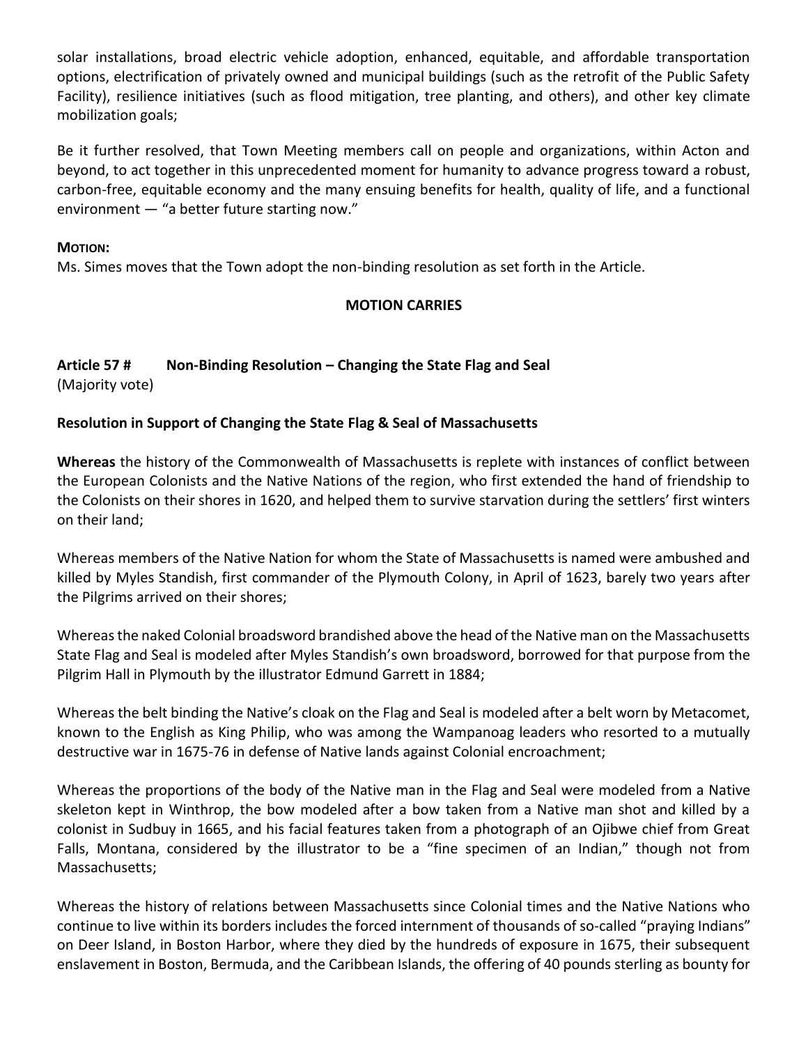solar installations, broad electric vehicle adoption, enhanced, equitable, and affordable transportation options, electrification of privately owned and municipal buildings (such as the retrofit of the Public Safety Facility), resilience initiatives (such as flood mitigation, tree planting, and others), and other key climate mobilization goals;

Be it further resolved, that Town Meeting members call on people and organizations, within Acton and beyond, to act together in this unprecedented moment for humanity to advance progress toward a robust, carbon-free, equitable economy and the many ensuing benefits for health, quality of life, and a functional environment — "a better future starting now."

**MOTION:**
Ms. Simes moves that the Town adopt the non-binding resolution as set forth in the Article.

**MOTION CARRIES**

**Article 57 # Non-Binding Resolution – Changing the State Flag and Seal**
(Majority vote)

**Resolution in Support of Changing the State Flag & Seal of Massachusetts**

**Whereas** the history of the Commonwealth of Massachusetts is replete with instances of conflict between the European Colonists and the Native Nations of the region, who first extended the hand of friendship to the Colonists on their shores in 1620, and helped them to survive starvation during the settlers' first winters on their land;

Whereas members of the Native Nation for whom the State of Massachusetts is named were ambushed and killed by Myles Standish, first commander of the Plymouth Colony, in April of 1623, barely two years after the Pilgrims arrived on their shores;

Whereas the naked Colonial broadsword brandished above the head of the Native man on the Massachusetts State Flag and Seal is modeled after Myles Standish's own broadsword, borrowed for that purpose from the Pilgrim Hall in Plymouth by the illustrator Edmund Garrett in 1884;

Whereas the belt binding the Native's cloak on the Flag and Seal is modeled after a belt worn by Metacomet, known to the English as King Philip, who was among the Wampanoag leaders who resorted to a mutually destructive war in 1675-76 in defense of Native lands against Colonial encroachment;

Whereas the proportions of the body of the Native man in the Flag and Seal were modeled from a Native skeleton kept in Winthrop, the bow modeled after a bow taken from a Native man shot and killed by a colonist in Sudbuy in 1665, and his facial features taken from a photograph of an Ojibwe chief from Great Falls, Montana, considered by the illustrator to be a "fine specimen of an Indian," though not from Massachusetts;

Whereas the history of relations between Massachusetts since Colonial times and the Native Nations who continue to live within its borders includes the forced internment of thousands of so-called "praying Indians" on Deer Island, in Boston Harbor, where they died by the hundreds of exposure in 1675, their subsequent enslavement in Boston, Bermuda, and the Caribbean Islands, the offering of 40 pounds sterling as bounty for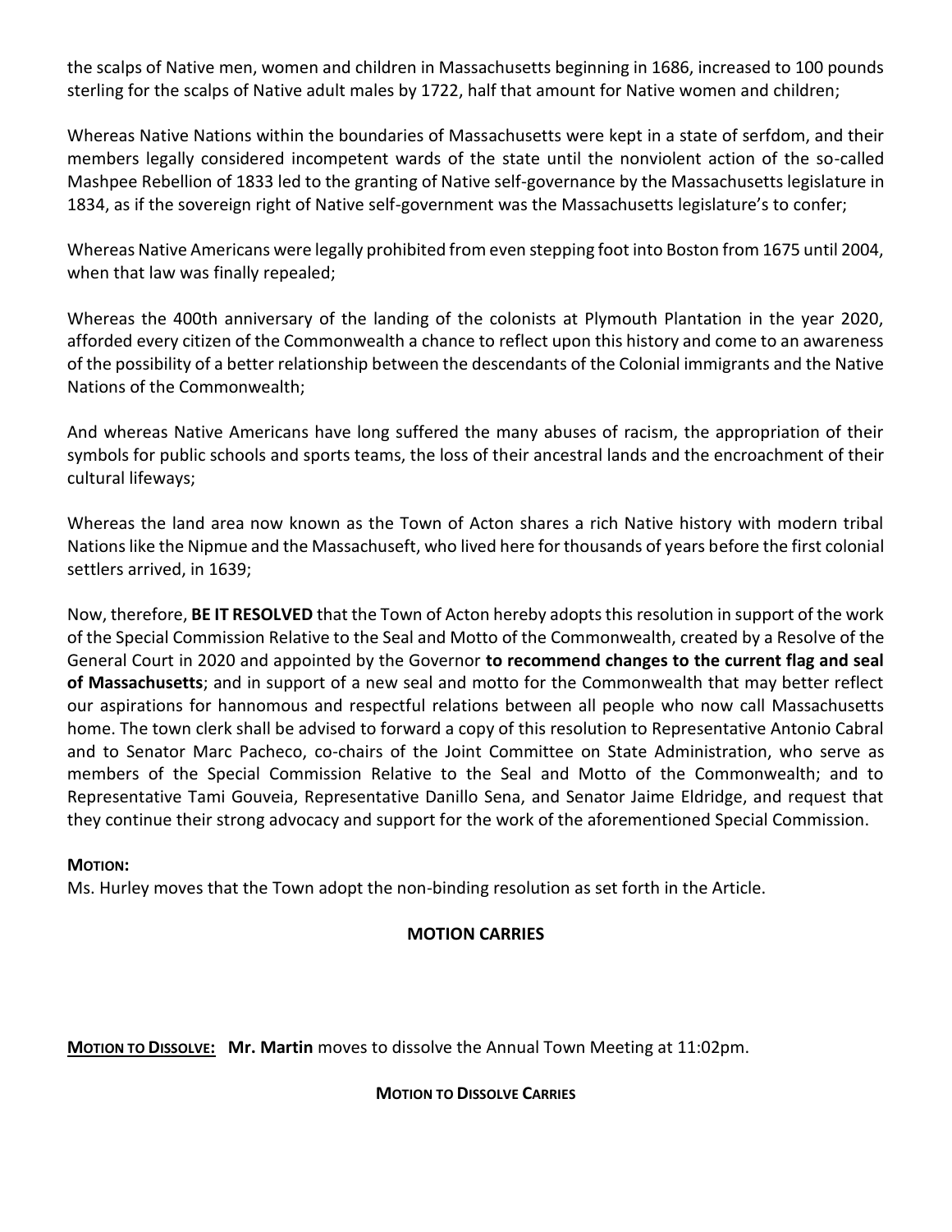the scalps of Native men, women and children in Massachusetts beginning in 1686, increased to 100 pounds sterling for the scalps of Native adult males by 1722, half that amount for Native women and children;

Whereas Native Nations within the boundaries of Massachusetts were kept in a state of serfdom, and their members legally considered incompetent wards of the state until the nonviolent action of the so-called Mashpee Rebellion of 1833 led to the granting of Native self-governance by the Massachusetts legislature in 1834, as if the sovereign right of Native self-government was the Massachusetts legislature's to confer;

Whereas Native Americans were legally prohibited from even stepping foot into Boston from 1675 until 2004, when that law was finally repealed;

Whereas the 400th anniversary of the landing of the colonists at Plymouth Plantation in the year 2020, afforded every citizen of the Commonwealth a chance to reflect upon this history and come to an awareness of the possibility of a better relationship between the descendants of the Colonial immigrants and the Native Nations of the Commonwealth;

And whereas Native Americans have long suffered the many abuses of racism, the appropriation of their symbols for public schools and sports teams, the loss of their ancestral lands and the encroachment of their cultural lifeways;

Whereas the land area now known as the Town of Acton shares a rich Native history with modern tribal Nations like the Nipmue and the Massachuseft, who lived here for thousands of years before the first colonial settlers arrived, in 1639;

Now, therefore, **BE IT RESOLVED** that the Town of Acton hereby adopts this resolution in support of the work of the Special Commission Relative to the Seal and Motto of the Commonwealth, created by a Resolve of the General Court in 2020 and appointed by the Governor **to recommend changes to the current flag and seal of Massachusetts**; and in support of a new seal and motto for the Commonwealth that may better reflect our aspirations for hannomous and respectful relations between all people who now call Massachusetts home. The town clerk shall be advised to forward a copy of this resolution to Representative Antonio Cabral and to Senator Marc Pacheco, co-chairs of the Joint Committee on State Administration, who serve as members of the Special Commission Relative to the Seal and Motto of the Commonwealth; and to Representative Tami Gouveia, Representative Danillo Sena, and Senator Jaime Eldridge, and request that they continue their strong advocacy and support for the work of the aforementioned Special Commission.

**MOTION:**

Ms. Hurley moves that the Town adopt the non-binding resolution as set forth in the Article.

**MOTION CARRIES**

**MOTION TO DISSOLVE: Mr. Martin** moves to dissolve the Annual Town Meeting at 11:02pm.

**MOTION TO DISSOLVE CARRIES**